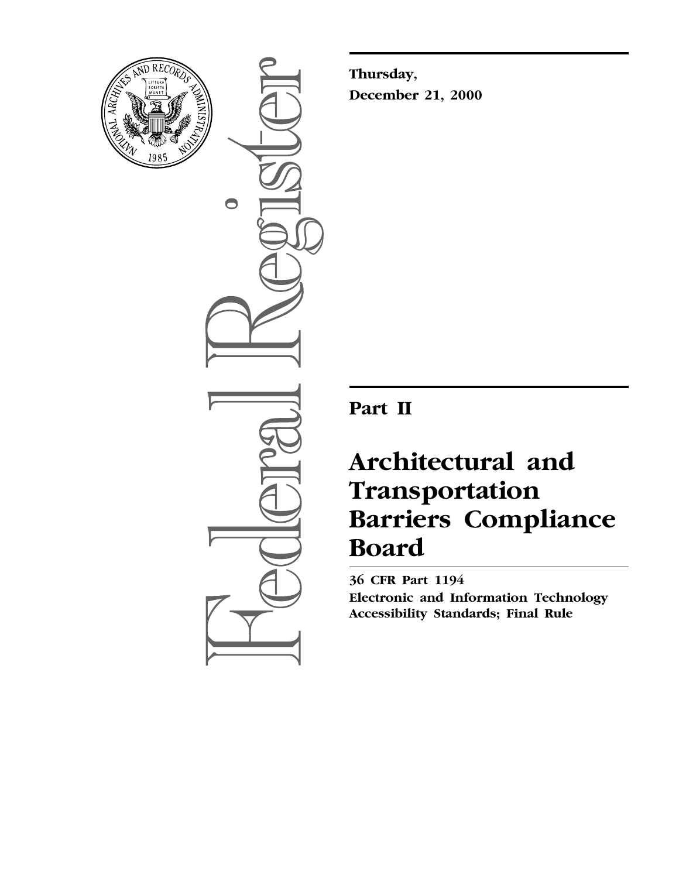**Thursday,**
**December 21, 2000**

# Part II

# Architectural and Transportation Barriers Compliance Board

**36 CFR Part 1194**
**Electronic and Information Technology Accessibility Standards; Final Rule**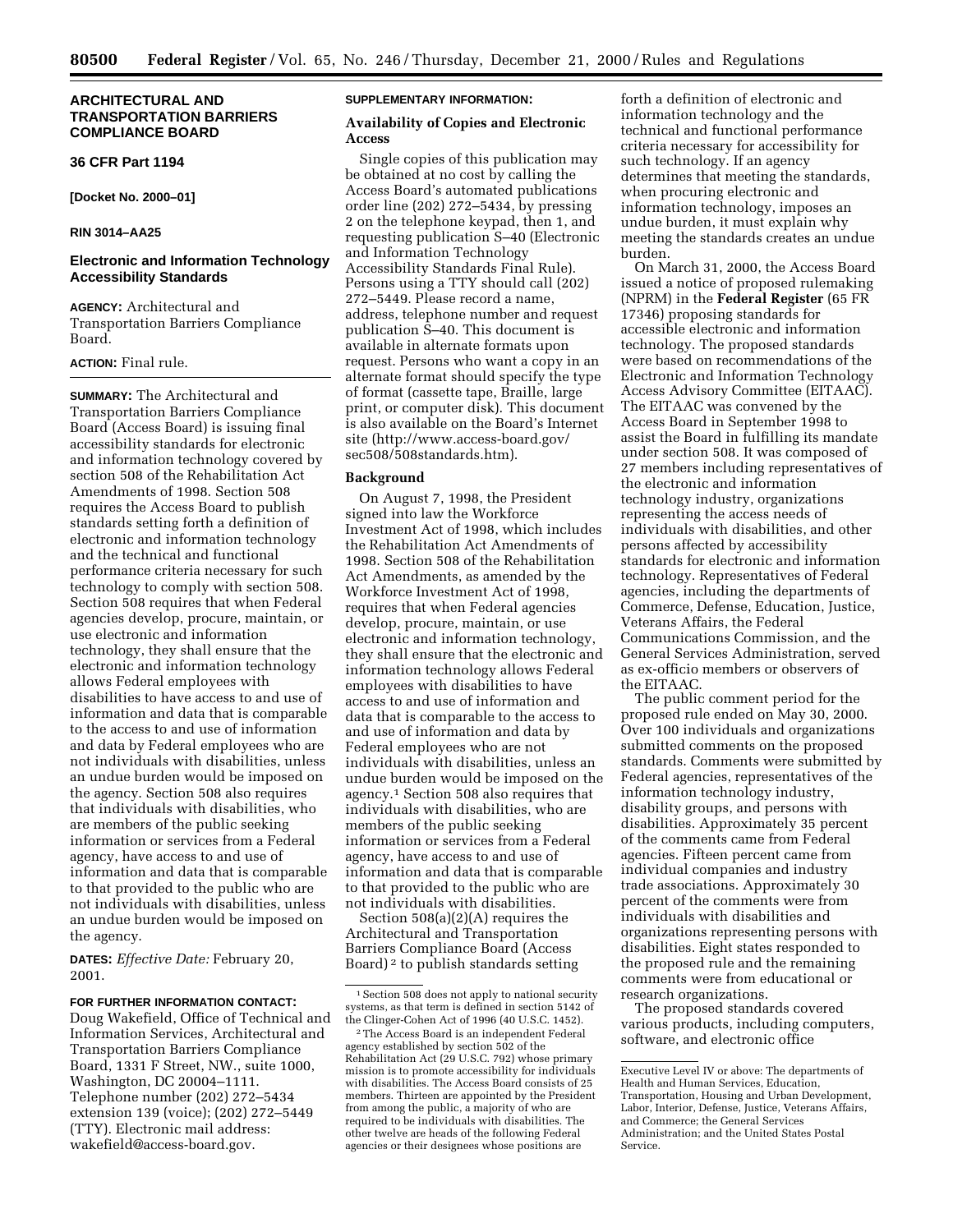## ARCHITECTURAL AND TRANSPORTATION BARRIERS COMPLIANCE BOARD

### 36 CFR Part 1194

**[Docket No. 2000–01]**

**RIN 3014–AA25**

### Electronic and Information Technology Accessibility Standards

**AGENCY:** Architectural and Transportation Barriers Compliance Board.

**ACTION:** Final rule.

**SUMMARY:** The Architectural and Transportation Barriers Compliance Board (Access Board) is issuing final accessibility standards for electronic and information technology covered by section 508 of the Rehabilitation Act Amendments of 1998. Section 508 requires the Access Board to publish standards setting forth a definition of electronic and information technology and the technical and functional performance criteria necessary for such technology to comply with section 508. Section 508 requires that when Federal agencies develop, procure, maintain, or use electronic and information technology, they shall ensure that the electronic and information technology allows Federal employees with disabilities to have access to and use of information and data that is comparable to the access to and use of information and data by Federal employees who are not individuals with disabilities, unless an undue burden would be imposed on the agency. Section 508 also requires that individuals with disabilities, who are members of the public seeking information or services from a Federal agency, have access to and use of information and data that is comparable to that provided to the public who are not individuals with disabilities, unless an undue burden would be imposed on the agency.

**DATES:** *Effective Date:* February 20, 2001.

**FOR FURTHER INFORMATION CONTACT:** Doug Wakefield, Office of Technical and Information Services, Architectural and Transportation Barriers Compliance Board, 1331 F Street, NW., suite 1000, Washington, DC 20004–1111. Telephone number (202) 272–5434 extension 139 (voice); (202) 272–5449 (TTY). Electronic mail address: wakefield@access-board.gov.

**SUPPLEMENTARY INFORMATION:**

**Availability of Copies and Electronic Access**

Single copies of this publication may be obtained at no cost by calling the Access Board's automated publications order line (202) 272–5434, by pressing 2 on the telephone keypad, then 1, and requesting publication S–40 (Electronic and Information Technology Accessibility Standards Final Rule). Persons using a TTY should call (202) 272–5449. Please record a name, address, telephone number and request publication S–40. This document is available in alternate formats upon request. Persons who want a copy in an alternate format should specify the type of format (cassette tape, Braille, large print, or computer disk). This document is also available on the Board's Internet site (http://www.access-board.gov/sec508/508standards.htm).

**Background**

On August 7, 1998, the President signed into law the Workforce Investment Act of 1998, which includes the Rehabilitation Act Amendments of 1998. Section 508 of the Rehabilitation Act Amendments, as amended by the Workforce Investment Act of 1998, requires that when Federal agencies develop, procure, maintain, or use electronic and information technology, they shall ensure that the electronic and information technology allows Federal employees with disabilities to have access to and use of information and data that is comparable to the access to and use of information and data by Federal employees who are not individuals with disabilities, unless an undue burden would be imposed on the agency.[1] Section 508 also requires that individuals with disabilities, who are members of the public seeking information or services from a Federal agency, have access to and use of information and data that is comparable to that provided to the public who are not individuals with disabilities.

Section 508(a)(2)(A) requires the Architectural and Transportation Barriers Compliance Board (Access Board)[2] to publish standards setting forth a definition of electronic and information technology and the technical and functional performance criteria necessary for accessibility for such technology. If an agency determines that meeting the standards, when procuring electronic and information technology, imposes an undue burden, it must explain why meeting the standards creates an undue burden.

On March 31, 2000, the Access Board issued a notice of proposed rulemaking (NPRM) in the **Federal Register** (65 FR 17346) proposing standards for accessible electronic and information technology. The proposed standards were based on recommendations of the Electronic and Information Technology Access Advisory Committee (EITAAC). The EITAAC was convened by the Access Board in September 1998 to assist the Board in fulfilling its mandate under section 508. It was composed of 27 members including representatives of the electronic and information technology industry, organizations representing the access needs of individuals with disabilities, and other persons affected by accessibility standards for electronic and information technology. Representatives of Federal agencies, including the departments of Commerce, Defense, Education, Justice, Veterans Affairs, the Federal Communications Commission, and the General Services Administration, served as ex-officio members or observers of the EITAAC.

The public comment period for the proposed rule ended on May 30, 2000. Over 100 individuals and organizations submitted comments on the proposed standards. Comments were submitted by Federal agencies, representatives of the information technology industry, disability groups, and persons with disabilities. Approximately 35 percent of the comments came from Federal agencies. Fifteen percent came from individual companies and industry trade associations. Approximately 30 percent of the comments were from individuals with disabilities and organizations representing persons with disabilities. Eight states responded to the proposed rule and the remaining comments were from educational or research organizations.

The proposed standards covered various products, including computers, software, and electronic office

---

[1] Section 508 does not apply to national security systems, as that term is defined in section 5142 of the Clinger-Cohen Act of 1996 (40 U.S.C. 1452).

[2] The Access Board is an independent Federal agency established by section 502 of the Rehabilitation Act (29 U.S.C. 792) whose primary mission is to promote accessibility for individuals with disabilities. The Access Board consists of 25 members. Thirteen are appointed by the President from among the public, a majority of who are required to be individuals with disabilities. The other twelve are heads of the following Federal agencies or their designees whose positions are Executive Level IV or above: The departments of Health and Human Services, Education, Transportation, Housing and Urban Development, Labor, Interior, Defense, Justice, Veterans Affairs, and Commerce; the General Services Administration; and the United States Postal Service.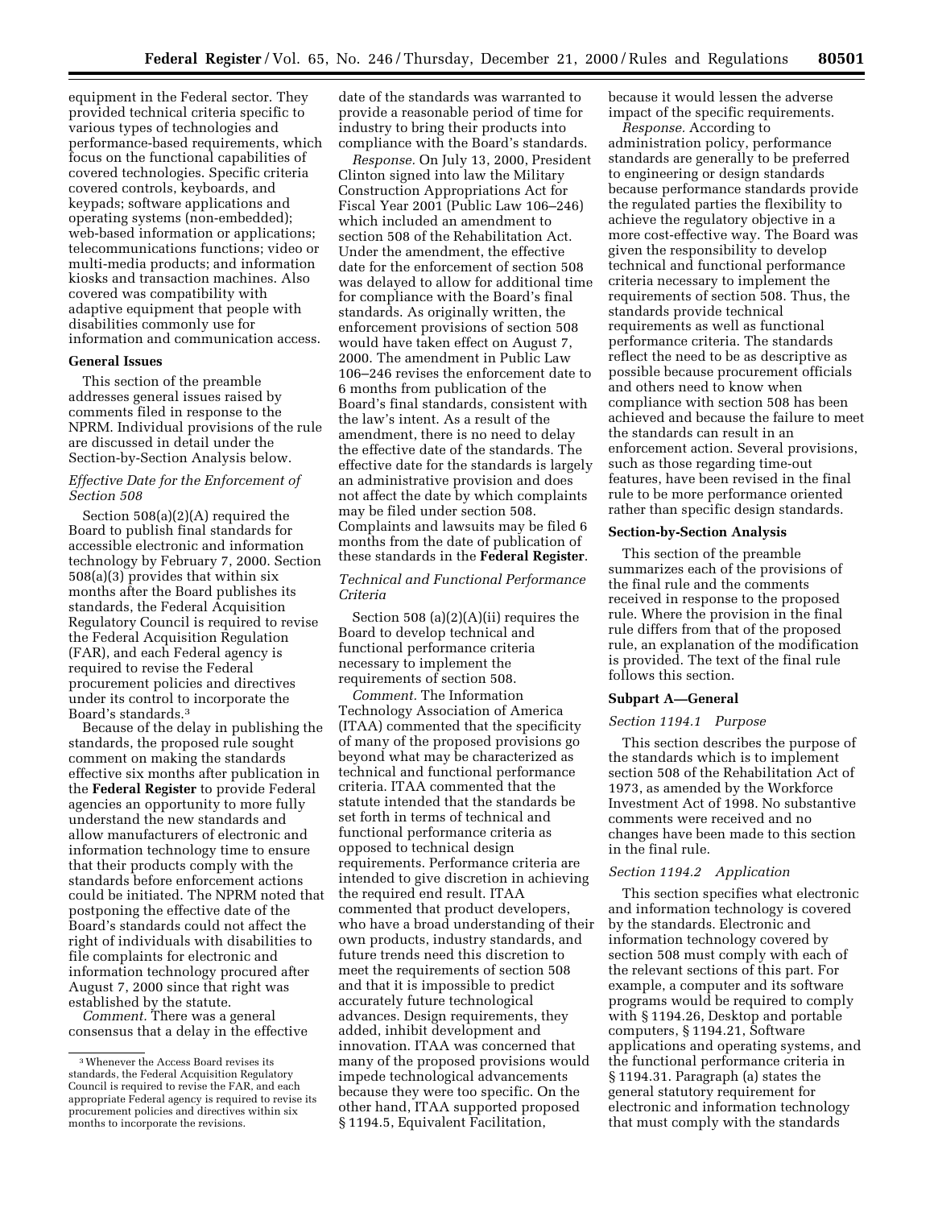equipment in the Federal sector. They provided technical criteria specific to various types of technologies and performance-based requirements, which focus on the functional capabilities of covered technologies. Specific criteria covered controls, keyboards, and keypads; software applications and operating systems (non-embedded); web-based information or applications; telecommunications functions; video or multi-media products; and information kiosks and transaction machines. Also covered was compatibility with adaptive equipment that people with disabilities commonly use for information and communication access.

## General Issues

This section of the preamble addresses general issues raised by comments filed in response to the NPRM. Individual provisions of the rule are discussed in detail under the Section-by-Section Analysis below.

### *Effective Date for the Enforcement of Section 508*

Section 508(a)(2)(A) required the Board to publish final standards for accessible electronic and information technology by February 7, 2000. Section 508(a)(3) provides that within six months after the Board publishes its standards, the Federal Acquisition Regulatory Council is required to revise the Federal Acquisition Regulation (FAR), and each Federal agency is required to revise the Federal procurement policies and directives under its control to incorporate the Board's standards.[3]

Because of the delay in publishing the standards, the proposed rule sought comment on making the standards effective six months after publication in the **Federal Register** to provide Federal agencies an opportunity to more fully understand the new standards and allow manufacturers of electronic and information technology time to ensure that their products comply with the standards before enforcement actions could be initiated. The NPRM noted that postponing the effective date of the Board's standards could not affect the right of individuals with disabilities to file complaints for electronic and information technology procured after August 7, 2000 since that right was established by the statute.

*Comment.* There was a general consensus that a delay in the effective date of the standards was warranted to provide a reasonable period of time for industry to bring their products into compliance with the Board's standards.

*Response.* On July 13, 2000, President Clinton signed into law the Military Construction Appropriations Act for Fiscal Year 2001 (Public Law 106–246) which included an amendment to section 508 of the Rehabilitation Act. Under the amendment, the effective date for the enforcement of section 508 was delayed to allow for additional time for compliance with the Board's final standards. As originally written, the enforcement provisions of section 508 would have taken effect on August 7, 2000. The amendment in Public Law 106–246 revises the enforcement date to 6 months from publication of the Board's final standards, consistent with the law's intent. As a result of the amendment, there is no need to delay the effective date of the standards. The effective date for the standards is largely an administrative provision and does not affect the date by which complaints may be filed under section 508. Complaints and lawsuits may be filed 6 months from the date of publication of these standards in the **Federal Register**.

### *Technical and Functional Performance Criteria*

Section 508 (a)(2)(A)(ii) requires the Board to develop technical and functional performance criteria necessary to implement the requirements of section 508.

*Comment.* The Information Technology Association of America (ITAA) commented that the specificity of many of the proposed provisions go beyond what may be characterized as technical and functional performance criteria. ITAA commented that the statute intended that the standards be set forth in terms of technical and functional performance criteria as opposed to technical design requirements. Performance criteria are intended to give discretion in achieving the required end result. ITAA commented that product developers, who have a broad understanding of their own products, industry standards, and future trends need this discretion to meet the requirements of section 508 and that it is impossible to predict accurately future technological advances. Design requirements, they added, inhibit development and innovation. ITAA was concerned that many of the proposed provisions would impede technological advancements because they were too specific. On the other hand, ITAA supported proposed § 1194.5, Equivalent Facilitation, because it would lessen the adverse impact of the specific requirements.

*Response.* According to administration policy, performance standards are generally to be preferred to engineering or design standards because performance standards provide the regulated parties the flexibility to achieve the regulatory objective in a more cost-effective way. The Board was given the responsibility to develop technical and functional performance criteria necessary to implement the requirements of section 508. Thus, the standards provide technical requirements as well as functional performance criteria. The standards reflect the need to be as descriptive as possible because procurement officials and others need to know when compliance with section 508 has been achieved and because the failure to meet the standards can result in an enforcement action. Several provisions, such as those regarding time-out features, have been revised in the final rule to be more performance oriented rather than specific design standards.

## Section-by-Section Analysis

This section of the preamble summarizes each of the provisions of the final rule and the comments received in response to the proposed rule. Where the provision in the final rule differs from that of the proposed rule, an explanation of the modification is provided. The text of the final rule follows this section.

## Subpart A—General

### *Section 1194.1 Purpose*

This section describes the purpose of the standards which is to implement section 508 of the Rehabilitation Act of 1973, as amended by the Workforce Investment Act of 1998. No substantive comments were received and no changes have been made to this section in the final rule.

### *Section 1194.2 Application*

This section specifies what electronic and information technology is covered by the standards. Electronic and information technology covered by section 508 must comply with each of the relevant sections of this part. For example, a computer and its software programs would be required to comply with § 1194.26, Desktop and portable computers, § 1194.21, Software applications and operating systems, and the functional performance criteria in § 1194.31. Paragraph (a) states the general statutory requirement for electronic and information technology that must comply with the standards

---

[3] Whenever the Access Board revises its standards, the Federal Acquisition Regulatory Council is required to revise the FAR, and each appropriate Federal agency is required to revise its procurement policies and directives within six months to incorporate the revisions.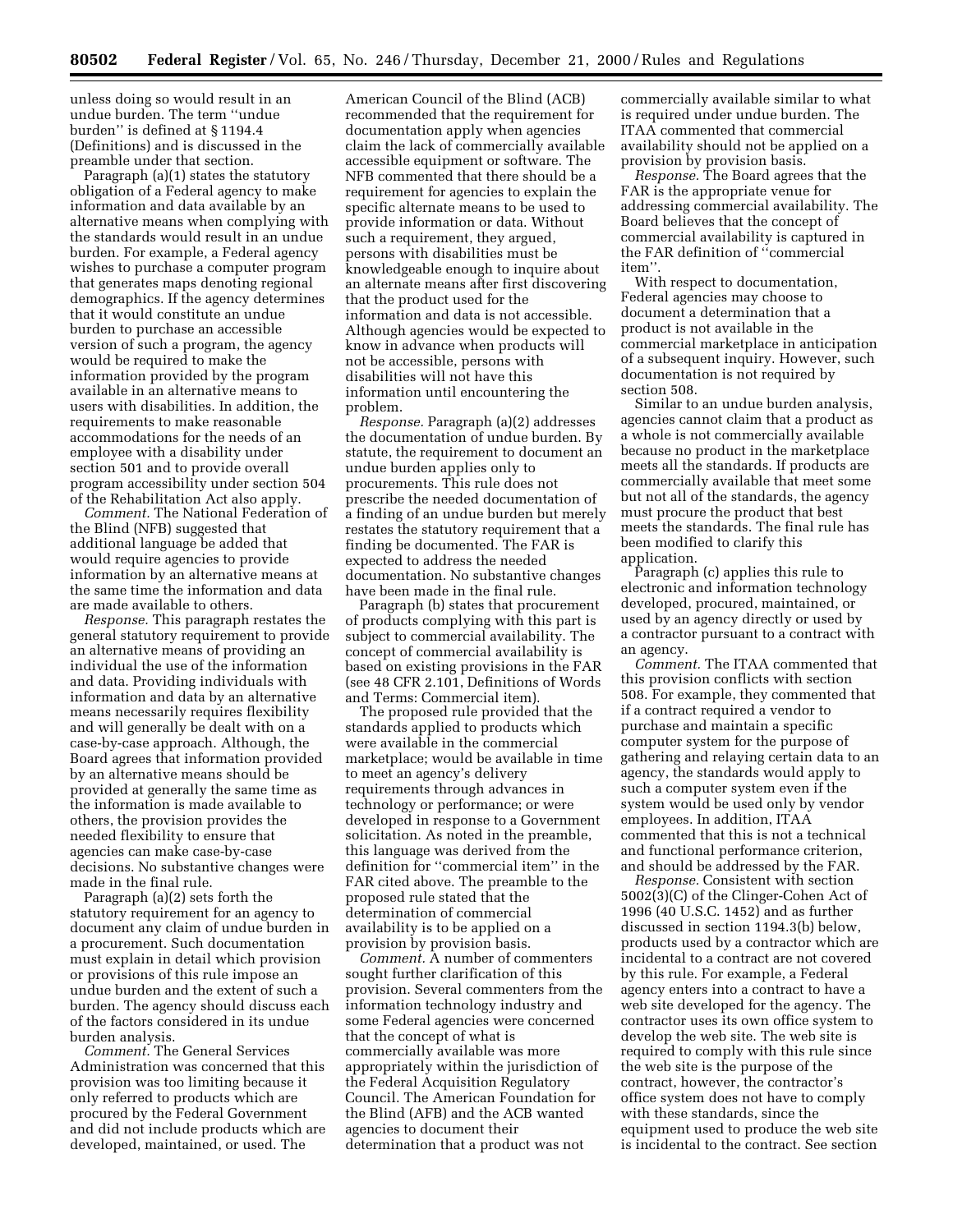unless doing so would result in an undue burden. The term ''undue burden'' is defined at § 1194.4 (Definitions) and is discussed in the preamble under that section.

Paragraph (a)(1) states the statutory obligation of a Federal agency to make information and data available by an alternative means when complying with the standards would result in an undue burden. For example, a Federal agency wishes to purchase a computer program that generates maps denoting regional demographics. If the agency determines that it would constitute an undue burden to purchase an accessible version of such a program, the agency would be required to make the information provided by the program available in an alternative means to users with disabilities. In addition, the requirements to make reasonable accommodations for the needs of an employee with a disability under section 501 and to provide overall program accessibility under section 504 of the Rehabilitation Act also apply.

*Comment.* The National Federation of the Blind (NFB) suggested that additional language be added that would require agencies to provide information by an alternative means at the same time the information and data are made available to others.

*Response.* This paragraph restates the general statutory requirement to provide an alternative means of providing an individual the use of the information and data. Providing individuals with information and data by an alternative means necessarily requires flexibility and will generally be dealt with on a case-by-case approach. Although, the Board agrees that information provided by an alternative means should be provided at generally the same time as the information is made available to others, the provision provides the needed flexibility to ensure that agencies can make case-by-case decisions. No substantive changes were made in the final rule.

Paragraph (a)(2) sets forth the statutory requirement for an agency to document any claim of undue burden in a procurement. Such documentation must explain in detail which provision or provisions of this rule impose an undue burden and the extent of such a burden. The agency should discuss each of the factors considered in its undue burden analysis.

*Comment.* The General Services Administration was concerned that this provision was too limiting because it only referred to products which are procured by the Federal Government and did not include products which are developed, maintained, or used. The American Council of the Blind (ACB) recommended that the requirement for documentation apply when agencies claim the lack of commercially available accessible equipment or software. The NFB commented that there should be a requirement for agencies to explain the specific alternate means to be used to provide information or data. Without such a requirement, they argued, persons with disabilities must be knowledgeable enough to inquire about an alternate means after first discovering that the product used for the information and data is not accessible. Although agencies would be expected to know in advance when products will not be accessible, persons with disabilities will not have this information until encountering the problem.

*Response.* Paragraph (a)(2) addresses the documentation of undue burden. By statute, the requirement to document an undue burden applies only to procurements. This rule does not prescribe the needed documentation of a finding of an undue burden but merely restates the statutory requirement that a finding be documented. The FAR is expected to address the needed documentation. No substantive changes have been made in the final rule.

Paragraph (b) states that procurement of products complying with this part is subject to commercial availability. The concept of commercial availability is based on existing provisions in the FAR (see 48 CFR 2.101, Definitions of Words and Terms: Commercial item).

The proposed rule provided that the standards applied to products which were available in the commercial marketplace; would be available in time to meet an agency's delivery requirements through advances in technology or performance; or were developed in response to a Government solicitation. As noted in the preamble, this language was derived from the definition for ''commercial item'' in the FAR cited above. The preamble to the proposed rule stated that the determination of commercial availability is to be applied on a provision by provision basis.

*Comment.* A number of commenters sought further clarification of this provision. Several commenters from the information technology industry and some Federal agencies were concerned that the concept of what is commercially available was more appropriately within the jurisdiction of the Federal Acquisition Regulatory Council. The American Foundation for the Blind (AFB) and the ACB wanted agencies to document their determination that a product was not commercially available similar to what is required under undue burden. The ITAA commented that commercial availability should not be applied on a provision by provision basis.

*Response.* The Board agrees that the FAR is the appropriate venue for addressing commercial availability. The Board believes that the concept of commercial availability is captured in the FAR definition of ''commercial item''.

With respect to documentation, Federal agencies may choose to document a determination that a product is not available in the commercial marketplace in anticipation of a subsequent inquiry. However, such documentation is not required by section 508.

Similar to an undue burden analysis, agencies cannot claim that a product as a whole is not commercially available because no product in the marketplace meets all the standards. If products are commercially available that meet some but not all of the standards, the agency must procure the product that best meets the standards. The final rule has been modified to clarify this application.

Paragraph (c) applies this rule to electronic and information technology developed, procured, maintained, or used by an agency directly or used by a contractor pursuant to a contract with an agency.

*Comment.* The ITAA commented that this provision conflicts with section 508. For example, they commented that if a contract required a vendor to purchase and maintain a specific computer system for the purpose of gathering and relaying certain data to an agency, the standards would apply to such a computer system even if the system would be used only by vendor employees. In addition, ITAA commented that this is not a technical and functional performance criterion, and should be addressed by the FAR.

*Response.* Consistent with section 5002(3)(C) of the Clinger-Cohen Act of 1996 (40 U.S.C. 1452) and as further discussed in section 1194.3(b) below, products used by a contractor which are incidental to a contract are not covered by this rule. For example, a Federal agency enters into a contract to have a web site developed for the agency. The contractor uses its own office system to develop the web site. The web site is required to comply with this rule since the web site is the purpose of the contract, however, the contractor's office system does not have to comply with these standards, since the equipment used to produce the web site is incidental to the contract. See section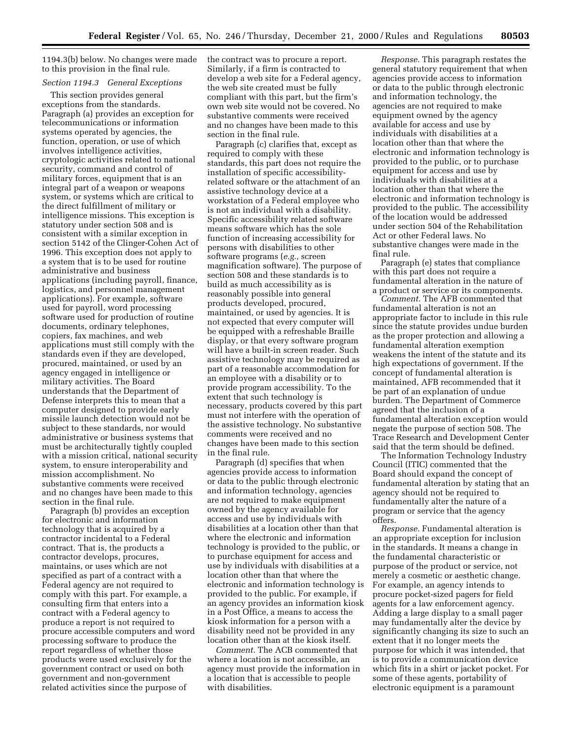1194.3(b) below. No changes were made to this provision in the final rule.

*Section 1194.3 General Exceptions*

This section provides general exceptions from the standards. Paragraph (a) provides an exception for telecommunications or information systems operated by agencies, the function, operation, or use of which involves intelligence activities, cryptologic activities related to national security, command and control of military forces, equipment that is an integral part of a weapon or weapons system, or systems which are critical to the direct fulfillment of military or intelligence missions. This exception is statutory under section 508 and is consistent with a similar exception in section 5142 of the Clinger-Cohen Act of 1996. This exception does not apply to a system that is to be used for routine administrative and business applications (including payroll, finance, logistics, and personnel management applications). For example, software used for payroll, word processing software used for production of routine documents, ordinary telephones, copiers, fax machines, and web applications must still comply with the standards even if they are developed, procured, maintained, or used by an agency engaged in intelligence or military activities. The Board understands that the Department of Defense interprets this to mean that a computer designed to provide early missile launch detection would not be subject to these standards, nor would administrative or business systems that must be architecturally tightly coupled with a mission critical, national security system, to ensure interoperability and mission accomplishment. No substantive comments were received and no changes have been made to this section in the final rule.

Paragraph (b) provides an exception for electronic and information technology that is acquired by a contractor incidental to a Federal contract. That is, the products a contractor develops, procures, maintains, or uses which are not specified as part of a contract with a Federal agency are not required to comply with this part. For example, a consulting firm that enters into a contract with a Federal agency to produce a report is not required to procure accessible computers and word processing software to produce the report regardless of whether those products were used exclusively for the government contract or used on both government and non-government related activities since the purpose of the contract was to procure a report. Similarly, if a firm is contracted to develop a web site for a Federal agency, the web site created must be fully compliant with this part, but the firm's own web site would not be covered. No substantive comments were received and no changes have been made to this section in the final rule.

Paragraph (c) clarifies that, except as required to comply with these standards, this part does not require the installation of specific accessibility-related software or the attachment of an assistive technology device at a workstation of a Federal employee who is not an individual with a disability. Specific accessibility related software means software which has the sole function of increasing accessibility for persons with disabilities to other software programs (*e.g.,* screen magnification software). The purpose of section 508 and these standards is to build as much accessibility as is reasonably possible into general products developed, procured, maintained, or used by agencies. It is not expected that every computer will be equipped with a refreshable Braille display, or that every software program will have a built-in screen reader. Such assistive technology may be required as part of a reasonable accommodation for an employee with a disability or to provide program accessibility. To the extent that such technology is necessary, products covered by this part must not interfere with the operation of the assistive technology. No substantive comments were received and no changes have been made to this section in the final rule.

Paragraph (d) specifies that when agencies provide access to information or data to the public through electronic and information technology, agencies are not required to make equipment owned by the agency available for access and use by individuals with disabilities at a location other than that where the electronic and information technology is provided to the public, or to purchase equipment for access and use by individuals with disabilities at a location other than that where the electronic and information technology is provided to the public. For example, if an agency provides an information kiosk in a Post Office, a means to access the kiosk information for a person with a disability need not be provided in any location other than at the kiosk itself.

*Comment.* The ACB commented that where a location is not accessible, an agency must provide the information in a location that is accessible to people with disabilities.

*Response.* This paragraph restates the general statutory requirement that when agencies provide access to information or data to the public through electronic and information technology, the agencies are not required to make equipment owned by the agency available for access and use by individuals with disabilities at a location other than that where the electronic and information technology is provided to the public, or to purchase equipment for access and use by individuals with disabilities at a location other than that where the electronic and information technology is provided to the public. The accessibility of the location would be addressed under section 504 of the Rehabilitation Act or other Federal laws. No substantive changes were made in the final rule.

Paragraph (e) states that compliance with this part does not require a fundamental alteration in the nature of a product or service or its components.

*Comment.* The AFB commented that fundamental alteration is not an appropriate factor to include in this rule since the statute provides undue burden as the proper protection and allowing a fundamental alteration exemption weakens the intent of the statute and its high expectations of government. If the concept of fundamental alteration is maintained, AFB recommended that it be part of an explanation of undue burden. The Department of Commerce agreed that the inclusion of a fundamental alteration exception would negate the purpose of section 508. The Trace Research and Development Center said that the term should be defined.

The Information Technology Industry Council (ITIC) commented that the Board should expand the concept of fundamental alteration by stating that an agency should not be required to fundamentally alter the nature of a program or service that the agency offers.

*Response.* Fundamental alteration is an appropriate exception for inclusion in the standards. It means a change in the fundamental characteristic or purpose of the product or service, not merely a cosmetic or aesthetic change. For example, an agency intends to procure pocket-sized pagers for field agents for a law enforcement agency. Adding a large display to a small pager may fundamentally alter the device by significantly changing its size to such an extent that it no longer meets the purpose for which it was intended, that is to provide a communication device which fits in a shirt or jacket pocket. For some of these agents, portability of electronic equipment is a paramount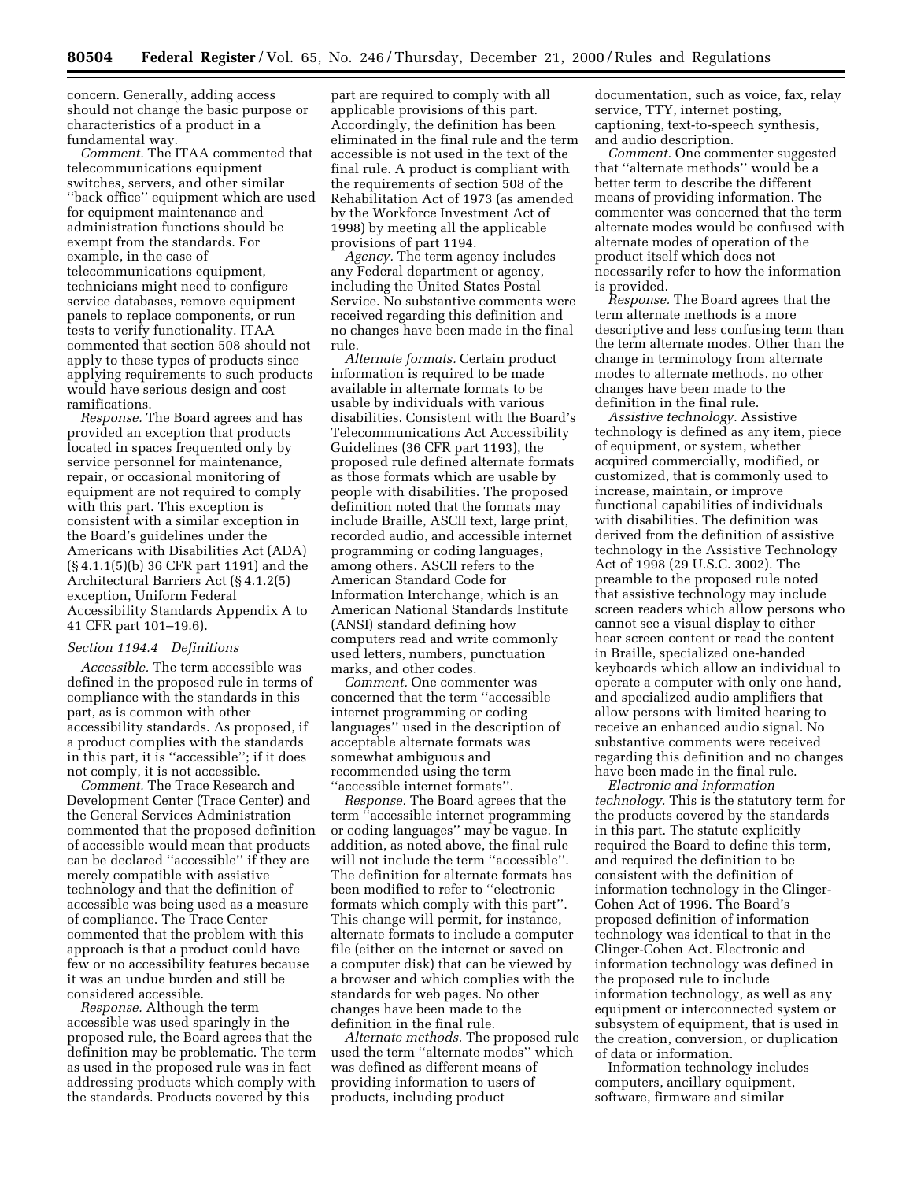concern. Generally, adding access should not change the basic purpose or characteristics of a product in a fundamental way.

*Comment.* The ITAA commented that telecommunications equipment switches, servers, and other similar ''back office'' equipment which are used for equipment maintenance and administration functions should be exempt from the standards. For example, in the case of telecommunications equipment, technicians might need to configure service databases, remove equipment panels to replace components, or run tests to verify functionality. ITAA commented that section 508 should not apply to these types of products since applying requirements to such products would have serious design and cost ramifications.

*Response.* The Board agrees and has provided an exception that products located in spaces frequented only by service personnel for maintenance, repair, or occasional monitoring of equipment are not required to comply with this part. This exception is consistent with a similar exception in the Board's guidelines under the Americans with Disabilities Act (ADA) (§ 4.1.1(5)(b) 36 CFR part 1191) and the Architectural Barriers Act (§ 4.1.2(5) exception, Uniform Federal Accessibility Standards Appendix A to 41 CFR part 101–19.6).

### *Section 1194.4 Definitions*

*Accessible.* The term accessible was defined in the proposed rule in terms of compliance with the standards in this part, as is common with other accessibility standards. As proposed, if a product complies with the standards in this part, it is ''accessible''; if it does not comply, it is not accessible.

*Comment.* The Trace Research and Development Center (Trace Center) and the General Services Administration commented that the proposed definition of accessible would mean that products can be declared ''accessible'' if they are merely compatible with assistive technology and that the definition of accessible was being used as a measure of compliance. The Trace Center commented that the problem with this approach is that a product could have few or no accessibility features because it was an undue burden and still be considered accessible.

*Response.* Although the term accessible was used sparingly in the proposed rule, the Board agrees that the definition may be problematic. The term as used in the proposed rule was in fact addressing products which comply with the standards. Products covered by this part are required to comply with all applicable provisions of this part. Accordingly, the definition has been eliminated in the final rule and the term accessible is not used in the text of the final rule. A product is compliant with the requirements of section 508 of the Rehabilitation Act of 1973 (as amended by the Workforce Investment Act of 1998) by meeting all the applicable provisions of part 1194.

*Agency.* The term agency includes any Federal department or agency, including the United States Postal Service. No substantive comments were received regarding this definition and no changes have been made in the final rule.

*Alternate formats.* Certain product information is required to be made available in alternate formats to be usable by individuals with various disabilities. Consistent with the Board's Telecommunications Act Accessibility Guidelines (36 CFR part 1193), the proposed rule defined alternate formats as those formats which are usable by people with disabilities. The proposed definition noted that the formats may include Braille, ASCII text, large print, recorded audio, and accessible internet programming or coding languages, among others. ASCII refers to the American Standard Code for Information Interchange, which is an American National Standards Institute (ANSI) standard defining how computers read and write commonly used letters, numbers, punctuation marks, and other codes.

*Comment.* One commenter was concerned that the term ''accessible internet programming or coding languages'' used in the description of acceptable alternate formats was somewhat ambiguous and recommended using the term ''accessible internet formats''.

*Response.* The Board agrees that the term ''accessible internet programming or coding languages'' may be vague. In addition, as noted above, the final rule will not include the term ''accessible''. The definition for alternate formats has been modified to refer to ''electronic formats which comply with this part''. This change will permit, for instance, alternate formats to include a computer file (either on the internet or saved on a computer disk) that can be viewed by a browser and which complies with the standards for web pages. No other changes have been made to the definition in the final rule.

*Alternate methods.* The proposed rule used the term ''alternate modes'' which was defined as different means of providing information to users of products, including product documentation, such as voice, fax, relay service, TTY, internet posting, captioning, text-to-speech synthesis, and audio description.

*Comment.* One commenter suggested that ''alternate methods'' would be a better term to describe the different means of providing information. The commenter was concerned that the term alternate modes would be confused with alternate modes of operation of the product itself which does not necessarily refer to how the information is provided.

*Response.* The Board agrees that the term alternate methods is a more descriptive and less confusing term than the term alternate modes. Other than the change in terminology from alternate modes to alternate methods, no other changes have been made to the definition in the final rule.

*Assistive technology.* Assistive technology is defined as any item, piece of equipment, or system, whether acquired commercially, modified, or customized, that is commonly used to increase, maintain, or improve functional capabilities of individuals with disabilities. The definition was derived from the definition of assistive technology in the Assistive Technology Act of 1998 (29 U.S.C. 3002). The preamble to the proposed rule noted that assistive technology may include screen readers which allow persons who cannot see a visual display to either hear screen content or read the content in Braille, specialized one-handed keyboards which allow an individual to operate a computer with only one hand, and specialized audio amplifiers that allow persons with limited hearing to receive an enhanced audio signal. No substantive comments were received regarding this definition and no changes have been made in the final rule.

*Electronic and information technology.* This is the statutory term for the products covered by the standards in this part. The statute explicitly required the Board to define this term, and required the definition to be consistent with the definition of information technology in the Clinger-Cohen Act of 1996. The Board's proposed definition of information technology was identical to that in the Clinger-Cohen Act. Electronic and information technology was defined in the proposed rule to include information technology, as well as any equipment or interconnected system or subsystem of equipment, that is used in the creation, conversion, or duplication of data or information.

Information technology includes computers, ancillary equipment, software, firmware and similar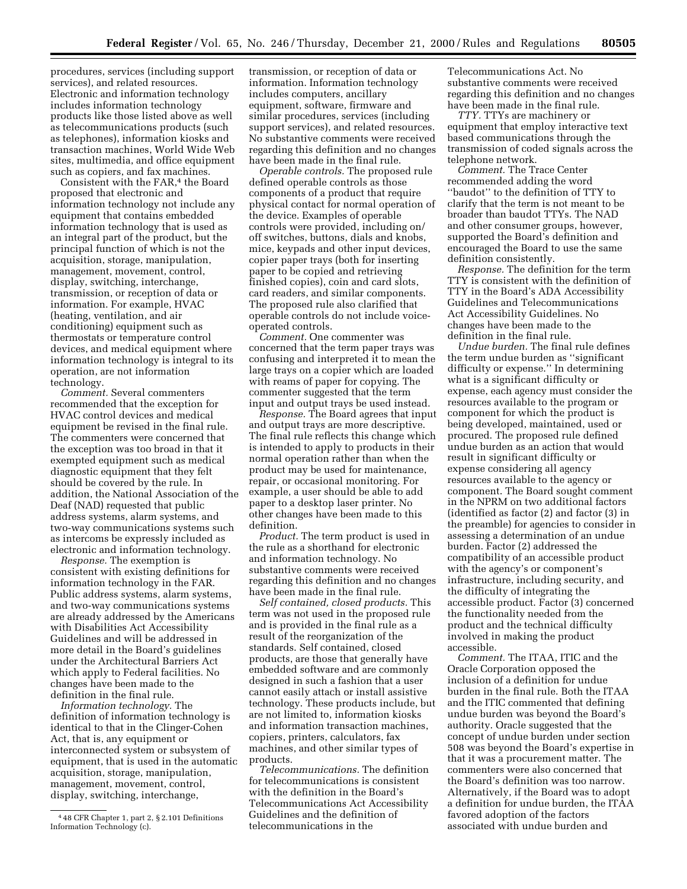procedures, services (including support services), and related resources. Electronic and information technology includes information technology products like those listed above as well as telecommunications products (such as telephones), information kiosks and transaction machines, World Wide Web sites, multimedia, and office equipment such as copiers, and fax machines.

Consistent with the FAR,[4] the Board proposed that electronic and information technology not include any equipment that contains embedded information technology that is used as an integral part of the product, but the principal function of which is not the acquisition, storage, manipulation, management, movement, control, display, switching, interchange, transmission, or reception of data or information. For example, HVAC (heating, ventilation, and air conditioning) equipment such as thermostats or temperature control devices, and medical equipment where information technology is integral to its operation, are not information technology.

*Comment.* Several commenters recommended that the exception for HVAC control devices and medical equipment be revised in the final rule. The commenters were concerned that the exception was too broad in that it exempted equipment such as medical diagnostic equipment that they felt should be covered by the rule. In addition, the National Association of the Deaf (NAD) requested that public address systems, alarm systems, and two-way communications systems such as intercoms be expressly included as electronic and information technology.

*Response.* The exemption is consistent with existing definitions for information technology in the FAR. Public address systems, alarm systems, and two-way communications systems are already addressed by the Americans with Disabilities Act Accessibility Guidelines and will be addressed in more detail in the Board's guidelines under the Architectural Barriers Act which apply to Federal facilities. No changes have been made to the definition in the final rule.

*Information technology.* The definition of information technology is identical to that in the Clinger-Cohen Act, that is, any equipment or interconnected system or subsystem of equipment, that is used in the automatic acquisition, storage, manipulation, management, movement, control, display, switching, interchange, transmission, or reception of data or information. Information technology includes computers, ancillary equipment, software, firmware and similar procedures, services (including support services), and related resources. No substantive comments were received regarding this definition and no changes have been made in the final rule.

*Operable controls.* The proposed rule defined operable controls as those components of a product that require physical contact for normal operation of the device. Examples of operable controls were provided, including on/off switches, buttons, dials and knobs, mice, keypads and other input devices, copier paper trays (both for inserting paper to be copied and retrieving finished copies), coin and card slots, card readers, and similar components. The proposed rule also clarified that operable controls do not include voice-operated controls.

*Comment.* One commenter was concerned that the term paper trays was confusing and interpreted it to mean the large trays on a copier which are loaded with reams of paper for copying. The commenter suggested that the term input and output trays be used instead.

*Response.* The Board agrees that input and output trays are more descriptive. The final rule reflects this change which is intended to apply to products in their normal operation rather than when the product may be used for maintenance, repair, or occasional monitoring. For example, a user should be able to add paper to a desktop laser printer. No other changes have been made to this definition.

*Product.* The term product is used in the rule as a shorthand for electronic and information technology. No substantive comments were received regarding this definition and no changes have been made in the final rule.

*Self contained, closed products.* This term was not used in the proposed rule and is provided in the final rule as a result of the reorganization of the standards. Self contained, closed products, are those that generally have embedded software and are commonly designed in such a fashion that a user cannot easily attach or install assistive technology. These products include, but are not limited to, information kiosks and information transaction machines, copiers, printers, calculators, fax machines, and other similar types of products.

*Telecommunications.* The definition for telecommunications is consistent with the definition in the Board's Telecommunications Act Accessibility Guidelines and the definition of telecommunications in the Telecommunications Act. No substantive comments were received regarding this definition and no changes have been made in the final rule.

*TTY.* TTYs are machinery or equipment that employ interactive text based communications through the transmission of coded signals across the telephone network.

*Comment.* The Trace Center recommended adding the word ''baudot'' to the definition of TTY to clarify that the term is not meant to be broader than baudot TTYs. The NAD and other consumer groups, however, supported the Board's definition and encouraged the Board to use the same definition consistently.

*Response.* The definition for the term TTY is consistent with the definition of TTY in the Board's ADA Accessibility Guidelines and Telecommunications Act Accessibility Guidelines. No changes have been made to the definition in the final rule.

*Undue burden.* The final rule defines the term undue burden as ''significant difficulty or expense.'' In determining what is a significant difficulty or expense, each agency must consider the resources available to the program or component for which the product is being developed, maintained, used or procured. The proposed rule defined undue burden as an action that would result in significant difficulty or expense considering all agency resources available to the agency or component. The Board sought comment in the NPRM on two additional factors (identified as factor (2) and factor (3) in the preamble) for agencies to consider in assessing a determination of an undue burden. Factor (2) addressed the compatibility of an accessible product with the agency's or component's infrastructure, including security, and the difficulty of integrating the accessible product. Factor (3) concerned the functionality needed from the product and the technical difficulty involved in making the product accessible.

*Comment.* The ITAA, ITIC and the Oracle Corporation opposed the inclusion of a definition for undue burden in the final rule. Both the ITAA and the ITIC commented that defining undue burden was beyond the Board's authority. Oracle suggested that the concept of undue burden under section 508 was beyond the Board's expertise in that it was a procurement matter. The commenters were also concerned that the Board's definition was too narrow. Alternatively, if the Board was to adopt a definition for undue burden, the ITAA favored adoption of the factors associated with undue burden and

[4] 48 CFR Chapter 1, part 2, § 2.101 Definitions Information Technology (c).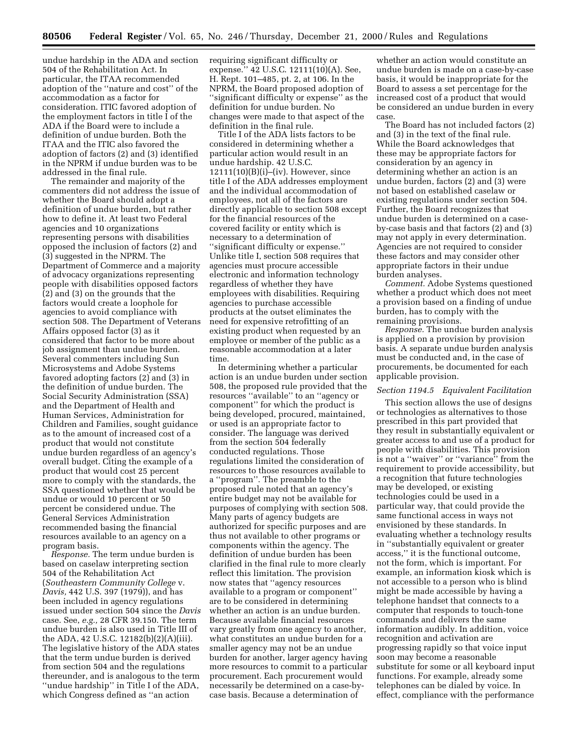undue hardship in the ADA and section 504 of the Rehabilitation Act. In particular, the ITAA recommended adoption of the ''nature and cost'' of the accommodation as a factor for consideration. ITIC favored adoption of the employment factors in title I of the ADA if the Board were to include a definition of undue burden. Both the ITAA and the ITIC also favored the adoption of factors (2) and (3) identified in the NPRM if undue burden was to be addressed in the final rule.

The remainder and majority of the commenters did not address the issue of whether the Board should adopt a definition of undue burden, but rather how to define it. At least two Federal agencies and 10 organizations representing persons with disabilities opposed the inclusion of factors (2) and (3) suggested in the NPRM. The Department of Commerce and a majority of advocacy organizations representing people with disabilities opposed factors (2) and (3) on the grounds that the factors would create a loophole for agencies to avoid compliance with section 508. The Department of Veterans Affairs opposed factor (3) as it considered that factor to be more about job assignment than undue burden. Several commenters including Sun Microsystems and Adobe Systems favored adopting factors (2) and (3) in the definition of undue burden. The Social Security Administration (SSA) and the Department of Health and Human Services, Administration for Children and Families, sought guidance as to the amount of increased cost of a product that would not constitute undue burden regardless of an agency's overall budget. Citing the example of a product that would cost 25 percent more to comply with the standards, the SSA questioned whether that would be undue or would 10 percent or 50 percent be considered undue. The General Services Administration recommended basing the financial resources available to an agency on a program basis.

*Response.* The term undue burden is based on caselaw interpreting section 504 of the Rehabilitation Act (*Southeastern Community College* v. *Davis,* 442 U.S. 397 (1979)), and has been included in agency regulations issued under section 504 since the *Davis* case. See, *e.g.,* 28 CFR 39.150. The term undue burden is also used in Title III of the ADA, 42 U.S.C. 12182(b)(2)(A)(iii). The legislative history of the ADA states that the term undue burden is derived from section 504 and the regulations thereunder, and is analogous to the term ''undue hardship'' in Title I of the ADA, which Congress defined as ''an action requiring significant difficulty or expense.'' 42 U.S.C. 12111(10)(A). See, H. Rept. 101–485, pt. 2, at 106. In the NPRM, the Board proposed adoption of ''significant difficulty or expense'' as the definition for undue burden. No changes were made to that aspect of the definition in the final rule.

Title I of the ADA lists factors to be considered in determining whether a particular action would result in an undue hardship. 42 U.S.C. 12111(10)(B)(i)–(iv). However, since title I of the ADA addresses employment and the individual accommodation of employees, not all of the factors are directly applicable to section 508 except for the financial resources of the covered facility or entity which is necessary to a determination of ''significant difficulty or expense.'' Unlike title I, section 508 requires that agencies must procure accessible electronic and information technology regardless of whether they have employees with disabilities. Requiring agencies to purchase accessible products at the outset eliminates the need for expensive retrofitting of an existing product when requested by an employee or member of the public as a reasonable accommodation at a later time.

In determining whether a particular action is an undue burden under section 508, the proposed rule provided that the resources ''available'' to an ''agency or component'' for which the product is being developed, procured, maintained, or used is an appropriate factor to consider. The language was derived from the section 504 federally conducted regulations. Those regulations limited the consideration of resources to those resources available to a ''program''. The preamble to the proposed rule noted that an agency's entire budget may not be available for purposes of complying with section 508. Many parts of agency budgets are authorized for specific purposes and are thus not available to other programs or components within the agency. The definition of undue burden has been clarified in the final rule to more clearly reflect this limitation. The provision now states that ''agency resources available to a program or component'' are to be considered in determining whether an action is an undue burden. Because available financial resources vary greatly from one agency to another, what constitutes an undue burden for a smaller agency may not be an undue burden for another, larger agency having more resources to commit to a particular procurement. Each procurement would necessarily be determined on a case-by-case basis. Because a determination of whether an action would constitute an undue burden is made on a case-by-case basis, it would be inappropriate for the Board to assess a set percentage for the increased cost of a product that would be considered an undue burden in every case.

The Board has not included factors (2) and (3) in the text of the final rule. While the Board acknowledges that these may be appropriate factors for consideration by an agency in determining whether an action is an undue burden, factors (2) and (3) were not based on established caselaw or existing regulations under section 504. Further, the Board recognizes that undue burden is determined on a case-by-case basis and that factors (2) and (3) may not apply in every determination. Agencies are not required to consider these factors and may consider other appropriate factors in their undue burden analyses.

*Comment.* Adobe Systems questioned whether a product which does not meet a provision based on a finding of undue burden, has to comply with the remaining provisions.

*Response.* The undue burden analysis is applied on a provision by provision basis. A separate undue burden analysis must be conducted and, in the case of procurements, be documented for each applicable provision.

### *Section 1194.5 Equivalent Facilitation*

This section allows the use of designs or technologies as alternatives to those prescribed in this part provided that they result in substantially equivalent or greater access to and use of a product for people with disabilities. This provision is not a ''waiver'' or ''variance'' from the requirement to provide accessibility, but a recognition that future technologies may be developed, or existing technologies could be used in a particular way, that could provide the same functional access in ways not envisioned by these standards. In evaluating whether a technology results in ''substantially equivalent or greater access,'' it is the functional outcome, not the form, which is important. For example, an information kiosk which is not accessible to a person who is blind might be made accessible by having a telephone handset that connects to a computer that responds to touch-tone commands and delivers the same information audibly. In addition, voice recognition and activation are progressing rapidly so that voice input soon may become a reasonable substitute for some or all keyboard input functions. For example, already some telephones can be dialed by voice. In effect, compliance with the performance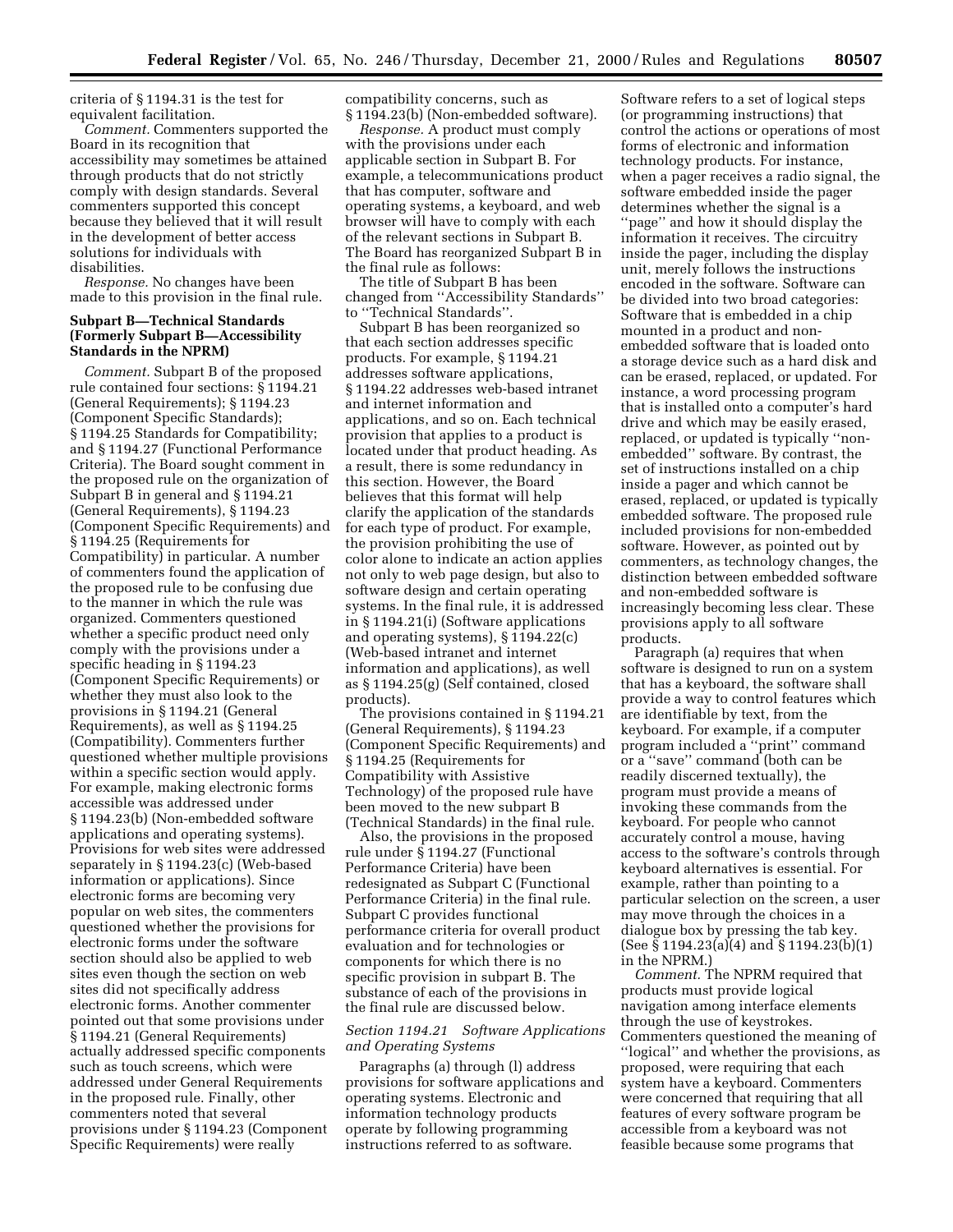criteria of § 1194.31 is the test for equivalent facilitation.

*Comment.* Commenters supported the Board in its recognition that accessibility may sometimes be attained through products that do not strictly comply with design standards. Several commenters supported this concept because they believed that it will result in the development of better access solutions for individuals with disabilities.

*Response.* No changes have been made to this provision in the final rule.

### Subpart B—Technical Standards (Formerly Subpart B—Accessibility Standards in the NPRM)

*Comment.* Subpart B of the proposed rule contained four sections: § 1194.21 (General Requirements); § 1194.23 (Component Specific Standards); § 1194.25 Standards for Compatibility; and § 1194.27 (Functional Performance Criteria). The Board sought comment in the proposed rule on the organization of Subpart B in general and § 1194.21 (General Requirements), § 1194.23 (Component Specific Requirements) and § 1194.25 (Requirements for Compatibility) in particular. A number of commenters found the application of the proposed rule to be confusing due to the manner in which the rule was organized. Commenters questioned whether a specific product need only comply with the provisions under a specific heading in § 1194.23 (Component Specific Requirements) or whether they must also look to the provisions in § 1194.21 (General Requirements), as well as § 1194.25 (Compatibility). Commenters further questioned whether multiple provisions within a specific section would apply. For example, making electronic forms accessible was addressed under § 1194.23(b) (Non-embedded software applications and operating systems). Provisions for web sites were addressed separately in § 1194.23(c) (Web-based information or applications). Since electronic forms are becoming very popular on web sites, the commenters questioned whether the provisions for electronic forms under the software section should also be applied to web sites even though the section on web sites did not specifically address electronic forms. Another commenter pointed out that some provisions under § 1194.21 (General Requirements) actually addressed specific components such as touch screens, which were addressed under General Requirements in the proposed rule. Finally, other commenters noted that several provisions under § 1194.23 (Component Specific Requirements) were really compatibility concerns, such as § 1194.23(b) (Non-embedded software).

*Response.* A product must comply with the provisions under each applicable section in Subpart B. For example, a telecommunications product that has computer, software and operating systems, a keyboard, and web browser will have to comply with each of the relevant sections in Subpart B. The Board has reorganized Subpart B in the final rule as follows:

The title of Subpart B has been changed from ''Accessibility Standards'' to ''Technical Standards''.

Subpart B has been reorganized so that each section addresses specific products. For example, § 1194.21 addresses software applications, § 1194.22 addresses web-based intranet and internet information and applications, and so on. Each technical provision that applies to a product is located under that product heading. As a result, there is some redundancy in this section. However, the Board believes that this format will help clarify the application of the standards for each type of product. For example, the provision prohibiting the use of color alone to indicate an action applies not only to web page design, but also to software design and certain operating systems. In the final rule, it is addressed in § 1194.21(i) (Software applications and operating systems), § 1194.22(c) (Web-based intranet and internet information and applications), as well as § 1194.25(g) (Self contained, closed products).

The provisions contained in § 1194.21 (General Requirements), § 1194.23 (Component Specific Requirements) and § 1194.25 (Requirements for Compatibility with Assistive Technology) of the proposed rule have been moved to the new subpart B (Technical Standards) in the final rule.

Also, the provisions in the proposed rule under § 1194.27 (Functional Performance Criteria) have been redesignated as Subpart C (Functional Performance Criteria) in the final rule. Subpart C provides functional performance criteria for overall product evaluation and for technologies or components for which there is no specific provision in subpart B. The substance of each of the provisions in the final rule are discussed below.

#### *Section 1194.21 Software Applications and Operating Systems*

Paragraphs (a) through (l) address provisions for software applications and operating systems. Electronic and information technology products operate by following programming instructions referred to as software. Software refers to a set of logical steps (or programming instructions) that control the actions or operations of most forms of electronic and information technology products. For instance, when a pager receives a radio signal, the software embedded inside the pager determines whether the signal is a ''page'' and how it should display the information it receives. The circuitry inside the pager, including the display unit, merely follows the instructions encoded in the software. Software can be divided into two broad categories: Software that is embedded in a chip mounted in a product and non-embedded software that is loaded onto a storage device such as a hard disk and can be erased, replaced, or updated. For instance, a word processing program that is installed onto a computer's hard drive and which may be easily erased, replaced, or updated is typically ''non-embedded'' software. By contrast, the set of instructions installed on a chip inside a pager and which cannot be erased, replaced, or updated is typically embedded software. The proposed rule included provisions for non-embedded software. However, as pointed out by commenters, as technology changes, the distinction between embedded software and non-embedded software is increasingly becoming less clear. These provisions apply to all software products.

Paragraph (a) requires that when software is designed to run on a system that has a keyboard, the software shall provide a way to control features which are identifiable by text, from the keyboard. For example, if a computer program included a ''print'' command or a ''save'' command (both can be readily discerned textually), the program must provide a means of invoking these commands from the keyboard. For people who cannot accurately control a mouse, having access to the software's controls through keyboard alternatives is essential. For example, rather than pointing to a particular selection on the screen, a user may move through the choices in a dialogue box by pressing the tab key. (See § 1194.23(a)(4) and § 1194.23(b)(1) in the NPRM.)

*Comment.* The NPRM required that products must provide logical navigation among interface elements through the use of keystrokes. Commenters questioned the meaning of ''logical'' and whether the provisions, as proposed, were requiring that each system have a keyboard. Commenters were concerned that requiring that all features of every software program be accessible from a keyboard was not feasible because some programs that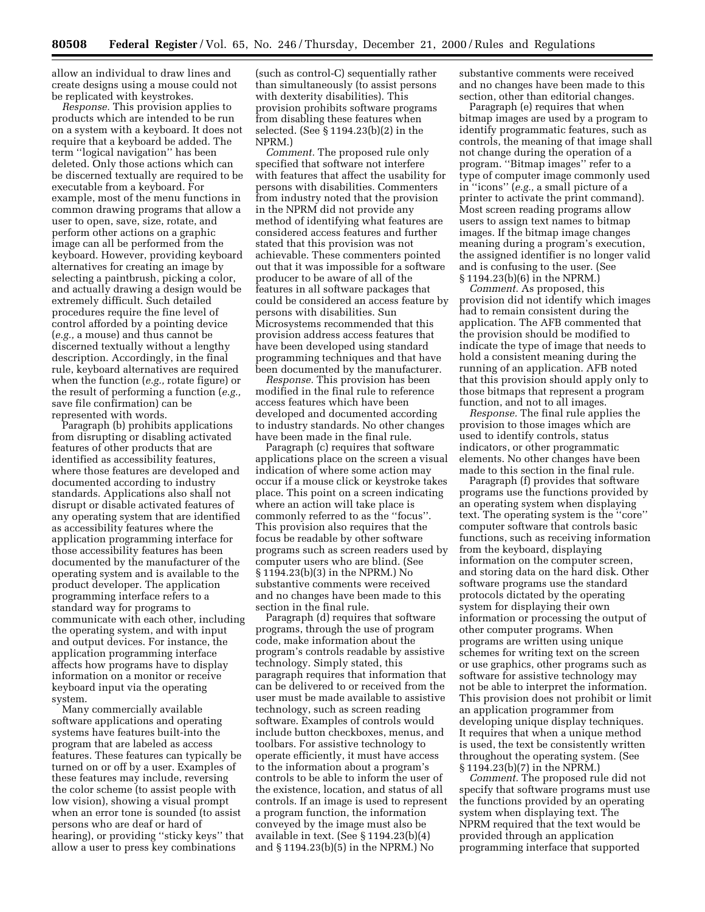allow an individual to draw lines and create designs using a mouse could not be replicated with keystrokes.

*Response.* This provision applies to products which are intended to be run on a system with a keyboard. It does not require that a keyboard be added. The term ''logical navigation'' has been deleted. Only those actions which can be discerned textually are required to be executable from a keyboard. For example, most of the menu functions in common drawing programs that allow a user to open, save, size, rotate, and perform other actions on a graphic image can all be performed from the keyboard. However, providing keyboard alternatives for creating an image by selecting a paintbrush, picking a color, and actually drawing a design would be extremely difficult. Such detailed procedures require the fine level of control afforded by a pointing device (*e.g.,* a mouse) and thus cannot be discerned textually without a lengthy description. Accordingly, in the final rule, keyboard alternatives are required when the function (*e.g.,* rotate figure) or the result of performing a function (*e.g.,* save file confirmation) can be represented with words.

Paragraph (b) prohibits applications from disrupting or disabling activated features of other products that are identified as accessibility features, where those features are developed and documented according to industry standards. Applications also shall not disrupt or disable activated features of any operating system that are identified as accessibility features where the application programming interface for those accessibility features has been documented by the manufacturer of the operating system and is available to the product developer. The application programming interface refers to a standard way for programs to communicate with each other, including the operating system, and with input and output devices. For instance, the application programming interface affects how programs have to display information on a monitor or receive keyboard input via the operating system.

Many commercially available software applications and operating systems have features built-into the program that are labeled as access features. These features can typically be turned on or off by a user. Examples of these features may include, reversing the color scheme (to assist people with low vision), showing a visual prompt when an error tone is sounded (to assist persons who are deaf or hard of hearing), or providing ''sticky keys'' that allow a user to press key combinations (such as control-C) sequentially rather than simultaneously (to assist persons with dexterity disabilities). This provision prohibits software programs from disabling these features when selected. (See § 1194.23(b)(2) in the NPRM.)

*Comment.* The proposed rule only specified that software not interfere with features that affect the usability for persons with disabilities. Commenters from industry noted that the provision in the NPRM did not provide any method of identifying what features are considered access features and further stated that this provision was not achievable. These commenters pointed out that it was impossible for a software producer to be aware of all of the features in all software packages that could be considered an access feature by persons with disabilities. Sun Microsystems recommended that this provision address access features that have been developed using standard programming techniques and that have been documented by the manufacturer.

*Response.* This provision has been modified in the final rule to reference access features which have been developed and documented according to industry standards. No other changes have been made in the final rule.

Paragraph (c) requires that software applications place on the screen a visual indication of where some action may occur if a mouse click or keystroke takes place. This point on a screen indicating where an action will take place is commonly referred to as the ''focus''. This provision also requires that the focus be readable by other software programs such as screen readers used by computer users who are blind. (See § 1194.23(b)(3) in the NPRM.) No substantive comments were received and no changes have been made to this section in the final rule.

Paragraph (d) requires that software programs, through the use of program code, make information about the program's controls readable by assistive technology. Simply stated, this paragraph requires that information that can be delivered to or received from the user must be made available to assistive technology, such as screen reading software. Examples of controls would include button checkboxes, menus, and toolbars. For assistive technology to operate efficiently, it must have access to the information about a program's controls to be able to inform the user of the existence, location, and status of all controls. If an image is used to represent a program function, the information conveyed by the image must also be available in text. (See § 1194.23(b)(4) and § 1194.23(b)(5) in the NPRM.) No substantive comments were received and no changes have been made to this section, other than editorial changes.

Paragraph (e) requires that when bitmap images are used by a program to identify programmatic features, such as controls, the meaning of that image shall not change during the operation of a program. ''Bitmap images'' refer to a type of computer image commonly used in ''icons'' (*e.g.,* a small picture of a printer to activate the print command). Most screen reading programs allow users to assign text names to bitmap images. If the bitmap image changes meaning during a program's execution, the assigned identifier is no longer valid and is confusing to the user. (See § 1194.23(b)(6) in the NPRM.)

*Comment.* As proposed, this provision did not identify which images had to remain consistent during the application. The AFB commented that the provision should be modified to indicate the type of image that needs to hold a consistent meaning during the running of an application. AFB noted that this provision should apply only to those bitmaps that represent a program function, and not to all images.

*Response.* The final rule applies the provision to those images which are used to identify controls, status indicators, or other programmatic elements. No other changes have been made to this section in the final rule.

Paragraph (f) provides that software programs use the functions provided by an operating system when displaying text. The operating system is the ''core'' computer software that controls basic functions, such as receiving information from the keyboard, displaying information on the computer screen, and storing data on the hard disk. Other software programs use the standard protocols dictated by the operating system for displaying their own information or processing the output of other computer programs. When programs are written using unique schemes for writing text on the screen or use graphics, other programs such as software for assistive technology may not be able to interpret the information. This provision does not prohibit or limit an application programmer from developing unique display techniques. It requires that when a unique method is used, the text be consistently written throughout the operating system. (See § 1194.23(b)(7) in the NPRM.)

*Comment.* The proposed rule did not specify that software programs must use the functions provided by an operating system when displaying text. The NPRM required that the text would be provided through an application programming interface that supported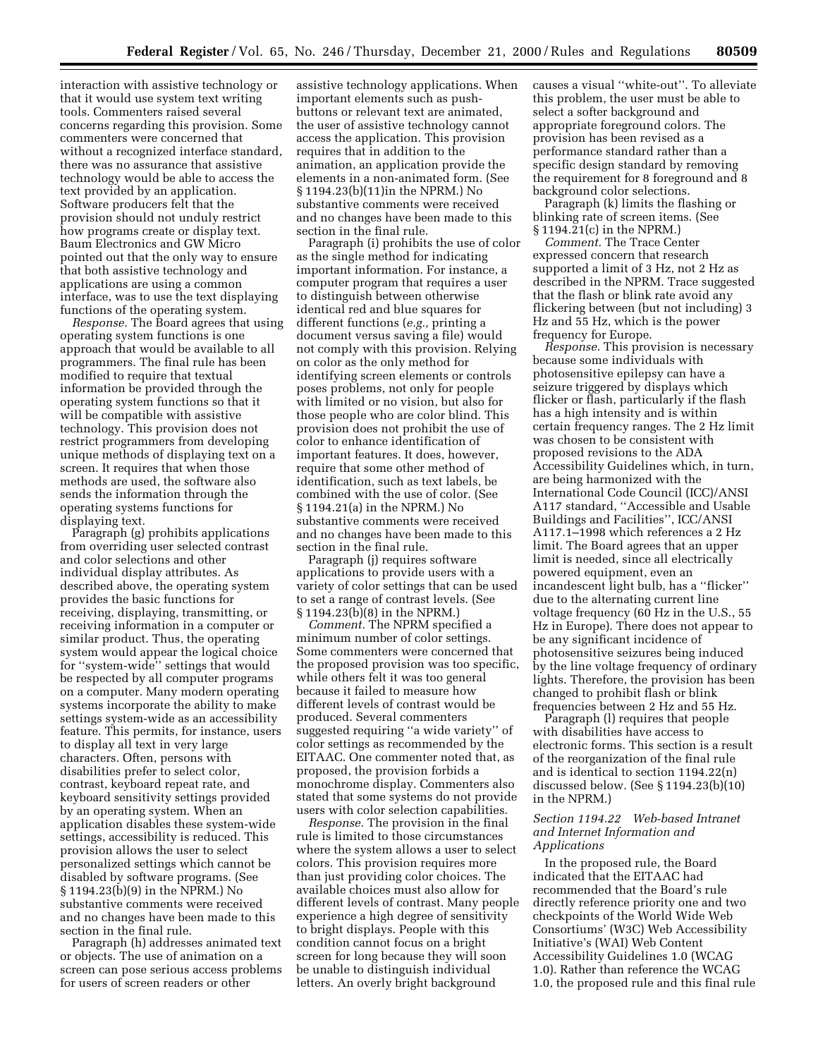interaction with assistive technology or that it would use system text writing tools. Commenters raised several concerns regarding this provision. Some commenters were concerned that without a recognized interface standard, there was no assurance that assistive technology would be able to access the text provided by an application. Software producers felt that the provision should not unduly restrict how programs create or display text. Baum Electronics and GW Micro pointed out that the only way to ensure that both assistive technology and applications are using a common interface, was to use the text displaying functions of the operating system.

*Response.* The Board agrees that using operating system functions is one approach that would be available to all programmers. The final rule has been modified to require that textual information be provided through the operating system functions so that it will be compatible with assistive technology. This provision does not restrict programmers from developing unique methods of displaying text on a screen. It requires that when those methods are used, the software also sends the information through the operating systems functions for displaying text.

Paragraph (g) prohibits applications from overriding user selected contrast and color selections and other individual display attributes. As described above, the operating system provides the basic functions for receiving, displaying, transmitting, or receiving information in a computer or similar product. Thus, the operating system would appear the logical choice for ''system-wide'' settings that would be respected by all computer programs on a computer. Many modern operating systems incorporate the ability to make settings system-wide as an accessibility feature. This permits, for instance, users to display all text in very large characters. Often, persons with disabilities prefer to select color, contrast, keyboard repeat rate, and keyboard sensitivity settings provided by an operating system. When an application disables these system-wide settings, accessibility is reduced. This provision allows the user to select personalized settings which cannot be disabled by software programs. (See § 1194.23(b)(9) in the NPRM.) No substantive comments were received and no changes have been made to this section in the final rule.

Paragraph (h) addresses animated text or objects. The use of animation on a screen can pose serious access problems for users of screen readers or other assistive technology applications. When important elements such as push-buttons or relevant text are animated, the user of assistive technology cannot access the application. This provision requires that in addition to the animation, an application provide the elements in a non-animated form. (See § 1194.23(b)(11)in the NPRM.) No substantive comments were received and no changes have been made to this section in the final rule.

Paragraph (i) prohibits the use of color as the single method for indicating important information. For instance, a computer program that requires a user to distinguish between otherwise identical red and blue squares for different functions (*e.g.,* printing a document versus saving a file) would not comply with this provision. Relying on color as the only method for identifying screen elements or controls poses problems, not only for people with limited or no vision, but also for those people who are color blind. This provision does not prohibit the use of color to enhance identification of important features. It does, however, require that some other method of identification, such as text labels, be combined with the use of color. (See § 1194.21(a) in the NPRM.) No substantive comments were received and no changes have been made to this section in the final rule.

Paragraph (j) requires software applications to provide users with a variety of color settings that can be used to set a range of contrast levels. (See § 1194.23(b)(8) in the NPRM.)

*Comment.* The NPRM specified a minimum number of color settings. Some commenters were concerned that the proposed provision was too specific, while others felt it was too general because it failed to measure how different levels of contrast would be produced. Several commenters suggested requiring ''a wide variety'' of color settings as recommended by the EITAAC. One commenter noted that, as proposed, the provision forbids a monochrome display. Commenters also stated that some systems do not provide users with color selection capabilities.

*Response.* The provision in the final rule is limited to those circumstances where the system allows a user to select colors. This provision requires more than just providing color choices. The available choices must also allow for different levels of contrast. Many people experience a high degree of sensitivity to bright displays. People with this condition cannot focus on a bright screen for long because they will soon be unable to distinguish individual letters. An overly bright background causes a visual ''white-out''. To alleviate this problem, the user must be able to select a softer background and appropriate foreground colors. The provision has been revised as a performance standard rather than a specific design standard by removing the requirement for 8 foreground and 8 background color selections.

Paragraph (k) limits the flashing or blinking rate of screen items. (See § 1194.21(c) in the NPRM.)

*Comment.* The Trace Center expressed concern that research supported a limit of 3 Hz, not 2 Hz as described in the NPRM. Trace suggested that the flash or blink rate avoid any flickering between (but not including) 3 Hz and 55 Hz, which is the power frequency for Europe.

*Response.* This provision is necessary because some individuals with photosensitive epilepsy can have a seizure triggered by displays which flicker or flash, particularly if the flash has a high intensity and is within certain frequency ranges. The 2 Hz limit was chosen to be consistent with proposed revisions to the ADA Accessibility Guidelines which, in turn, are being harmonized with the International Code Council (ICC)/ANSI A117 standard, ''Accessible and Usable Buildings and Facilities'', ICC/ANSI A117.1–1998 which references a 2 Hz limit. The Board agrees that an upper limit is needed, since all electrically powered equipment, even an incandescent light bulb, has a ''flicker'' due to the alternating current line voltage frequency (60 Hz in the U.S., 55 Hz in Europe). There does not appear to be any significant incidence of photosensitive seizures being induced by the line voltage frequency of ordinary lights. Therefore, the provision has been changed to prohibit flash or blink frequencies between 2 Hz and 55 Hz.

Paragraph (l) requires that people with disabilities have access to electronic forms. This section is a result of the reorganization of the final rule and is identical to section 1194.22(n) discussed below. (See § 1194.23(b)(10) in the NPRM.)

### *Section 1194.22 Web-based Intranet and Internet Information and Applications*

In the proposed rule, the Board indicated that the EITAAC had recommended that the Board's rule directly reference priority one and two checkpoints of the World Wide Web Consortiums' (W3C) Web Accessibility Initiative's (WAI) Web Content Accessibility Guidelines 1.0 (WCAG 1.0). Rather than reference the WCAG 1.0, the proposed rule and this final rule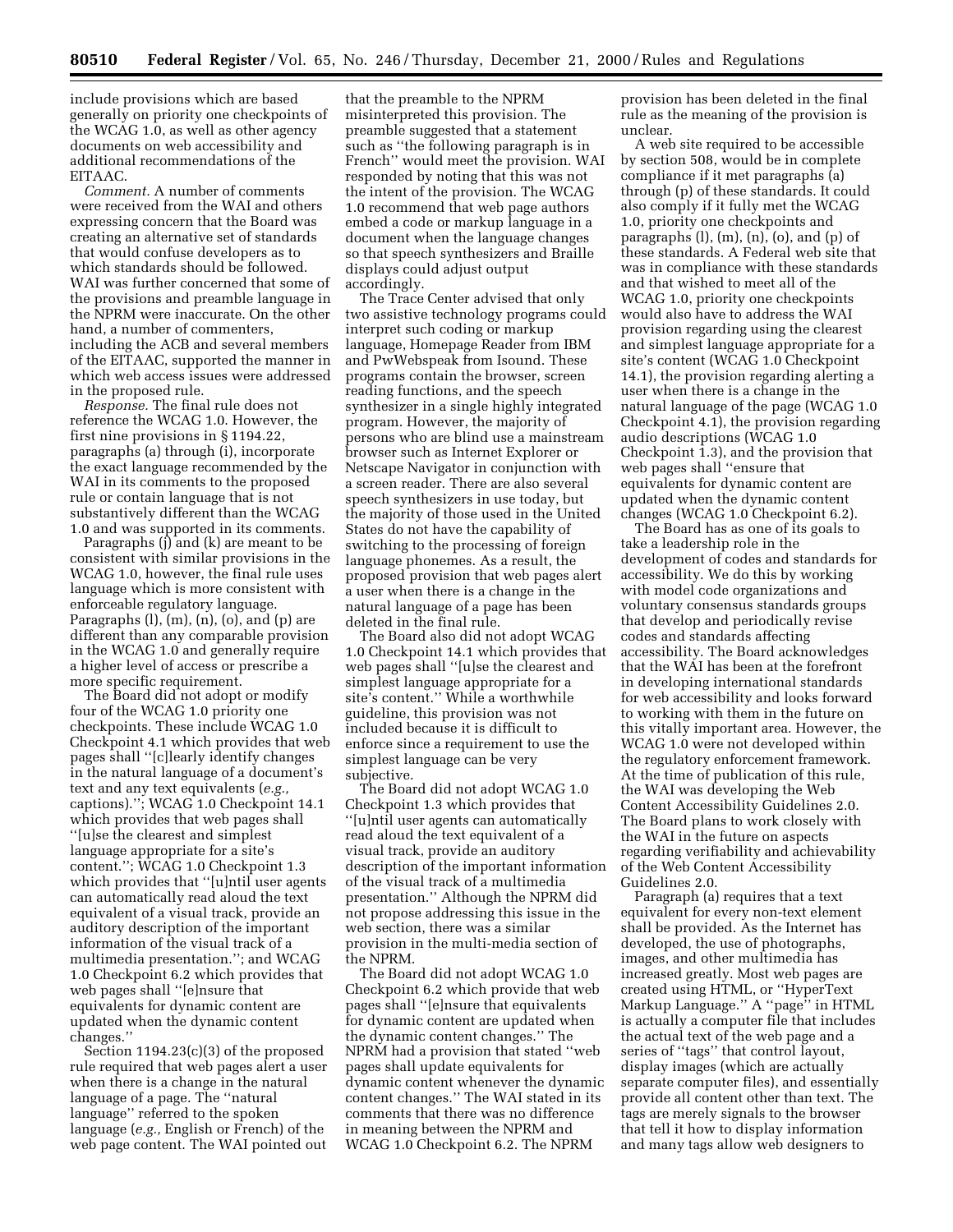include provisions which are based generally on priority one checkpoints of the WCAG 1.0, as well as other agency documents on web accessibility and additional recommendations of the EITAAC.

*Comment.* A number of comments were received from the WAI and others expressing concern that the Board was creating an alternative set of standards that would confuse developers as to which standards should be followed. WAI was further concerned that some of the provisions and preamble language in the NPRM were inaccurate. On the other hand, a number of commenters, including the ACB and several members of the EITAAC, supported the manner in which web access issues were addressed in the proposed rule.

*Response.* The final rule does not reference the WCAG 1.0. However, the first nine provisions in § 1194.22, paragraphs (a) through (i), incorporate the exact language recommended by the WAI in its comments to the proposed rule or contain language that is not substantively different than the WCAG 1.0 and was supported in its comments.

Paragraphs (j) and (k) are meant to be consistent with similar provisions in the WCAG 1.0, however, the final rule uses language which is more consistent with enforceable regulatory language. Paragraphs (l), (m), (n), (o), and (p) are different than any comparable provision in the WCAG 1.0 and generally require a higher level of access or prescribe a more specific requirement.

The Board did not adopt or modify four of the WCAG 1.0 priority one checkpoints. These include WCAG 1.0 Checkpoint 4.1 which provides that web pages shall ''[c]learly identify changes in the natural language of a document's text and any text equivalents (*e.g.,* captions).''; WCAG 1.0 Checkpoint 14.1 which provides that web pages shall ''[u]se the clearest and simplest language appropriate for a site's content.''; WCAG 1.0 Checkpoint 1.3 which provides that ''[u]ntil user agents can automatically read aloud the text equivalent of a visual track, provide an auditory description of the important information of the visual track of a multimedia presentation.''; and WCAG 1.0 Checkpoint 6.2 which provides that web pages shall ''[e]nsure that equivalents for dynamic content are updated when the dynamic content changes.''

Section 1194.23(c)(3) of the proposed rule required that web pages alert a user when there is a change in the natural language of a page. The ''natural language'' referred to the spoken language (*e.g.,* English or French) of the web page content. The WAI pointed out that the preamble to the NPRM misinterpreted this provision. The preamble suggested that a statement such as ''the following paragraph is in French'' would meet the provision. WAI responded by noting that this was not the intent of the provision. The WCAG 1.0 recommend that web page authors embed a code or markup language in a document when the language changes so that speech synthesizers and Braille displays could adjust output accordingly.

The Trace Center advised that only two assistive technology programs could interpret such coding or markup language, Homepage Reader from IBM and PwWebspeak from Isound. These programs contain the browser, screen reading functions, and the speech synthesizer in a single highly integrated program. However, the majority of persons who are blind use a mainstream browser such as Internet Explorer or Netscape Navigator in conjunction with a screen reader. There are also several speech synthesizers in use today, but the majority of those used in the United States do not have the capability of switching to the processing of foreign language phonemes. As a result, the proposed provision that web pages alert a user when there is a change in the natural language of a page has been deleted in the final rule.

The Board also did not adopt WCAG 1.0 Checkpoint 14.1 which provides that web pages shall ''[u]se the clearest and simplest language appropriate for a site's content.'' While a worthwhile guideline, this provision was not included because it is difficult to enforce since a requirement to use the simplest language can be very subjective.

The Board did not adopt WCAG 1.0 Checkpoint 1.3 which provides that ''[u]ntil user agents can automatically read aloud the text equivalent of a visual track, provide an auditory description of the important information of the visual track of a multimedia presentation.'' Although the NPRM did not propose addressing this issue in the web section, there was a similar provision in the multi-media section of the NPRM.

The Board did not adopt WCAG 1.0 Checkpoint 6.2 which provide that web pages shall ''[e]nsure that equivalents for dynamic content are updated when the dynamic content changes.'' The NPRM had a provision that stated ''web pages shall update equivalents for dynamic content whenever the dynamic content changes.'' The WAI stated in its comments that there was no difference in meaning between the NPRM and WCAG 1.0 Checkpoint 6.2. The NPRM provision has been deleted in the final rule as the meaning of the provision is unclear.

A web site required to be accessible by section 508, would be in complete compliance if it met paragraphs (a) through (p) of these standards. It could also comply if it fully met the WCAG 1.0, priority one checkpoints and paragraphs (l), (m), (n), (o), and (p) of these standards. A Federal web site that was in compliance with these standards and that wished to meet all of the WCAG 1.0, priority one checkpoints would also have to address the WAI provision regarding using the clearest and simplest language appropriate for a site's content (WCAG 1.0 Checkpoint 14.1), the provision regarding alerting a user when there is a change in the natural language of the page (WCAG 1.0 Checkpoint 4.1), the provision regarding audio descriptions (WCAG 1.0 Checkpoint 1.3), and the provision that web pages shall ''ensure that equivalents for dynamic content are updated when the dynamic content changes (WCAG 1.0 Checkpoint 6.2).

The Board has as one of its goals to take a leadership role in the development of codes and standards for accessibility. We do this by working with model code organizations and voluntary consensus standards groups that develop and periodically revise codes and standards affecting accessibility. The Board acknowledges that the WAI has been at the forefront in developing international standards for web accessibility and looks forward to working with them in the future on this vitally important area. However, the WCAG 1.0 were not developed within the regulatory enforcement framework. At the time of publication of this rule, the WAI was developing the Web Content Accessibility Guidelines 2.0. The Board plans to work closely with the WAI in the future on aspects regarding verifiability and achievability of the Web Content Accessibility Guidelines 2.0.

Paragraph (a) requires that a text equivalent for every non-text element shall be provided. As the Internet has developed, the use of photographs, images, and other multimedia has increased greatly. Most web pages are created using HTML, or ''HyperText Markup Language.'' A ''page'' in HTML is actually a computer file that includes the actual text of the web page and a series of ''tags'' that control layout, display images (which are actually separate computer files), and essentially provide all content other than text. The tags are merely signals to the browser that tell it how to display information and many tags allow web designers to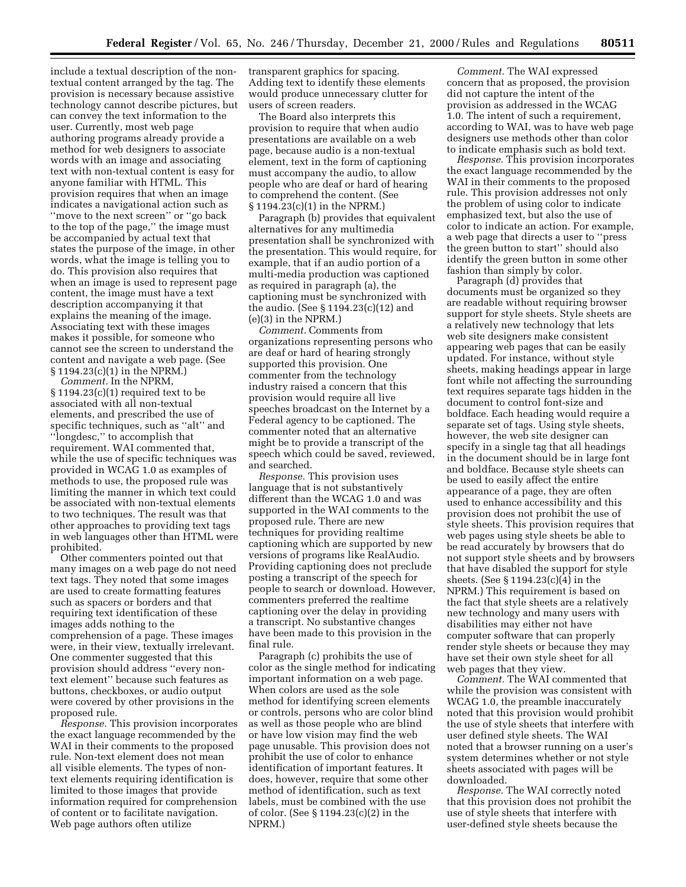include a textual description of the non-textual content arranged by the tag. The provision is necessary because assistive technology cannot describe pictures, but can convey the text information to the user. Currently, most web page authoring programs already provide a method for web designers to associate words with an image and associating text with non-textual content is easy for anyone familiar with HTML. This provision requires that when an image indicates a navigational action such as ''move to the next screen'' or ''go back to the top of the page,'' the image must be accompanied by actual text that states the purpose of the image, in other words, what the image is telling you to do. This provision also requires that when an image is used to represent page content, the image must have a text description accompanying it that explains the meaning of the image. Associating text with these images makes it possible, for someone who cannot see the screen to understand the content and navigate a web page. (See § 1194.23(c)(1) in the NPRM.)

*Comment.* In the NPRM, § 1194.23(c)(1) required text to be associated with all non-textual elements, and prescribed the use of specific techniques, such as ''alt'' and ''longdesc,'' to accomplish that requirement. WAI commented that, while the use of specific techniques was provided in WCAG 1.0 as examples of methods to use, the proposed rule was limiting the manner in which text could be associated with non-textual elements to two techniques. The result was that other approaches to providing text tags in web languages other than HTML were prohibited.

Other commenters pointed out that many images on a web page do not need text tags. They noted that some images are used to create formatting features such as spacers or borders and that requiring text identification of these images adds nothing to the comprehension of a page. These images were, in their view, textually irrelevant. One commenter suggested that this provision should address ''every non-text element'' because such features as buttons, checkboxes, or audio output were covered by other provisions in the proposed rule.

*Response.* This provision incorporates the exact language recommended by the WAI in their comments to the proposed rule. Non-text element does not mean all visible elements. The types of non-text elements requiring identification is limited to those images that provide information required for comprehension of content or to facilitate navigation. Web page authors often utilize transparent graphics for spacing. Adding text to identify these elements would produce unnecessary clutter for users of screen readers.

The Board also interprets this provision to require that when audio presentations are available on a web page, because audio is a non-textual element, text in the form of captioning must accompany the audio, to allow people who are deaf or hard of hearing to comprehend the content. (See § 1194.23(c)(1) in the NPRM.)

Paragraph (b) provides that equivalent alternatives for any multimedia presentation shall be synchronized with the presentation. This would require, for example, that if an audio portion of a multi-media production was captioned as required in paragraph (a), the captioning must be synchronized with the audio. (See § 1194.23(c)(12) and (e)(3) in the NPRM.)

*Comment.* Comments from organizations representing persons who are deaf or hard of hearing strongly supported this provision. One commenter from the technology industry raised a concern that this provision would require all live speeches broadcast on the Internet by a Federal agency to be captioned. The commenter noted that an alternative might be to provide a transcript of the speech which could be saved, reviewed, and searched.

*Response.* This provision uses language that is not substantively different than the WCAG 1.0 and was supported in the WAI comments to the proposed rule. There are new techniques for providing realtime captioning which are supported by new versions of programs like RealAudio. Providing captioning does not preclude posting a transcript of the speech for people to search or download. However, commenters preferred the realtime captioning over the delay in providing a transcript. No substantive changes have been made to this provision in the final rule.

Paragraph (c) prohibits the use of color as the single method for indicating important information on a web page. When colors are used as the sole method for identifying screen elements or controls, persons who are color blind as well as those people who are blind or have low vision may find the web page unusable. This provision does not prohibit the use of color to enhance identification of important features. It does, however, require that some other method of identification, such as text labels, must be combined with the use of color. (See § 1194.23(c)(2) in the NPRM.)

*Comment.* The WAI expressed concern that as proposed, the provision did not capture the intent of the provision as addressed in the WCAG 1.0. The intent of such a requirement, according to WAI, was to have web page designers use methods other than color to indicate emphasis such as bold text.

*Response.* This provision incorporates the exact language recommended by the WAI in their comments to the proposed rule. This provision addresses not only the problem of using color to indicate emphasized text, but also the use of color to indicate an action. For example, a web page that directs a user to ''press the green button to start'' should also identify the green button in some other fashion than simply by color.

Paragraph (d) provides that documents must be organized so they are readable without requiring browser support for style sheets. Style sheets are a relatively new technology that lets web site designers make consistent appearing web pages that can be easily updated. For instance, without style sheets, making headings appear in large font while not affecting the surrounding text requires separate tags hidden in the document to control font-size and boldface. Each heading would require a separate set of tags. Using style sheets, however, the web site designer can specify in a single tag that all headings in the document should be in large font and boldface. Because style sheets can be used to easily affect the entire appearance of a page, they are often used to enhance accessibility and this provision does not prohibit the use of style sheets. This provision requires that web pages using style sheets be able to be read accurately by browsers that do not support style sheets and by browsers that have disabled the support for style sheets. (See § 1194.23(c)(4) in the NPRM.) This requirement is based on the fact that style sheets are a relatively new technology and many users with disabilities may either not have computer software that can properly render style sheets or because they may have set their own style sheet for all web pages that they view.

*Comment.* The WAI commented that while the provision was consistent with WCAG 1.0, the preamble inaccurately noted that this provision would prohibit the use of style sheets that interfere with user defined style sheets. The WAI noted that a browser running on a user's system determines whether or not style sheets associated with pages will be downloaded.

*Response.* The WAI correctly noted that this provision does not prohibit the use of style sheets that interfere with user-defined style sheets because the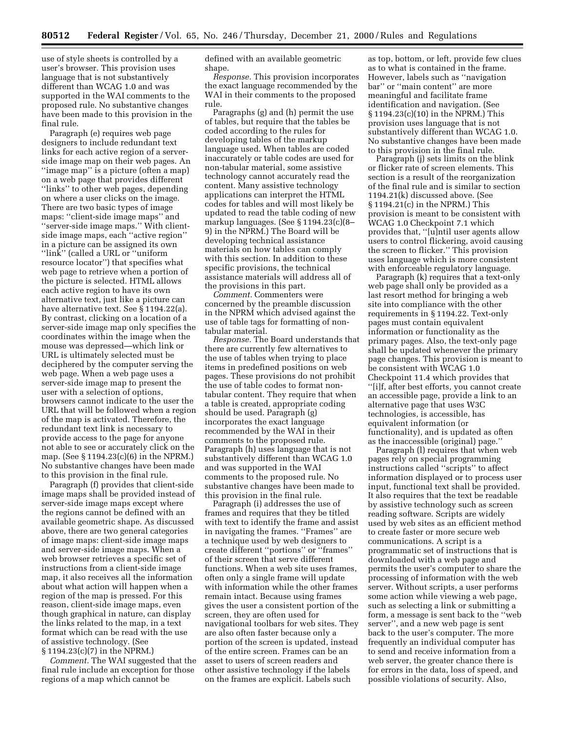use of style sheets is controlled by a user's browser. This provision uses language that is not substantively different than WCAG 1.0 and was supported in the WAI comments to the proposed rule. No substantive changes have been made to this provision in the final rule.

Paragraph (e) requires web page designers to include redundant text links for each active region of a server-side image map on their web pages. An ''image map'' is a picture (often a map) on a web page that provides different ''links'' to other web pages, depending on where a user clicks on the image. There are two basic types of image maps: ''client-side image maps'' and ''server-side image maps.'' With client-side image maps, each ''active region'' in a picture can be assigned its own ''link'' (called a URL or ''uniform resource locator'') that specifies what web page to retrieve when a portion of the picture is selected. HTML allows each active region to have its own alternative text, just like a picture can have alternative text. See § 1194.22(a). By contrast, clicking on a location of a server-side image map only specifies the coordinates within the image when the mouse was depressed—which link or URL is ultimately selected must be deciphered by the computer serving the web page. When a web page uses a server-side image map to present the user with a selection of options, browsers cannot indicate to the user the URL that will be followed when a region of the map is activated. Therefore, the redundant text link is necessary to provide access to the page for anyone not able to see or accurately click on the map. (See § 1194.23(c)(6) in the NPRM.) No substantive changes have been made to this provision in the final rule.

Paragraph (f) provides that client-side image maps shall be provided instead of server-side image maps except where the regions cannot be defined with an available geometric shape. As discussed above, there are two general categories of image maps: client-side image maps and server-side image maps. When a web browser retrieves a specific set of instructions from a client-side image map, it also receives all the information about what action will happen when a region of the map is pressed. For this reason, client-side image maps, even though graphical in nature, can display the links related to the map, in a text format which can be read with the use of assistive technology. (See § 1194.23(c)(7) in the NPRM.)

*Comment.* The WAI suggested that the final rule include an exception for those regions of a map which cannot be defined with an available geometric shape.

*Response.* This provision incorporates the exact language recommended by the WAI in their comments to the proposed rule.

Paragraphs (g) and (h) permit the use of tables, but require that the tables be coded according to the rules for developing tables of the markup language used. When tables are coded inaccurately or table codes are used for non-tabular material, some assistive technology cannot accurately read the content. Many assistive technology applications can interpret the HTML codes for tables and will most likely be updated to read the table coding of new markup languages. (See § 1194.23(c)(8–9) in the NPRM.) The Board will be developing technical assistance materials on how tables can comply with this section. In addition to these specific provisions, the technical assistance materials will address all of the provisions in this part.

*Comment.* Commenters were concerned by the preamble discussion in the NPRM which advised against the use of table tags for formatting of non-tabular material.

*Response.* The Board understands that there are currently few alternatives to the use of tables when trying to place items in predefined positions on web pages. These provisions do not prohibit the use of table codes to format non-tabular content. They require that when a table is created, appropriate coding should be used. Paragraph (g) incorporates the exact language recommended by the WAI in their comments to the proposed rule. Paragraph (h) uses language that is not substantively different than WCAG 1.0 and was supported in the WAI comments to the proposed rule. No substantive changes have been made to this provision in the final rule.

Paragraph (i) addresses the use of frames and requires that they be titled with text to identify the frame and assist in navigating the frames. ''Frames'' are a technique used by web designers to create different ''portions'' or ''frames'' of their screen that serve different functions. When a web site uses frames, often only a single frame will update with information while the other frames remain intact. Because using frames gives the user a consistent portion of the screen, they are often used for navigational toolbars for web sites. They are also often faster because only a portion of the screen is updated, instead of the entire screen. Frames can be an asset to users of screen readers and other assistive technology if the labels on the frames are explicit. Labels such as top, bottom, or left, provide few clues as to what is contained in the frame. However, labels such as ''navigation bar'' or ''main content'' are more meaningful and facilitate frame identification and navigation. (See § 1194.23(c)(10) in the NPRM.) This provision uses language that is not substantively different than WCAG 1.0. No substantive changes have been made to this provision in the final rule.

Paragraph (j) sets limits on the blink or flicker rate of screen elements. This section is a result of the reorganization of the final rule and is similar to section 1194.21(k) discussed above. (See § 1194.21(c) in the NPRM.) This provision is meant to be consistent with WCAG 1.0 Checkpoint 7.1 which provides that, ''[u]ntil user agents allow users to control flickering, avoid causing the screen to flicker.'' This provision uses language which is more consistent with enforceable regulatory language.

Paragraph (k) requires that a text-only web page shall only be provided as a last resort method for bringing a web site into compliance with the other requirements in § 1194.22. Text-only pages must contain equivalent information or functionality as the primary pages. Also, the text-only page shall be updated whenever the primary page changes. This provision is meant to be consistent with WCAG 1.0 Checkpoint 11.4 which provides that ''[i]f, after best efforts, you cannot create an accessible page, provide a link to an alternative page that uses W3C technologies, is accessible, has equivalent information (or functionality), and is updated as often as the inaccessible (original) page.''

Paragraph (l) requires that when web pages rely on special programming instructions called ''scripts'' to affect information displayed or to process user input, functional text shall be provided. It also requires that the text be readable by assistive technology such as screen reading software. Scripts are widely used by web sites as an efficient method to create faster or more secure web communications. A script is a programmatic set of instructions that is downloaded with a web page and permits the user's computer to share the processing of information with the web server. Without scripts, a user performs some action while viewing a web page, such as selecting a link or submitting a form, a message is sent back to the ''web server'', and a new web page is sent back to the user's computer. The more frequently an individual computer has to send and receive information from a web server, the greater chance there is for errors in the data, loss of speed, and possible violations of security. Also,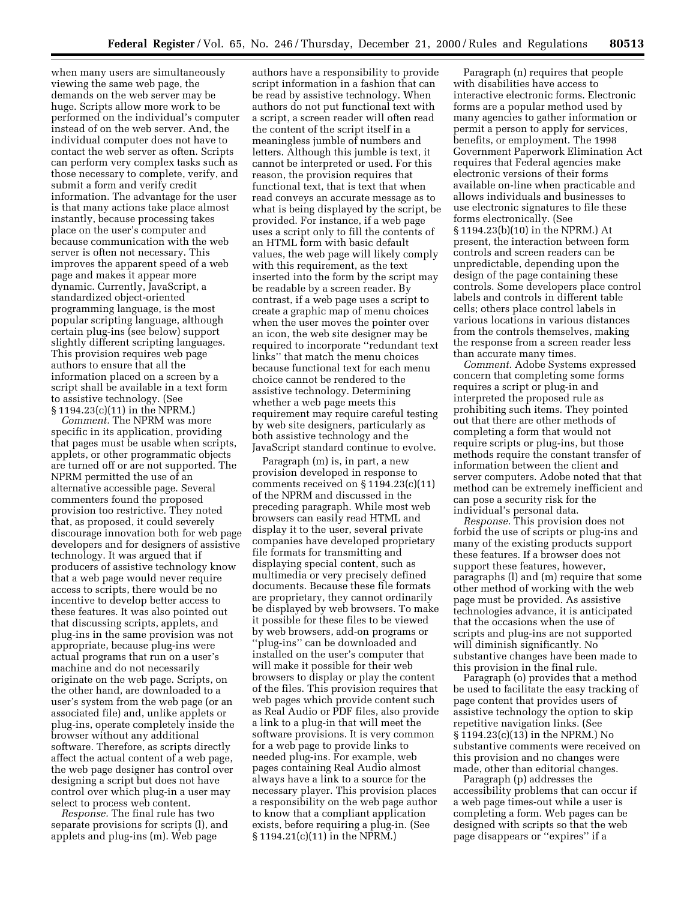when many users are simultaneously viewing the same web page, the demands on the web server may be huge. Scripts allow more work to be performed on the individual's computer instead of on the web server. And, the individual computer does not have to contact the web server as often. Scripts can perform very complex tasks such as those necessary to complete, verify, and submit a form and verify credit information. The advantage for the user is that many actions take place almost instantly, because processing takes place on the user's computer and because communication with the web server is often not necessary. This improves the apparent speed of a web page and makes it appear more dynamic. Currently, JavaScript, a standardized object-oriented programming language, is the most popular scripting language, although certain plug-ins (see below) support slightly different scripting languages. This provision requires web page authors to ensure that all the information placed on a screen by a script shall be available in a text form to assistive technology. (See § 1194.23(c)(11) in the NPRM.)

*Comment.* The NPRM was more specific in its application, providing that pages must be usable when scripts, applets, or other programmatic objects are turned off or are not supported. The NPRM permitted the use of an alternative accessible page. Several commenters found the proposed provision too restrictive. They noted that, as proposed, it could severely discourage innovation both for web page developers and for designers of assistive technology. It was argued that if producers of assistive technology know that a web page would never require access to scripts, there would be no incentive to develop better access to these features. It was also pointed out that discussing scripts, applets, and plug-ins in the same provision was not appropriate, because plug-ins were actual programs that run on a user's machine and do not necessarily originate on the web page. Scripts, on the other hand, are downloaded to a user's system from the web page (or an associated file) and, unlike applets or plug-ins, operate completely inside the browser without any additional software. Therefore, as scripts directly affect the actual content of a web page, the web page designer has control over designing a script but does not have control over which plug-in a user may select to process web content.

*Response.* The final rule has two separate provisions for scripts (l), and applets and plug-ins (m). Web page authors have a responsibility to provide script information in a fashion that can be read by assistive technology. When authors do not put functional text with a script, a screen reader will often read the content of the script itself in a meaningless jumble of numbers and letters. Although this jumble is text, it cannot be interpreted or used. For this reason, the provision requires that functional text, that is text that when read conveys an accurate message as to what is being displayed by the script, be provided. For instance, if a web page uses a script only to fill the contents of an HTML form with basic default values, the web page will likely comply with this requirement, as the text inserted into the form by the script may be readable by a screen reader. By contrast, if a web page uses a script to create a graphic map of menu choices when the user moves the pointer over an icon, the web site designer may be required to incorporate "redundant text links" that match the menu choices because functional text for each menu choice cannot be rendered to the assistive technology. Determining whether a web page meets this requirement may require careful testing by web site designers, particularly as both assistive technology and the JavaScript standard continue to evolve.

Paragraph (m) is, in part, a new provision developed in response to comments received on § 1194.23(c)(11) of the NPRM and discussed in the preceding paragraph. While most web browsers can easily read HTML and display it to the user, several private companies have developed proprietary file formats for transmitting and displaying special content, such as multimedia or very precisely defined documents. Because these file formats are proprietary, they cannot ordinarily be displayed by web browsers. To make it possible for these files to be viewed by web browsers, add-on programs or "plug-ins" can be downloaded and installed on the user's computer that will make it possible for their web browsers to display or play the content of the files. This provision requires that web pages which provide content such as Real Audio or PDF files, also provide a link to a plug-in that will meet the software provisions. It is very common for a web page to provide links to needed plug-ins. For example, web pages containing Real Audio almost always have a link to a source for the necessary player. This provision places a responsibility on the web page author to know that a compliant application exists, before requiring a plug-in. (See § 1194.21(c)(11) in the NPRM.)

Paragraph (n) requires that people with disabilities have access to interactive electronic forms. Electronic forms are a popular method used by many agencies to gather information or permit a person to apply for services, benefits, or employment. The 1998 Government Paperwork Elimination Act requires that Federal agencies make electronic versions of their forms available on-line when practicable and allows individuals and businesses to use electronic signatures to file these forms electronically. (See § 1194.23(b)(10) in the NPRM.) At present, the interaction between form controls and screen readers can be unpredictable, depending upon the design of the page containing these controls. Some developers place control labels and controls in different table cells; others place control labels in various locations in various distances from the controls themselves, making the response from a screen reader less than accurate many times.

*Comment.* Adobe Systems expressed concern that completing some forms requires a script or plug-in and interpreted the proposed rule as prohibiting such items. They pointed out that there are other methods of completing a form that would not require scripts or plug-ins, but those methods require the constant transfer of information between the client and server computers. Adobe noted that that method can be extremely inefficient and can pose a security risk for the individual's personal data.

*Response.* This provision does not forbid the use of scripts or plug-ins and many of the existing products support these features. If a browser does not support these features, however, paragraphs (l) and (m) require that some other method of working with the web page must be provided. As assistive technologies advance, it is anticipated that the occasions when the use of scripts and plug-ins are not supported will diminish significantly. No substantive changes have been made to this provision in the final rule.

Paragraph (o) provides that a method be used to facilitate the easy tracking of page content that provides users of assistive technology the option to skip repetitive navigation links. (See § 1194.23(c)(13) in the NPRM.) No substantive comments were received on this provision and no changes were made, other than editorial changes.

Paragraph (p) addresses the accessibility problems that can occur if a web page times-out while a user is completing a form. Web pages can be designed with scripts so that the web page disappears or "expires" if a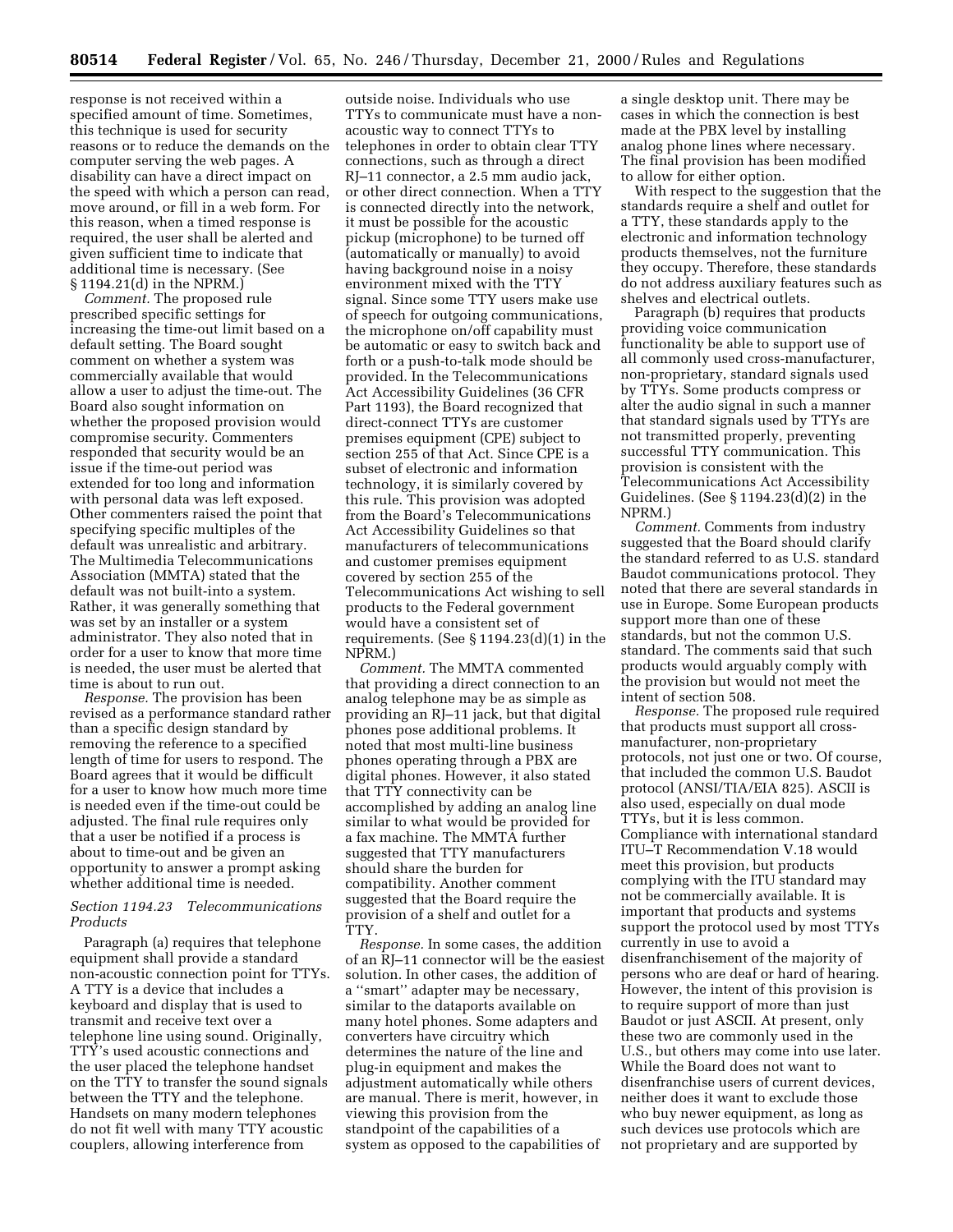response is not received within a specified amount of time. Sometimes, this technique is used for security reasons or to reduce the demands on the computer serving the web pages. A disability can have a direct impact on the speed with which a person can read, move around, or fill in a web form. For this reason, when a timed response is required, the user shall be alerted and given sufficient time to indicate that additional time is necessary. (See § 1194.21(d) in the NPRM.)

*Comment.* The proposed rule prescribed specific settings for increasing the time-out limit based on a default setting. The Board sought comment on whether a system was commercially available that would allow a user to adjust the time-out. The Board also sought information on whether the proposed provision would compromise security. Commenters responded that security would be an issue if the time-out period was extended for too long and information with personal data was left exposed. Other commenters raised the point that specifying specific multiples of the default was unrealistic and arbitrary. The Multimedia Telecommunications Association (MMTA) stated that the default was not built-into a system. Rather, it was generally something that was set by an installer or a system administrator. They also noted that in order for a user to know that more time is needed, the user must be alerted that time is about to run out.

*Response.* The provision has been revised as a performance standard rather than a specific design standard by removing the reference to a specified length of time for users to respond. The Board agrees that it would be difficult for a user to know how much more time is needed even if the time-out could be adjusted. The final rule requires only that a user be notified if a process is about to time-out and be given an opportunity to answer a prompt asking whether additional time is needed.

### *Section 1194.23 Telecommunications Products*

Paragraph (a) requires that telephone equipment shall provide a standard non-acoustic connection point for TTYs. A TTY is a device that includes a keyboard and display that is used to transmit and receive text over a telephone line using sound. Originally, TTY's used acoustic connections and the user placed the telephone handset on the TTY to transfer the sound signals between the TTY and the telephone. Handsets on many modern telephones do not fit well with many TTY acoustic couplers, allowing interference from outside noise. Individuals who use TTYs to communicate must have a non-acoustic way to connect TTYs to telephones in order to obtain clear TTY connections, such as through a direct RJ–11 connector, a 2.5 mm audio jack, or other direct connection. When a TTY is connected directly into the network, it must be possible for the acoustic pickup (microphone) to be turned off (automatically or manually) to avoid having background noise in a noisy environment mixed with the TTY signal. Since some TTY users make use of speech for outgoing communications, the microphone on/off capability must be automatic or easy to switch back and forth or a push-to-talk mode should be provided. In the Telecommunications Act Accessibility Guidelines (36 CFR Part 1193), the Board recognized that direct-connect TTYs are customer premises equipment (CPE) subject to section 255 of that Act. Since CPE is a subset of electronic and information technology, it is similarly covered by this rule. This provision was adopted from the Board's Telecommunications Act Accessibility Guidelines so that manufacturers of telecommunications and customer premises equipment covered by section 255 of the Telecommunications Act wishing to sell products to the Federal government would have a consistent set of requirements. (See § 1194.23(d)(1) in the NPRM.)

*Comment.* The MMTA commented that providing a direct connection to an analog telephone may be as simple as providing an RJ–11 jack, but that digital phones pose additional problems. It noted that most multi-line business phones operating through a PBX are digital phones. However, it also stated that TTY connectivity can be accomplished by adding an analog line similar to what would be provided for a fax machine. The MMTA further suggested that TTY manufacturers should share the burden for compatibility. Another comment suggested that the Board require the provision of a shelf and outlet for a TTY.

*Response.* In some cases, the addition of an RJ–11 connector will be the easiest solution. In other cases, the addition of a "smart" adapter may be necessary, similar to the dataports available on many hotel phones. Some adapters and converters have circuitry which determines the nature of the line and plug-in equipment and makes the adjustment automatically while others are manual. There is merit, however, in viewing this provision from the standpoint of the capabilities of a system as opposed to the capabilities of a single desktop unit. There may be cases in which the connection is best made at the PBX level by installing analog phone lines where necessary. The final provision has been modified to allow for either option.

With respect to the suggestion that the standards require a shelf and outlet for a TTY, these standards apply to the electronic and information technology products themselves, not the furniture they occupy. Therefore, these standards do not address auxiliary features such as shelves and electrical outlets.

Paragraph (b) requires that products providing voice communication functionality be able to support use of all commonly used cross-manufacturer, non-proprietary, standard signals used by TTYs. Some products compress or alter the audio signal in such a manner that standard signals used by TTYs are not transmitted properly, preventing successful TTY communication. This provision is consistent with the Telecommunications Act Accessibility Guidelines. (See § 1194.23(d)(2) in the NPRM.)

*Comment.* Comments from industry suggested that the Board should clarify the standard referred to as U.S. standard Baudot communications protocol. They noted that there are several standards in use in Europe. Some European products support more than one of these standards, but not the common U.S. standard. The comments said that such products would arguably comply with the provision but would not meet the intent of section 508.

*Response.* The proposed rule required that products must support all cross-manufacturer, non-proprietary protocols, not just one or two. Of course, that included the common U.S. Baudot protocol (ANSI/TIA/EIA 825). ASCII is also used, especially on dual mode TTYs, but it is less common. Compliance with international standard ITU–T Recommendation V.18 would meet this provision, but products complying with the ITU standard may not be commercially available. It is important that products and systems support the protocol used by most TTYs currently in use to avoid a disenfranchisement of the majority of persons who are deaf or hard of hearing. However, the intent of this provision is to require support of more than just Baudot or just ASCII. At present, only these two are commonly used in the U.S., but others may come into use later. While the Board does not want to disenfranchise users of current devices, neither does it want to exclude those who buy newer equipment, as long as such devices use protocols which are not proprietary and are supported by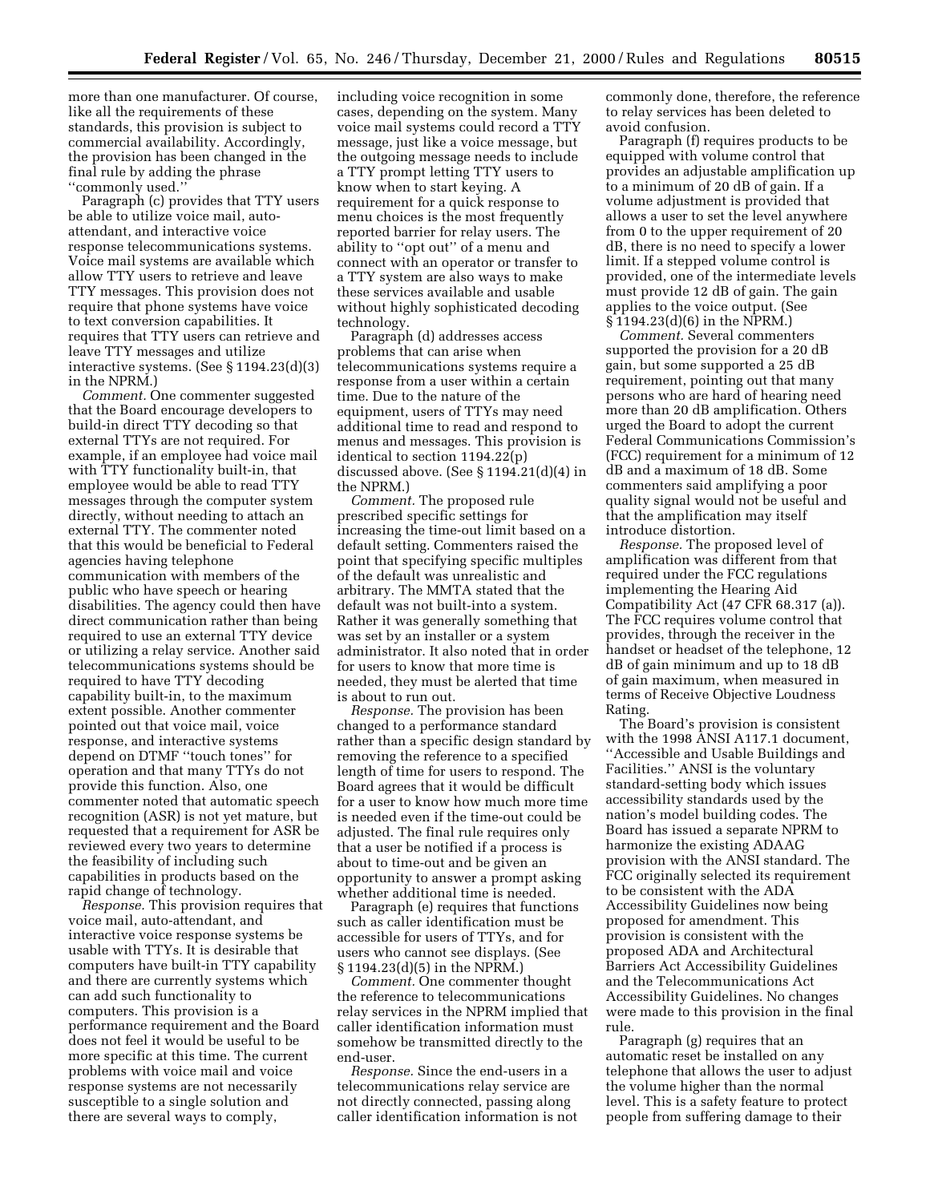more than one manufacturer. Of course, like all the requirements of these standards, this provision is subject to commercial availability. Accordingly, the provision has been changed in the final rule by adding the phrase ''commonly used.''

Paragraph (c) provides that TTY users be able to utilize voice mail, auto-attendant, and interactive voice response telecommunications systems. Voice mail systems are available which allow TTY users to retrieve and leave TTY messages. This provision does not require that phone systems have voice to text conversion capabilities. It requires that TTY users can retrieve and leave TTY messages and utilize interactive systems. (See § 1194.23(d)(3) in the NPRM.)

*Comment.* One commenter suggested that the Board encourage developers to build-in direct TTY decoding so that external TTYs are not required. For example, if an employee had voice mail with TTY functionality built-in, that employee would be able to read TTY messages through the computer system directly, without needing to attach an external TTY. The commenter noted that this would be beneficial to Federal agencies having telephone communication with members of the public who have speech or hearing disabilities. The agency could then have direct communication rather than being required to use an external TTY device or utilizing a relay service. Another said telecommunications systems should be required to have TTY decoding capability built-in, to the maximum extent possible. Another commenter pointed out that voice mail, voice response, and interactive systems depend on DTMF ''touch tones'' for operation and that many TTYs do not provide this function. Also, one commenter noted that automatic speech recognition (ASR) is not yet mature, but requested that a requirement for ASR be reviewed every two years to determine the feasibility of including such capabilities in products based on the rapid change of technology.

*Response.* This provision requires that voice mail, auto-attendant, and interactive voice response systems be usable with TTYs. It is desirable that computers have built-in TTY capability and there are currently systems which can add such functionality to computers. This provision is a performance requirement and the Board does not feel it would be useful to be more specific at this time. The current problems with voice mail and voice response systems are not necessarily susceptible to a single solution and there are several ways to comply, including voice recognition in some cases, depending on the system. Many voice mail systems could record a TTY message, just like a voice message, but the outgoing message needs to include a TTY prompt letting TTY users to know when to start keying. A requirement for a quick response to menu choices is the most frequently reported barrier for relay users. The ability to ''opt out'' of a menu and connect with an operator or transfer to a TTY system are also ways to make these services available and usable without highly sophisticated decoding technology.

Paragraph (d) addresses access problems that can arise when telecommunications systems require a response from a user within a certain time. Due to the nature of the equipment, users of TTYs may need additional time to read and respond to menus and messages. This provision is identical to section 1194.22(p) discussed above. (See § 1194.21(d)(4) in the NPRM.)

*Comment.* The proposed rule prescribed specific settings for increasing the time-out limit based on a default setting. Commenters raised the point that specifying specific multiples of the default was unrealistic and arbitrary. The MMTA stated that the default was not built-into a system. Rather it was generally something that was set by an installer or a system administrator. It also noted that in order for users to know that more time is needed, they must be alerted that time is about to run out.

*Response.* The provision has been changed to a performance standard rather than a specific design standard by removing the reference to a specified length of time for users to respond. The Board agrees that it would be difficult for a user to know how much more time is needed even if the time-out could be adjusted. The final rule requires only that a user be notified if a process is about to time-out and be given an opportunity to answer a prompt asking whether additional time is needed.

Paragraph (e) requires that functions such as caller identification must be accessible for users of TTYs, and for users who cannot see displays. (See § 1194.23(d)(5) in the NPRM.)

*Comment.* One commenter thought the reference to telecommunications relay services in the NPRM implied that caller identification information must somehow be transmitted directly to the end-user.

*Response.* Since the end-users in a telecommunications relay service are not directly connected, passing along caller identification information is not commonly done, therefore, the reference to relay services has been deleted to avoid confusion.

Paragraph (f) requires products to be equipped with volume control that provides an adjustable amplification up to a minimum of 20 dB of gain. If a volume adjustment is provided that allows a user to set the level anywhere from 0 to the upper requirement of 20 dB, there is no need to specify a lower limit. If a stepped volume control is provided, one of the intermediate levels must provide 12 dB of gain. The gain applies to the voice output. (See § 1194.23(d)(6) in the NPRM.)

*Comment.* Several commenters supported the provision for a 20 dB gain, but some supported a 25 dB requirement, pointing out that many persons who are hard of hearing need more than 20 dB amplification. Others urged the Board to adopt the current Federal Communications Commission's (FCC) requirement for a minimum of 12 dB and a maximum of 18 dB. Some commenters said amplifying a poor quality signal would not be useful and that the amplification may itself introduce distortion.

*Response.* The proposed level of amplification was different from that required under the FCC regulations implementing the Hearing Aid Compatibility Act (47 CFR 68.317 (a)). The FCC requires volume control that provides, through the receiver in the handset or headset of the telephone, 12 dB of gain minimum and up to 18 dB of gain maximum, when measured in terms of Receive Objective Loudness Rating.

The Board's provision is consistent with the 1998 ANSI A117.1 document, ''Accessible and Usable Buildings and Facilities.'' ANSI is the voluntary standard-setting body which issues accessibility standards used by the nation's model building codes. The Board has issued a separate NPRM to harmonize the existing ADAAG provision with the ANSI standard. The FCC originally selected its requirement to be consistent with the ADA Accessibility Guidelines now being proposed for amendment. This provision is consistent with the proposed ADA and Architectural Barriers Act Accessibility Guidelines and the Telecommunications Act Accessibility Guidelines. No changes were made to this provision in the final rule.

Paragraph (g) requires that an automatic reset be installed on any telephone that allows the user to adjust the volume higher than the normal level. This is a safety feature to protect people from suffering damage to their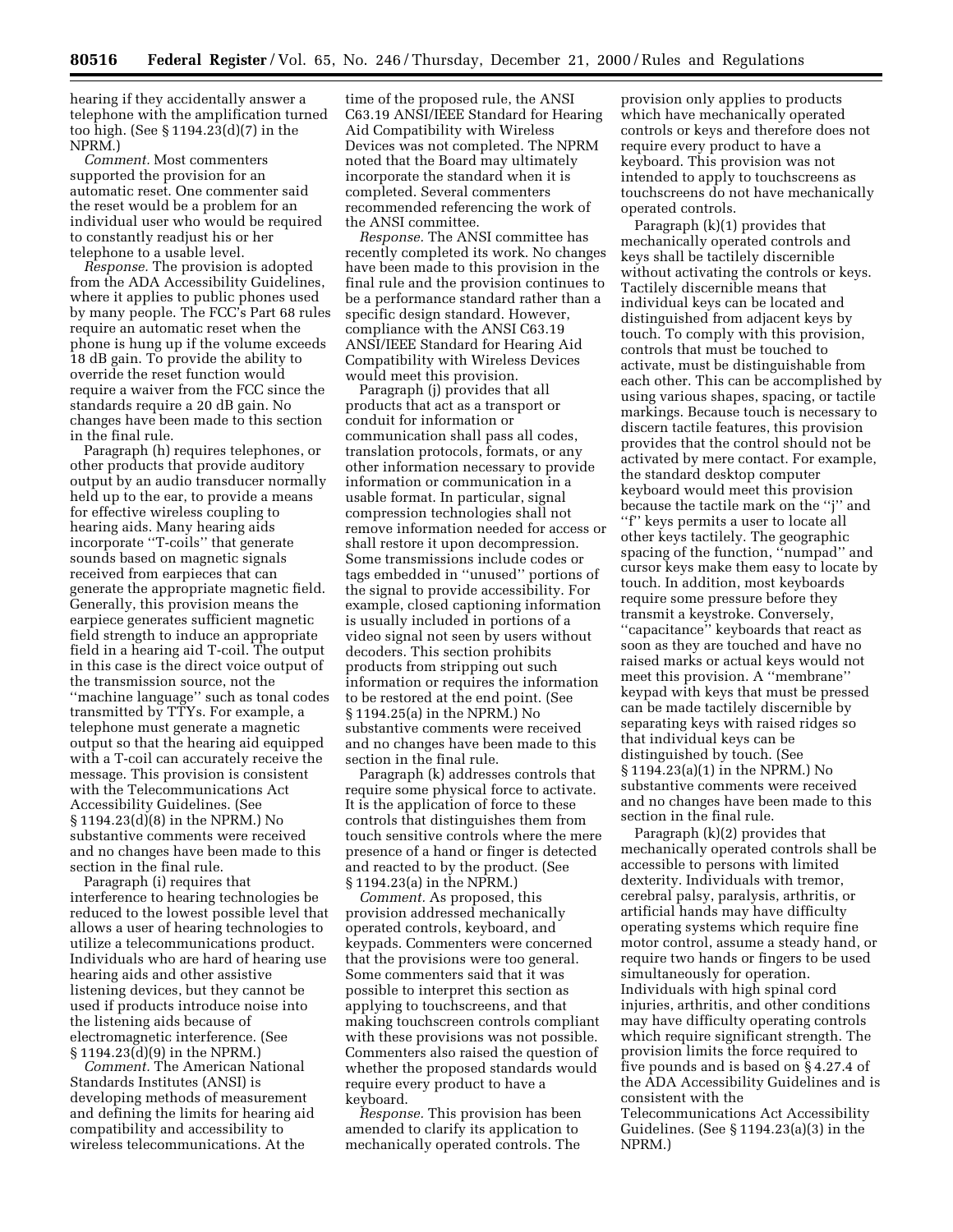hearing if they accidentally answer a telephone with the amplification turned too high. (See § 1194.23(d)(7) in the NPRM.)

*Comment.* Most commenters supported the provision for an automatic reset. One commenter said the reset would be a problem for an individual user who would be required to constantly readjust his or her telephone to a usable level.

*Response.* The provision is adopted from the ADA Accessibility Guidelines, where it applies to public phones used by many people. The FCC's Part 68 rules require an automatic reset when the phone is hung up if the volume exceeds 18 dB gain. To provide the ability to override the reset function would require a waiver from the FCC since the standards require a 20 dB gain. No changes have been made to this section in the final rule.

Paragraph (h) requires telephones, or other products that provide auditory output by an audio transducer normally held up to the ear, to provide a means for effective wireless coupling to hearing aids. Many hearing aids incorporate ''T-coils'' that generate sounds based on magnetic signals received from earpieces that can generate the appropriate magnetic field. Generally, this provision means the earpiece generates sufficient magnetic field strength to induce an appropriate field in a hearing aid T-coil. The output in this case is the direct voice output of the transmission source, not the ''machine language'' such as tonal codes transmitted by TTYs. For example, a telephone must generate a magnetic output so that the hearing aid equipped with a T-coil can accurately receive the message. This provision is consistent with the Telecommunications Act Accessibility Guidelines. (See § 1194.23(d)(8) in the NPRM.) No substantive comments were received and no changes have been made to this section in the final rule.

Paragraph (i) requires that interference to hearing technologies be reduced to the lowest possible level that allows a user of hearing technologies to utilize a telecommunications product. Individuals who are hard of hearing use hearing aids and other assistive listening devices, but they cannot be used if products introduce noise into the listening aids because of electromagnetic interference. (See § 1194.23(d)(9) in the NPRM.)

*Comment.* The American National Standards Institutes (ANSI) is developing methods of measurement and defining the limits for hearing aid compatibility and accessibility to wireless telecommunications. At the time of the proposed rule, the ANSI C63.19 ANSI/IEEE Standard for Hearing Aid Compatibility with Wireless Devices was not completed. The NPRM noted that the Board may ultimately incorporate the standard when it is completed. Several commenters recommended referencing the work of the ANSI committee.

*Response.* The ANSI committee has recently completed its work. No changes have been made to this provision in the final rule and the provision continues to be a performance standard rather than a specific design standard. However, compliance with the ANSI C63.19 ANSI/IEEE Standard for Hearing Aid Compatibility with Wireless Devices would meet this provision.

Paragraph (j) provides that all products that act as a transport or conduit for information or communication shall pass all codes, translation protocols, formats, or any other information necessary to provide information or communication in a usable format. In particular, signal compression technologies shall not remove information needed for access or shall restore it upon decompression. Some transmissions include codes or tags embedded in ''unused'' portions of the signal to provide accessibility. For example, closed captioning information is usually included in portions of a video signal not seen by users without decoders. This section prohibits products from stripping out such information or requires the information to be restored at the end point. (See § 1194.25(a) in the NPRM.) No substantive comments were received and no changes have been made to this section in the final rule.

Paragraph (k) addresses controls that require some physical force to activate. It is the application of force to these controls that distinguishes them from touch sensitive controls where the mere presence of a hand or finger is detected and reacted to by the product. (See § 1194.23(a) in the NPRM.)

*Comment.* As proposed, this provision addressed mechanically operated controls, keyboard, and keypads. Commenters were concerned that the provisions were too general. Some commenters said that it was possible to interpret this section as applying to touchscreens, and that making touchscreen controls compliant with these provisions was not possible. Commenters also raised the question of whether the proposed standards would require every product to have a keyboard.

*Response.* This provision has been amended to clarify its application to mechanically operated controls. The provision only applies to products which have mechanically operated controls or keys and therefore does not require every product to have a keyboard. This provision was not intended to apply to touchscreens as touchscreens do not have mechanically operated controls.

Paragraph (k)(1) provides that mechanically operated controls and keys shall be tactilely discernible without activating the controls or keys. Tactilely discernible means that individual keys can be located and distinguished from adjacent keys by touch. To comply with this provision, controls that must be touched to activate, must be distinguishable from each other. This can be accomplished by using various shapes, spacing, or tactile markings. Because touch is necessary to discern tactile features, this provision provides that the control should not be activated by mere contact. For example, the standard desktop computer keyboard would meet this provision because the tactile mark on the ''j'' and ''f'' keys permits a user to locate all other keys tactilely. The geographic spacing of the function, ''numpad'' and cursor keys make them easy to locate by touch. In addition, most keyboards require some pressure before they transmit a keystroke. Conversely, ''capacitance'' keyboards that react as soon as they are touched and have no raised marks or actual keys would not meet this provision. A ''membrane'' keypad with keys that must be pressed can be made tactilely discernible by separating keys with raised ridges so that individual keys can be distinguished by touch. (See § 1194.23(a)(1) in the NPRM.) No substantive comments were received and no changes have been made to this section in the final rule.

Paragraph (k)(2) provides that mechanically operated controls shall be accessible to persons with limited dexterity. Individuals with tremor, cerebral palsy, paralysis, arthritis, or artificial hands may have difficulty operating systems which require fine motor control, assume a steady hand, or require two hands or fingers to be used simultaneously for operation. Individuals with high spinal cord injuries, arthritis, and other conditions may have difficulty operating controls which require significant strength. The provision limits the force required to five pounds and is based on § 4.27.4 of the ADA Accessibility Guidelines and is consistent with the Telecommunications Act Accessibility Guidelines. (See § 1194.23(a)(3) in the NPRM.)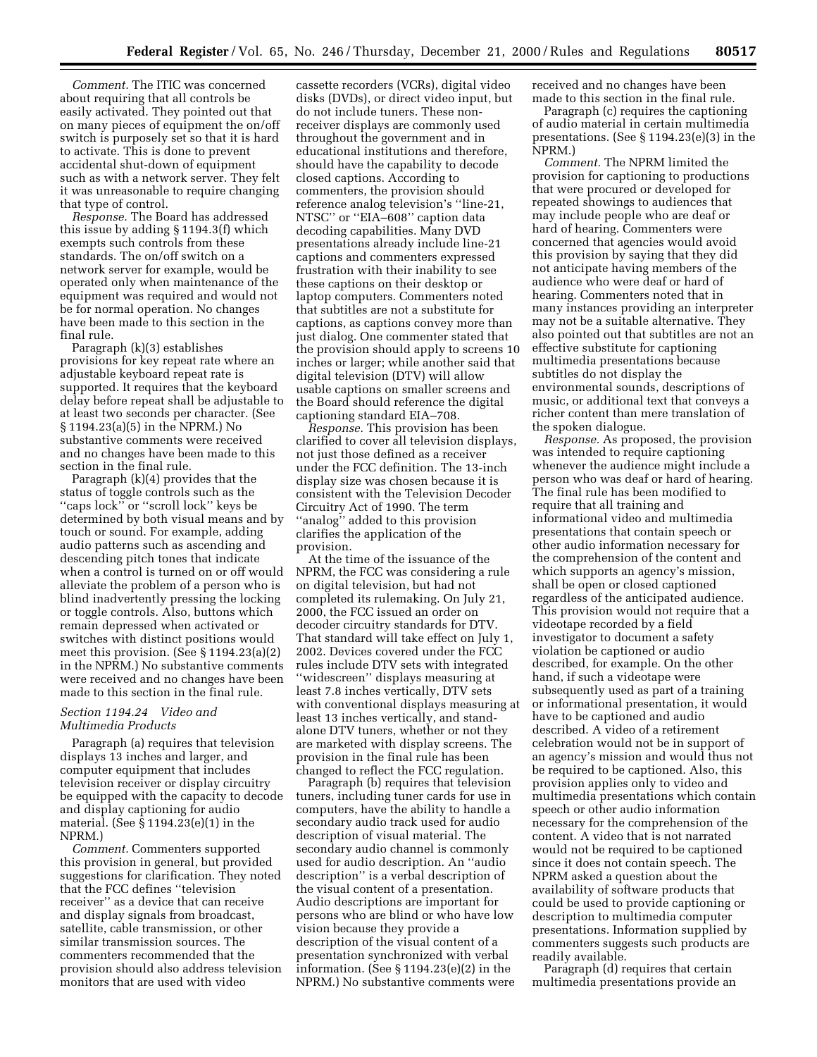*Comment.* The ITIC was concerned about requiring that all controls be easily activated. They pointed out that on many pieces of equipment the on/off switch is purposely set so that it is hard to activate. This is done to prevent accidental shut-down of equipment such as with a network server. They felt it was unreasonable to require changing that type of control.

*Response.* The Board has addressed this issue by adding § 1194.3(f) which exempts such controls from these standards. The on/off switch on a network server for example, would be operated only when maintenance of the equipment was required and would not be for normal operation. No changes have been made to this section in the final rule.

Paragraph (k)(3) establishes provisions for key repeat rate where an adjustable keyboard repeat rate is supported. It requires that the keyboard delay before repeat shall be adjustable to at least two seconds per character. (See § 1194.23(a)(5) in the NPRM.) No substantive comments were received and no changes have been made to this section in the final rule.

Paragraph (k)(4) provides that the status of toggle controls such as the ''caps lock'' or ''scroll lock'' keys be determined by both visual means and by touch or sound. For example, adding audio patterns such as ascending and descending pitch tones that indicate when a control is turned on or off would alleviate the problem of a person who is blind inadvertently pressing the locking or toggle controls. Also, buttons which remain depressed when activated or switches with distinct positions would meet this provision. (See § 1194.23(a)(2) in the NPRM.) No substantive comments were received and no changes have been made to this section in the final rule.

### *Section 1194.24 Video and Multimedia Products*

Paragraph (a) requires that television displays 13 inches and larger, and computer equipment that includes television receiver or display circuitry be equipped with the capacity to decode and display captioning for audio material. (See § 1194.23(e)(1) in the NPRM.)

*Comment.* Commenters supported this provision in general, but provided suggestions for clarification. They noted that the FCC defines ''television receiver'' as a device that can receive and display signals from broadcast, satellite, cable transmission, or other similar transmission sources. The commenters recommended that the provision should also address television monitors that are used with video cassette recorders (VCRs), digital video disks (DVDs), or direct video input, but do not include tuners. These non-receiver displays are commonly used throughout the government and in educational institutions and therefore, should have the capability to decode closed captions. According to commenters, the provision should reference analog television's ''line-21, NTSC'' or ''EIA–608'' caption data decoding capabilities. Many DVD presentations already include line-21 captions and commenters expressed frustration with their inability to see these captions on their desktop or laptop computers. Commenters noted that subtitles are not a substitute for captions, as captions convey more than just dialog. One commenter stated that the provision should apply to screens 10 inches or larger; while another said that digital television (DTV) will allow usable captions on smaller screens and the Board should reference the digital captioning standard EIA–708.

*Response.* This provision has been clarified to cover all television displays, not just those defined as a receiver under the FCC definition. The 13-inch display size was chosen because it is consistent with the Television Decoder Circuitry Act of 1990. The term ''analog'' added to this provision clarifies the application of the provision.

At the time of the issuance of the NPRM, the FCC was considering a rule on digital television, but had not completed its rulemaking. On July 21, 2000, the FCC issued an order on decoder circuitry standards for DTV. That standard will take effect on July 1, 2002. Devices covered under the FCC rules include DTV sets with integrated ''widescreen'' displays measuring at least 7.8 inches vertically, DTV sets with conventional displays measuring at least 13 inches vertically, and stand-alone DTV tuners, whether or not they are marketed with display screens. The provision in the final rule has been changed to reflect the FCC regulation.

Paragraph (b) requires that television tuners, including tuner cards for use in computers, have the ability to handle a secondary audio track used for audio description of visual material. The secondary audio channel is commonly used for audio description. An ''audio description'' is a verbal description of the visual content of a presentation. Audio descriptions are important for persons who are blind or who have low vision because they provide a description of the visual content of a presentation synchronized with verbal information. (See § 1194.23(e)(2) in the NPRM.) No substantive comments were received and no changes have been made to this section in the final rule.

Paragraph (c) requires the captioning of audio material in certain multimedia presentations. (See § 1194.23(e)(3) in the NPRM.)

*Comment.* The NPRM limited the provision for captioning to productions that were procured or developed for repeated showings to audiences that may include people who are deaf or hard of hearing. Commenters were concerned that agencies would avoid this provision by saying that they did not anticipate having members of the audience who were deaf or hard of hearing. Commenters noted that in many instances providing an interpreter may not be a suitable alternative. They also pointed out that subtitles are not an effective substitute for captioning multimedia presentations because subtitles do not display the environmental sounds, descriptions of music, or additional text that conveys a richer content than mere translation of the spoken dialogue.

*Response.* As proposed, the provision was intended to require captioning whenever the audience might include a person who was deaf or hard of hearing. The final rule has been modified to require that all training and informational video and multimedia presentations that contain speech or other audio information necessary for the comprehension of the content and which supports an agency's mission, shall be open or closed captioned regardless of the anticipated audience. This provision would not require that a videotape recorded by a field investigator to document a safety violation be captioned or audio described, for example. On the other hand, if such a videotape were subsequently used as part of a training or informational presentation, it would have to be captioned and audio described. A video of a retirement celebration would not be in support of an agency's mission and would thus not be required to be captioned. Also, this provision applies only to video and multimedia presentations which contain speech or other audio information necessary for the comprehension of the content. A video that is not narrated would not be required to be captioned since it does not contain speech. The NPRM asked a question about the availability of software products that could be used to provide captioning or description to multimedia computer presentations. Information supplied by commenters suggests such products are readily available.

Paragraph (d) requires that certain multimedia presentations provide an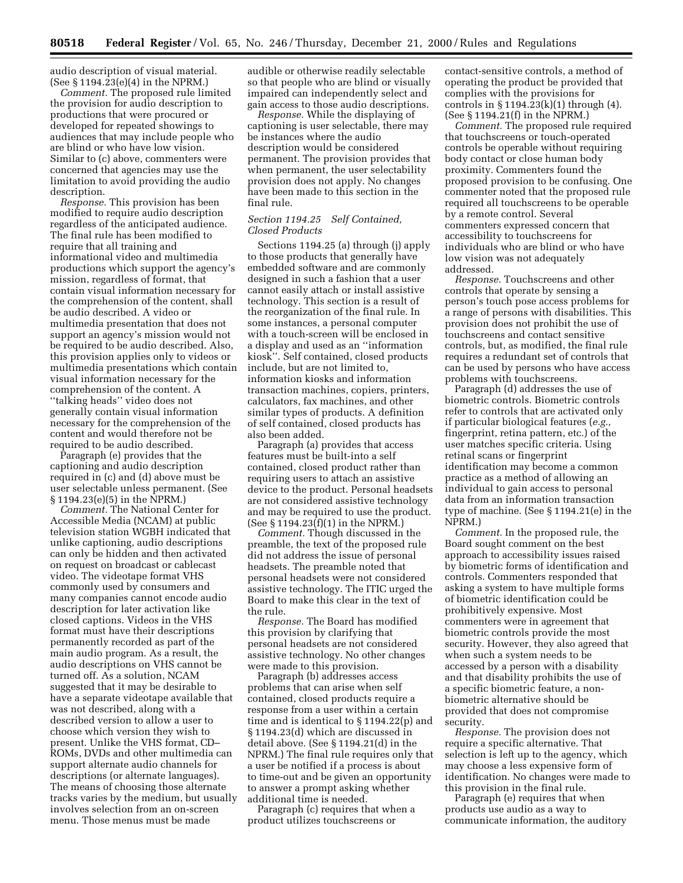audio description of visual material. (See § 1194.23(e)(4) in the NPRM.)

*Comment.* The proposed rule limited the provision for audio description to productions that were procured or developed for repeated showings to audiences that may include people who are blind or who have low vision. Similar to (c) above, commenters were concerned that agencies may use the limitation to avoid providing the audio description.

*Response.* This provision has been modified to require audio description regardless of the anticipated audience. The final rule has been modified to require that all training and informational video and multimedia productions which support the agency's mission, regardless of format, that contain visual information necessary for the comprehension of the content, shall be audio described. A video or multimedia presentation that does not support an agency's mission would not be required to be audio described. Also, this provision applies only to videos or multimedia presentations which contain visual information necessary for the comprehension of the content. A ''talking heads'' video does not generally contain visual information necessary for the comprehension of the content and would therefore not be required to be audio described.

Paragraph (e) provides that the captioning and audio description required in (c) and (d) above must be user selectable unless permanent. (See § 1194.23(e)(5) in the NPRM.)

*Comment.* The National Center for Accessible Media (NCAM) at public television station WGBH indicated that unlike captioning, audio descriptions can only be hidden and then activated on request on broadcast or cablecast video. The videotape format VHS commonly used by consumers and many companies cannot encode audio description for later activation like closed captions. Videos in the VHS format must have their descriptions permanently recorded as part of the main audio program. As a result, the audio descriptions on VHS cannot be turned off. As a solution, NCAM suggested that it may be desirable to have a separate videotape available that was not described, along with a described version to allow a user to choose which version they wish to present. Unlike the VHS format, CD–ROMs, DVDs and other multimedia can support alternate audio channels for descriptions (or alternate languages). The means of choosing those alternate tracks varies by the medium, but usually involves selection from an on-screen menu. Those menus must be made audible or otherwise readily selectable so that people who are blind or visually impaired can independently select and gain access to those audio descriptions.

*Response.* While the displaying of captioning is user selectable, there may be instances where the audio description would be considered permanent. The provision provides that when permanent, the user selectability provision does not apply. No changes have been made to this section in the final rule.

### *Section 1194.25 Self Contained, Closed Products*

Sections 1194.25 (a) through (j) apply to those products that generally have embedded software and are commonly designed in such a fashion that a user cannot easily attach or install assistive technology. This section is a result of the reorganization of the final rule. In some instances, a personal computer with a touch-screen will be enclosed in a display and used as an ''information kiosk''. Self contained, closed products include, but are not limited to, information kiosks and information transaction machines, copiers, printers, calculators, fax machines, and other similar types of products. A definition of self contained, closed products has also been added.

Paragraph (a) provides that access features must be built-into a self contained, closed product rather than requiring users to attach an assistive device to the product. Personal headsets are not considered assistive technology and may be required to use the product. (See § 1194.23(f)(1) in the NPRM.)

*Comment.* Though discussed in the preamble, the text of the proposed rule did not address the issue of personal headsets. The preamble noted that personal headsets were not considered assistive technology. The ITIC urged the Board to make this clear in the text of the rule.

*Response.* The Board has modified this provision by clarifying that personal headsets are not considered assistive technology. No other changes were made to this provision.

Paragraph (b) addresses access problems that can arise when self contained, closed products require a response from a user within a certain time and is identical to § 1194.22(p) and § 1194.23(d) which are discussed in detail above. (See § 1194.21(d) in the NPRM.) The final rule requires only that a user be notified if a process is about to time-out and be given an opportunity to answer a prompt asking whether additional time is needed.

Paragraph (c) requires that when a product utilizes touchscreens or contact-sensitive controls, a method of operating the product be provided that complies with the provisions for controls in § 1194.23(k)(1) through (4). (See § 1194.21(f) in the NPRM.)

*Comment.* The proposed rule required that touchscreens or touch-operated controls be operable without requiring body contact or close human body proximity. Commenters found the proposed provision to be confusing. One commenter noted that the proposed rule required all touchscreens to be operable by a remote control. Several commenters expressed concern that accessibility to touchscreens for individuals who are blind or who have low vision was not adequately addressed.

*Response.* Touchscreens and other controls that operate by sensing a person's touch pose access problems for a range of persons with disabilities. This provision does not prohibit the use of touchscreens and contact sensitive controls, but, as modified, the final rule requires a redundant set of controls that can be used by persons who have access problems with touchscreens.

Paragraph (d) addresses the use of biometric controls. Biometric controls refer to controls that are activated only if particular biological features (*e.g.,* fingerprint, retina pattern, etc.) of the user matches specific criteria. Using retinal scans or fingerprint identification may become a common practice as a method of allowing an individual to gain access to personal data from an information transaction type of machine. (See § 1194.21(e) in the NPRM.)

*Comment.* In the proposed rule, the Board sought comment on the best approach to accessibility issues raised by biometric forms of identification and controls. Commenters responded that asking a system to have multiple forms of biometric identification could be prohibitively expensive. Most commenters were in agreement that biometric controls provide the most security. However, they also agreed that when such a system needs to be accessed by a person with a disability and that disability prohibits the use of a specific biometric feature, a non-biometric alternative should be provided that does not compromise security.

*Response.* The provision does not require a specific alternative. That selection is left up to the agency, which may choose a less expensive form of identification. No changes were made to this provision in the final rule.

Paragraph (e) requires that when products use audio as a way to communicate information, the auditory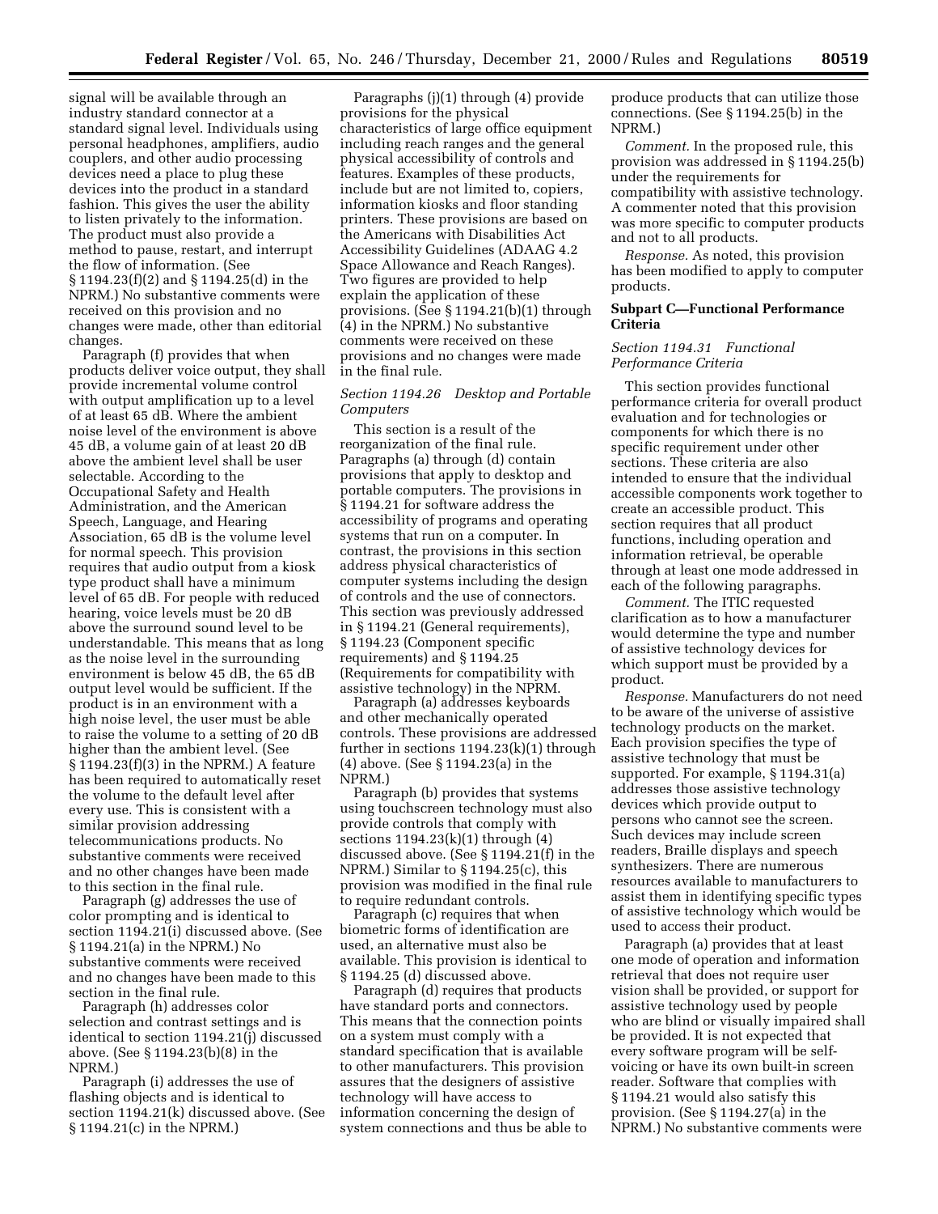signal will be available through an industry standard connector at a standard signal level. Individuals using personal headphones, amplifiers, audio couplers, and other audio processing devices need a place to plug these devices into the product in a standard fashion. This gives the user the ability to listen privately to the information. The product must also provide a method to pause, restart, and interrupt the flow of information. (See § 1194.23(f)(2) and § 1194.25(d) in the NPRM.) No substantive comments were received on this provision and no changes were made, other than editorial changes.

Paragraph (f) provides that when products deliver voice output, they shall provide incremental volume control with output amplification up to a level of at least 65 dB. Where the ambient noise level of the environment is above 45 dB, a volume gain of at least 20 dB above the ambient level shall be user selectable. According to the Occupational Safety and Health Administration, and the American Speech, Language, and Hearing Association, 65 dB is the volume level for normal speech. This provision requires that audio output from a kiosk type product shall have a minimum level of 65 dB. For people with reduced hearing, voice levels must be 20 dB above the surround sound level to be understandable. This means that as long as the noise level in the surrounding environment is below 45 dB, the 65 dB output level would be sufficient. If the product is in an environment with a high noise level, the user must be able to raise the volume to a setting of 20 dB higher than the ambient level. (See § 1194.23(f)(3) in the NPRM.) A feature has been required to automatically reset the volume to the default level after every use. This is consistent with a similar provision addressing telecommunications products. No substantive comments were received and no other changes have been made to this section in the final rule.

Paragraph (g) addresses the use of color prompting and is identical to section 1194.21(i) discussed above. (See § 1194.21(a) in the NPRM.) No substantive comments were received and no changes have been made to this section in the final rule.

Paragraph (h) addresses color selection and contrast settings and is identical to section 1194.21(j) discussed above. (See § 1194.23(b)(8) in the NPRM.)

Paragraph (i) addresses the use of flashing objects and is identical to section 1194.21(k) discussed above. (See § 1194.21(c) in the NPRM.)

Paragraphs (j)(1) through (4) provide provisions for the physical characteristics of large office equipment including reach ranges and the general physical accessibility of controls and features. Examples of these products, include but are not limited to, copiers, information kiosks and floor standing printers. These provisions are based on the Americans with Disabilities Act Accessibility Guidelines (ADAAG 4.2 Space Allowance and Reach Ranges). Two figures are provided to help explain the application of these provisions. (See § 1194.21(b)(1) through (4) in the NPRM.) No substantive comments were received on these provisions and no changes were made in the final rule.

*Section 1194.26 Desktop and Portable Computers*

This section is a result of the reorganization of the final rule. Paragraphs (a) through (d) contain provisions that apply to desktop and portable computers. The provisions in § 1194.21 for software address the accessibility of programs and operating systems that run on a computer. In contrast, the provisions in this section address physical characteristics of computer systems including the design of controls and the use of connectors. This section was previously addressed in § 1194.21 (General requirements), § 1194.23 (Component specific requirements) and § 1194.25 (Requirements for compatibility with assistive technology) in the NPRM.

Paragraph (a) addresses keyboards and other mechanically operated controls. These provisions are addressed further in sections 1194.23(k)(1) through (4) above. (See § 1194.23(a) in the NPRM.)

Paragraph (b) provides that systems using touchscreen technology must also provide controls that comply with sections 1194.23(k)(1) through (4) discussed above. (See § 1194.21(f) in the NPRM.) Similar to § 1194.25(c), this provision was modified in the final rule to require redundant controls.

Paragraph (c) requires that when biometric forms of identification are used, an alternative must also be available. This provision is identical to § 1194.25 (d) discussed above.

Paragraph (d) requires that products have standard ports and connectors. This means that the connection points on a system must comply with a standard specification that is available to other manufacturers. This provision assures that the designers of assistive technology will have access to information concerning the design of system connections and thus be able to produce products that can utilize those connections. (See § 1194.25(b) in the NPRM.)

*Comment.* In the proposed rule, this provision was addressed in § 1194.25(b) under the requirements for compatibility with assistive technology. A commenter noted that this provision was more specific to computer products and not to all products.

*Response.* As noted, this provision has been modified to apply to computer products.

**Subpart C—Functional Performance Criteria**

*Section 1194.31 Functional Performance Criteria*

This section provides functional performance criteria for overall product evaluation and for technologies or components for which there is no specific requirement under other sections. These criteria are also intended to ensure that the individual accessible components work together to create an accessible product. This section requires that all product functions, including operation and information retrieval, be operable through at least one mode addressed in each of the following paragraphs.

*Comment.* The ITIC requested clarification as to how a manufacturer would determine the type and number of assistive technology devices for which support must be provided by a product.

*Response.* Manufacturers do not need to be aware of the universe of assistive technology products on the market. Each provision specifies the type of assistive technology that must be supported. For example, § 1194.31(a) addresses those assistive technology devices which provide output to persons who cannot see the screen. Such devices may include screen readers, Braille displays and speech synthesizers. There are numerous resources available to manufacturers to assist them in identifying specific types of assistive technology which would be used to access their product.

Paragraph (a) provides that at least one mode of operation and information retrieval that does not require user vision shall be provided, or support for assistive technology used by people who are blind or visually impaired shall be provided. It is not expected that every software program will be self-voicing or have its own built-in screen reader. Software that complies with § 1194.21 would also satisfy this provision. (See § 1194.27(a) in the NPRM.) No substantive comments were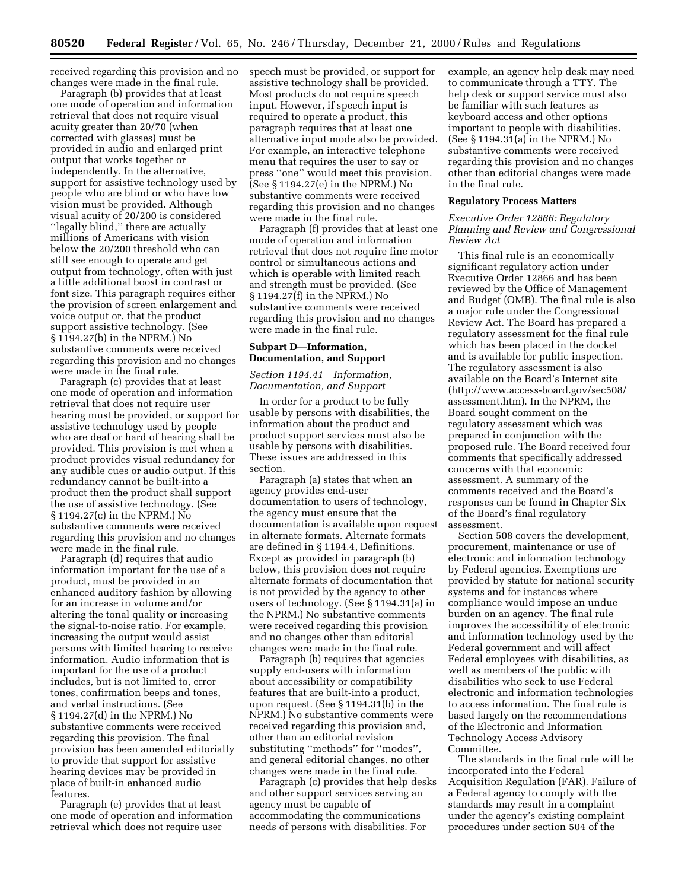received regarding this provision and no changes were made in the final rule.

Paragraph (b) provides that at least one mode of operation and information retrieval that does not require visual acuity greater than 20/70 (when corrected with glasses) must be provided in audio and enlarged print output that works together or independently. In the alternative, support for assistive technology used by people who are blind or who have low vision must be provided. Although visual acuity of 20/200 is considered ''legally blind,'' there are actually millions of Americans with vision below the 20/200 threshold who can still see enough to operate and get output from technology, often with just a little additional boost in contrast or font size. This paragraph requires either the provision of screen enlargement and voice output or, that the product support assistive technology. (See § 1194.27(b) in the NPRM.) No substantive comments were received regarding this provision and no changes were made in the final rule.

Paragraph (c) provides that at least one mode of operation and information retrieval that does not require user hearing must be provided, or support for assistive technology used by people who are deaf or hard of hearing shall be provided. This provision is met when a product provides visual redundancy for any audible cues or audio output. If this redundancy cannot be built-into a product then the product shall support the use of assistive technology. (See § 1194.27(c) in the NPRM.) No substantive comments were received regarding this provision and no changes were made in the final rule.

Paragraph (d) requires that audio information important for the use of a product, must be provided in an enhanced auditory fashion by allowing for an increase in volume and/or altering the tonal quality or increasing the signal-to-noise ratio. For example, increasing the output would assist persons with limited hearing to receive information. Audio information that is important for the use of a product includes, but is not limited to, error tones, confirmation beeps and tones, and verbal instructions. (See § 1194.27(d) in the NPRM.) No substantive comments were received regarding this provision. The final provision has been amended editorially to provide that support for assistive hearing devices may be provided in place of built-in enhanced audio features.

Paragraph (e) provides that at least one mode of operation and information retrieval which does not require user speech must be provided, or support for assistive technology shall be provided. Most products do not require speech input. However, if speech input is required to operate a product, this paragraph requires that at least one alternative input mode also be provided. For example, an interactive telephone menu that requires the user to say or press ''one'' would meet this provision. (See § 1194.27(e) in the NPRM.) No substantive comments were received regarding this provision and no changes were made in the final rule.

Paragraph (f) provides that at least one mode of operation and information retrieval that does not require fine motor control or simultaneous actions and which is operable with limited reach and strength must be provided. (See § 1194.27(f) in the NPRM.) No substantive comments were received regarding this provision and no changes were made in the final rule.

## Subpart D—Information, Documentation, and Support

### *Section 1194.41 Information, Documentation, and Support*

In order for a product to be fully usable by persons with disabilities, the information about the product and product support services must also be usable by persons with disabilities. These issues are addressed in this section.

Paragraph (a) states that when an agency provides end-user documentation to users of technology, the agency must ensure that the documentation is available upon request in alternate formats. Alternate formats are defined in § 1194.4, Definitions. Except as provided in paragraph (b) below, this provision does not require alternate formats of documentation that is not provided by the agency to other users of technology. (See § 1194.31(a) in the NPRM.) No substantive comments were received regarding this provision and no changes other than editorial changes were made in the final rule.

Paragraph (b) requires that agencies supply end-users with information about accessibility or compatibility features that are built-into a product, upon request. (See § 1194.31(b) in the NPRM.) No substantive comments were received regarding this provision and, other than an editorial revision substituting ''methods'' for ''modes'', and general editorial changes, no other changes were made in the final rule.

Paragraph (c) provides that help desks and other support services serving an agency must be capable of accommodating the communications needs of persons with disabilities. For example, an agency help desk may need to communicate through a TTY. The help desk or support service must also be familiar with such features as keyboard access and other options important to people with disabilities. (See § 1194.31(a) in the NPRM.) No substantive comments were received regarding this provision and no changes other than editorial changes were made in the final rule.

## Regulatory Process Matters

### *Executive Order 12866: Regulatory Planning and Review and Congressional Review Act*

This final rule is an economically significant regulatory action under Executive Order 12866 and has been reviewed by the Office of Management and Budget (OMB). The final rule is also a major rule under the Congressional Review Act. The Board has prepared a regulatory assessment for the final rule which has been placed in the docket and is available for public inspection. The regulatory assessment is also available on the Board's Internet site (http://www.access-board.gov/sec508/assessment.htm). In the NPRM, the Board sought comment on the regulatory assessment which was prepared in conjunction with the proposed rule. The Board received four comments that specifically addressed concerns with that economic assessment. A summary of the comments received and the Board's responses can be found in Chapter Six of the Board's final regulatory assessment.

Section 508 covers the development, procurement, maintenance or use of electronic and information technology by Federal agencies. Exemptions are provided by statute for national security systems and for instances where compliance would impose an undue burden on an agency. The final rule improves the accessibility of electronic and information technology used by the Federal government and will affect Federal employees with disabilities, as well as members of the public with disabilities who seek to use Federal electronic and information technologies to access information. The final rule is based largely on the recommendations of the Electronic and Information Technology Access Advisory Committee.

The standards in the final rule will be incorporated into the Federal Acquisition Regulation (FAR). Failure of a Federal agency to comply with the standards may result in a complaint under the agency's existing complaint procedures under section 504 of the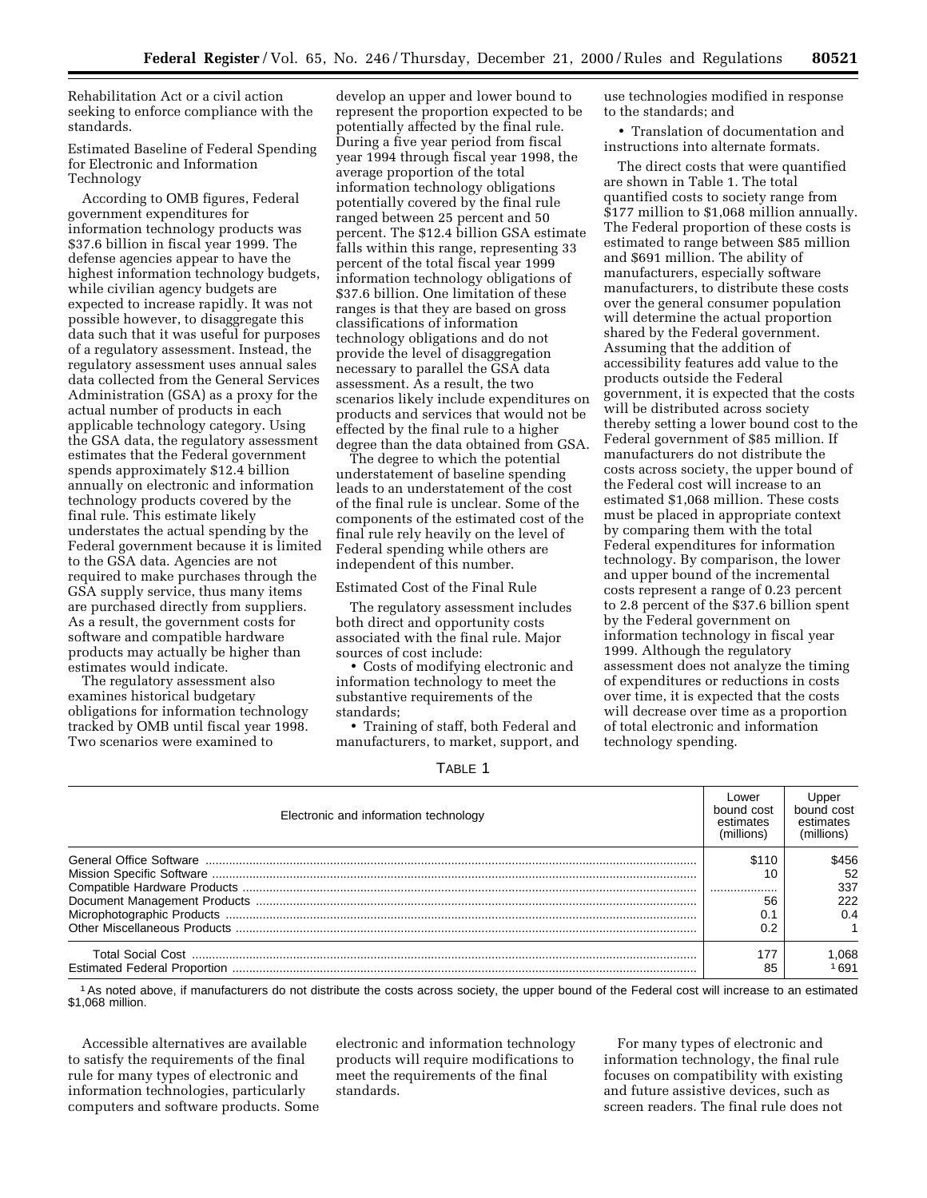Rehabilitation Act or a civil action seeking to enforce compliance with the standards.

Estimated Baseline of Federal Spending for Electronic and Information Technology

According to OMB figures, Federal government expenditures for information technology products was $37.6 billion in fiscal year 1999. The defense agencies appear to have the highest information technology budgets, while civilian agency budgets are expected to increase rapidly. It was not possible however, to disaggregate this data such that it was useful for purposes of a regulatory assessment. Instead, the regulatory assessment uses annual sales data collected from the General Services Administration (GSA) as a proxy for the actual number of products in each applicable technology category. Using the GSA data, the regulatory assessment estimates that the Federal government spends approximately $12.4 billion annually on electronic and information technology products covered by the final rule. This estimate likely understates the actual spending by the Federal government because it is limited to the GSA data. Agencies are not required to make purchases through the GSA supply service, thus many items are purchased directly from suppliers. As a result, the government costs for software and compatible hardware products may actually be higher than estimates would indicate.

The regulatory assessment also examines historical budgetary obligations for information technology tracked by OMB until fiscal year 1998. Two scenarios were examined to develop an upper and lower bound to represent the proportion expected to be potentially affected by the final rule. During a five year period from fiscal year 1994 through fiscal year 1998, the average proportion of the total information technology obligations potentially covered by the final rule ranged between 25 percent and 50 percent. The $12.4 billion GSA estimate falls within this range, representing 33 percent of the total fiscal year 1999 information technology obligations of $37.6 billion. One limitation of these ranges is that they are based on gross classifications of information technology obligations and do not provide the level of disaggregation necessary to parallel the GSA data assessment. As a result, the two scenarios likely include expenditures on products and services that would not be effected by the final rule to a higher degree than the data obtained from GSA.

The degree to which the potential understatement of baseline spending leads to an understatement of the cost of the final rule is unclear. Some of the components of the estimated cost of the final rule rely heavily on the level of Federal spending while others are independent of this number.

Estimated Cost of the Final Rule

The regulatory assessment includes both direct and opportunity costs associated with the final rule. Major sources of cost include:

- Costs of modifying electronic and information technology to meet the substantive requirements of the standards;
- Training of staff, both Federal and manufacturers, to market, support, and use technologies modified in response to the standards; and
- Translation of documentation and instructions into alternate formats.

The direct costs that were quantified are shown in Table 1. The total quantified costs to society range from $177 million to $1,068 million annually. The Federal proportion of these costs is estimated to range between $85 million and $691 million. The ability of manufacturers, especially software manufacturers, to distribute these costs over the general consumer population will determine the actual proportion shared by the Federal government. Assuming that the addition of accessibility features add value to the products outside the Federal government, it is expected that the costs will be distributed across society thereby setting a lower bound cost to the Federal government of $85 million. If manufacturers do not distribute the costs across society, the upper bound of the Federal cost will increase to an estimated $1,068 million. These costs must be placed in appropriate context by comparing them with the total Federal expenditures for information technology. By comparison, the lower and upper bound of the incremental costs represent a range of 0.23 percent to 2.8 percent of the $37.6 billion spent by the Federal government on information technology in fiscal year 1999. Although the regulatory assessment does not analyze the timing of expenditures or reductions in costs over time, it is expected that the costs will decrease over time as a proportion of total electronic and information technology spending.

TABLE 1

| Electronic and information technology | Lower bound cost estimates (millions) | Upper bound cost estimates (millions) |
|---|---|---|
| General Office Software | $110 | $456 |
| Mission Specific Software | 10 | 52 |
| Compatible Hardware Products | .................... | 337 |
| Document Management Products | 56 | 222 |
| Microphotographic Products | 0.1 | 0.4 |
| Other Miscellaneous Products | 0.2 | 1 |
| Total Social Cost | 177 | 1,068 |
| Estimated Federal Proportion | 85 | [1] 691 |

[1] As noted above, if manufacturers do not distribute the costs across society, the upper bound of the Federal cost will increase to an estimated $1,068 million.

Accessible alternatives are available to satisfy the requirements of the final rule for many types of electronic and information technologies, particularly computers and software products. Some electronic and information technology products will require modifications to meet the requirements of the final standards.

For many types of electronic and information technology, the final rule focuses on compatibility with existing and future assistive devices, such as screen readers. The final rule does not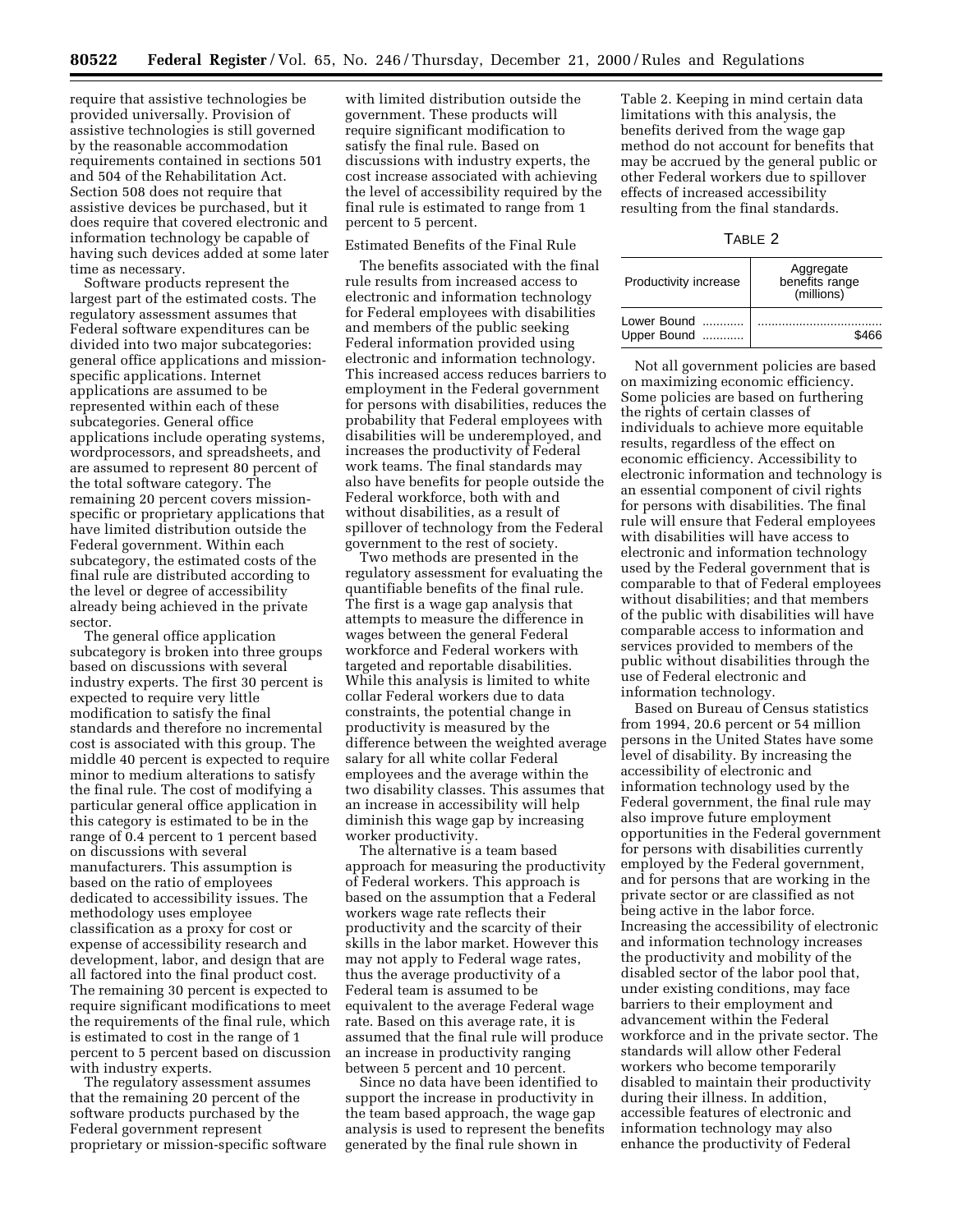require that assistive technologies be provided universally. Provision of assistive technologies is still governed by the reasonable accommodation requirements contained in sections 501 and 504 of the Rehabilitation Act. Section 508 does not require that assistive devices be purchased, but it does require that covered electronic and information technology be capable of having such devices added at some later time as necessary.

Software products represent the largest part of the estimated costs. The regulatory assessment assumes that Federal software expenditures can be divided into two major subcategories: general office applications and mission-specific applications. Internet applications are assumed to be represented within each of these subcategories. General office applications include operating systems, wordprocessors, and spreadsheets, and are assumed to represent 80 percent of the total software category. The remaining 20 percent covers mission-specific or proprietary applications that have limited distribution outside the Federal government. Within each subcategory, the estimated costs of the final rule are distributed according to the level or degree of accessibility already being achieved in the private sector.

The general office application subcategory is broken into three groups based on discussions with several industry experts. The first 30 percent is expected to require very little modification to satisfy the final standards and therefore no incremental cost is associated with this group. The middle 40 percent is expected to require minor to medium alterations to satisfy the final rule. The cost of modifying a particular general office application in this category is estimated to be in the range of 0.4 percent to 1 percent based on discussions with several manufacturers. This assumption is based on the ratio of employees dedicated to accessibility issues. The methodology uses employee classification as a proxy for cost or expense of accessibility research and development, labor, and design that are all factored into the final product cost. The remaining 30 percent is expected to require significant modifications to meet the requirements of the final rule, which is estimated to cost in the range of 1 percent to 5 percent based on discussion with industry experts.

The regulatory assessment assumes that the remaining 20 percent of the software products purchased by the Federal government represent proprietary or mission-specific software with limited distribution outside the government. These products will require significant modification to satisfy the final rule. Based on discussions with industry experts, the cost increase associated with achieving the level of accessibility required by the final rule is estimated to range from 1 percent to 5 percent.

Estimated Benefits of the Final Rule

The benefits associated with the final rule results from increased access to electronic and information technology for Federal employees with disabilities and members of the public seeking Federal information provided using electronic and information technology. This increased access reduces barriers to employment in the Federal government for persons with disabilities, reduces the probability that Federal employees with disabilities will be underemployed, and increases the productivity of Federal work teams. The final standards may also have benefits for people outside the Federal workforce, both with and without disabilities, as a result of spillover of technology from the Federal government to the rest of society.

Two methods are presented in the regulatory assessment for evaluating the quantifiable benefits of the final rule. The first is a wage gap analysis that attempts to measure the difference in wages between the general Federal workforce and Federal workers with targeted and reportable disabilities. While this analysis is limited to white collar Federal workers due to data constraints, the potential change in productivity is measured by the difference between the weighted average salary for all white collar Federal employees and the average within the two disability classes. This assumes that an increase in accessibility will help diminish this wage gap by increasing worker productivity.

The alternative is a team based approach for measuring the productivity of Federal workers. This approach is based on the assumption that a Federal workers wage rate reflects their productivity and the scarcity of their skills in the labor market. However this may not apply to Federal wage rates, thus the average productivity of a Federal team is assumed to be equivalent to the average Federal wage rate. Based on this average rate, it is assumed that the final rule will produce an increase in productivity ranging between 5 percent and 10 percent.

Since no data have been identified to support the increase in productivity in the team based approach, the wage gap analysis is used to represent the benefits generated by the final rule shown in Table 2. Keeping in mind certain data limitations with this analysis, the benefits derived from the wage gap method do not account for benefits that may be accrued by the general public or other Federal workers due to spillover effects of increased accessibility resulting from the final standards.

TABLE 2

| Productivity increase | Aggregate benefits range (millions) |
|---|---|
| Lower Bound ............ | .................................... |
| Upper Bound ............ | $466 |

Not all government policies are based on maximizing economic efficiency. Some policies are based on furthering the rights of certain classes of individuals to achieve more equitable results, regardless of the effect on economic efficiency. Accessibility to electronic information and technology is an essential component of civil rights for persons with disabilities. The final rule will ensure that Federal employees with disabilities will have access to electronic and information technology used by the Federal government that is comparable to that of Federal employees without disabilities; and that members of the public with disabilities will have comparable access to information and services provided to members of the public without disabilities through the use of Federal electronic and information technology.

Based on Bureau of Census statistics from 1994, 20.6 percent or 54 million persons in the United States have some level of disability. By increasing the accessibility of electronic and information technology used by the Federal government, the final rule may also improve future employment opportunities in the Federal government for persons with disabilities currently employed by the Federal government, and for persons that are working in the private sector or are classified as not being active in the labor force. Increasing the accessibility of electronic and information technology increases the productivity and mobility of the disabled sector of the labor pool that, under existing conditions, may face barriers to their employment and advancement within the Federal workforce and in the private sector. The standards will allow other Federal workers who become temporarily disabled to maintain their productivity during their illness. In addition, accessible features of electronic and information technology may also enhance the productivity of Federal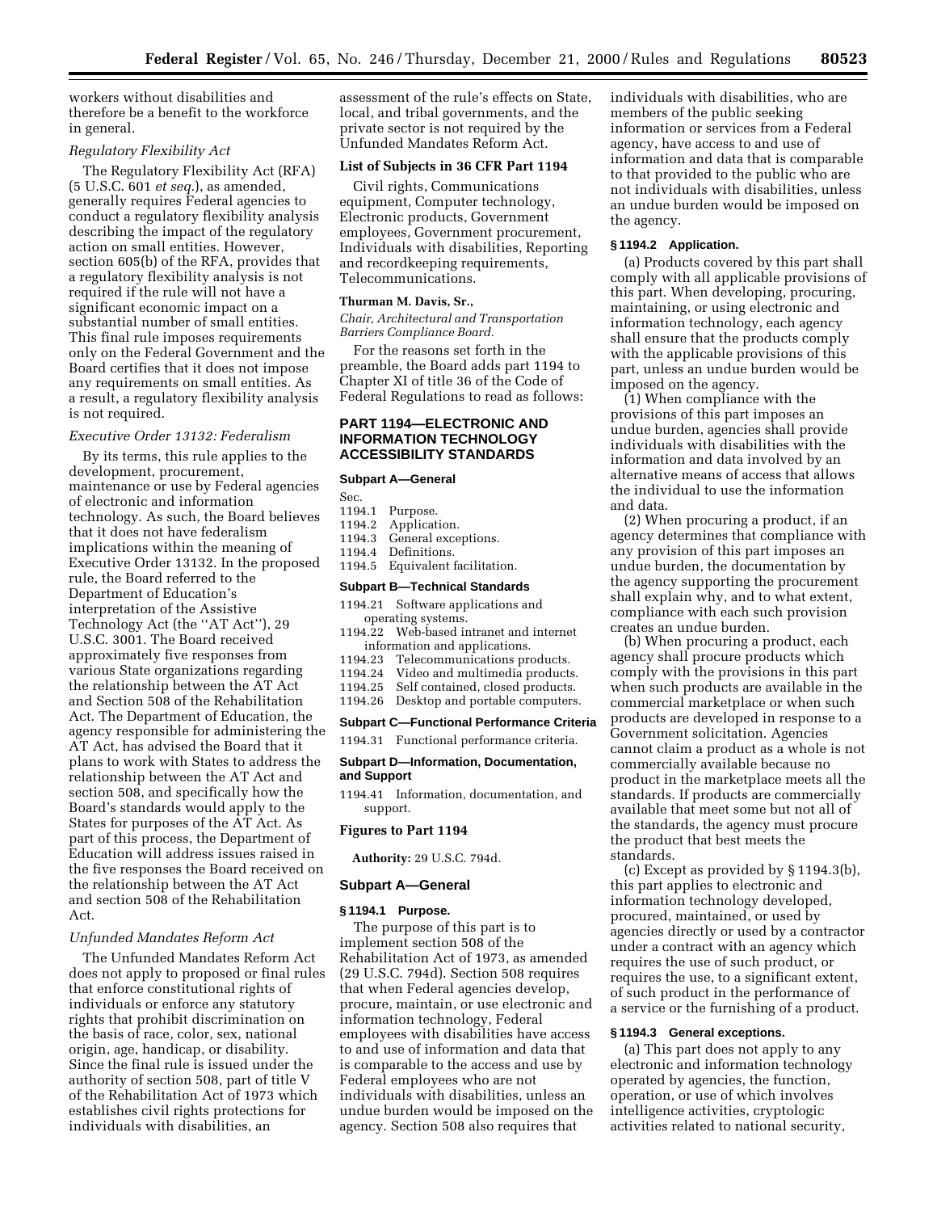workers without disabilities and therefore be a benefit to the workforce in general.

*Regulatory Flexibility Act*

The Regulatory Flexibility Act (RFA) (5 U.S.C. 601 *et seq.*), as amended, generally requires Federal agencies to conduct a regulatory flexibility analysis describing the impact of the regulatory action on small entities. However, section 605(b) of the RFA, provides that a regulatory flexibility analysis is not required if the rule will not have a significant economic impact on a substantial number of small entities. This final rule imposes requirements only on the Federal Government and the Board certifies that it does not impose any requirements on small entities. As a result, a regulatory flexibility analysis is not required.

*Executive Order 13132: Federalism*

By its terms, this rule applies to the development, procurement, maintenance or use by Federal agencies of electronic and information technology. As such, the Board believes that it does not have federalism implications within the meaning of Executive Order 13132. In the proposed rule, the Board referred to the Department of Education's interpretation of the Assistive Technology Act (the ''AT Act''), 29 U.S.C. 3001. The Board received approximately five responses from various State organizations regarding the relationship between the AT Act and Section 508 of the Rehabilitation Act. The Department of Education, the agency responsible for administering the AT Act, has advised the Board that it plans to work with States to address the relationship between the AT Act and section 508, and specifically how the Board's standards would apply to the States for purposes of the AT Act. As part of this process, the Department of Education will address issues raised in the five responses the Board received on the relationship between the AT Act and section 508 of the Rehabilitation Act.

*Unfunded Mandates Reform Act*

The Unfunded Mandates Reform Act does not apply to proposed or final rules that enforce constitutional rights of individuals or enforce any statutory rights that prohibit discrimination on the basis of race, color, sex, national origin, age, handicap, or disability. Since the final rule is issued under the authority of section 508, part of title V of the Rehabilitation Act of 1973 which establishes civil rights protections for individuals with disabilities, an assessment of the rule's effects on State, local, and tribal governments, and the private sector is not required by the Unfunded Mandates Reform Act.

**List of Subjects in 36 CFR Part 1194**

Civil rights, Communications equipment, Computer technology, Electronic products, Government employees, Government procurement, Individuals with disabilities, Reporting and recordkeeping requirements, Telecommunications.

**Thurman M. Davis, Sr.,**

*Chair, Architectural and Transportation Barriers Compliance Board.*

For the reasons set forth in the preamble, the Board adds part 1194 to Chapter XI of title 36 of the Code of Federal Regulations to read as follows:

## PART 1194—ELECTRONIC AND INFORMATION TECHNOLOGY ACCESSIBILITY STANDARDS

**Subpart A—General**

Sec.
1194.1 Purpose.
1194.2 Application.
1194.3 General exceptions.
1194.4 Definitions.
1194.5 Equivalent facilitation.

**Subpart B—Technical Standards**

1194.21 Software applications and operating systems.
1194.22 Web-based intranet and internet information and applications.
1194.23 Telecommunications products.
1194.24 Video and multimedia products.
1194.25 Self contained, closed products.
1194.26 Desktop and portable computers.

**Subpart C—Functional Performance Criteria**

1194.31 Functional performance criteria.

**Subpart D—Information, Documentation, and Support**

1194.41 Information, documentation, and support.

**Figures to Part 1194**

**Authority:** 29 U.S.C. 794d.

### Subpart A—General

**§ 1194.1 Purpose.**

The purpose of this part is to implement section 508 of the Rehabilitation Act of 1973, as amended (29 U.S.C. 794d). Section 508 requires that when Federal agencies develop, procure, maintain, or use electronic and information technology, Federal employees with disabilities have access to and use of information and data that is comparable to the access and use by Federal employees who are not individuals with disabilities, unless an undue burden would be imposed on the agency. Section 508 also requires that individuals with disabilities, who are members of the public seeking information or services from a Federal agency, have access to and use of information and data that is comparable to that provided to the public who are not individuals with disabilities, unless an undue burden would be imposed on the agency.

**§ 1194.2 Application.**

(a) Products covered by this part shall comply with all applicable provisions of this part. When developing, procuring, maintaining, or using electronic and information technology, each agency shall ensure that the products comply with the applicable provisions of this part, unless an undue burden would be imposed on the agency.

(1) When compliance with the provisions of this part imposes an undue burden, agencies shall provide individuals with disabilities with the information and data involved by an alternative means of access that allows the individual to use the information and data.

(2) When procuring a product, if an agency determines that compliance with any provision of this part imposes an undue burden, the documentation by the agency supporting the procurement shall explain why, and to what extent, compliance with each such provision creates an undue burden.

(b) When procuring a product, each agency shall procure products which comply with the provisions in this part when such products are available in the commercial marketplace or when such products are developed in response to a Government solicitation. Agencies cannot claim a product as a whole is not commercially available because no product in the marketplace meets all the standards. If products are commercially available that meet some but not all of the standards, the agency must procure the product that best meets the standards.

(c) Except as provided by § 1194.3(b), this part applies to electronic and information technology developed, procured, maintained, or used by agencies directly or used by a contractor under a contract with an agency which requires the use of such product, or requires the use, to a significant extent, of such product in the performance of a service or the furnishing of a product.

**§ 1194.3 General exceptions.**

(a) This part does not apply to any electronic and information technology operated by agencies, the function, operation, or use of which involves intelligence activities, cryptologic activities related to national security,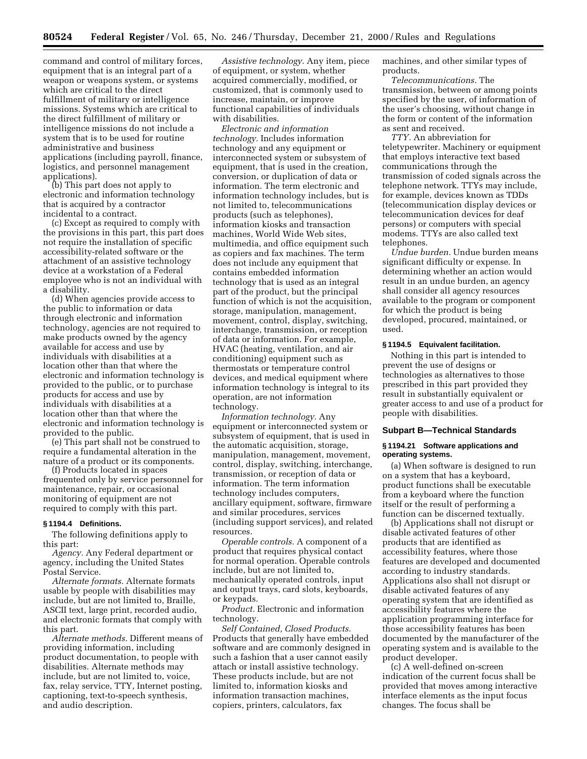command and control of military forces, equipment that is an integral part of a weapon or weapons system, or systems which are critical to the direct fulfillment of military or intelligence missions. Systems which are critical to the direct fulfillment of military or intelligence missions do not include a system that is to be used for routine administrative and business applications (including payroll, finance, logistics, and personnel management applications).

(b) This part does not apply to electronic and information technology that is acquired by a contractor incidental to a contract.

(c) Except as required to comply with the provisions in this part, this part does not require the installation of specific accessibility-related software or the attachment of an assistive technology device at a workstation of a Federal employee who is not an individual with a disability.

(d) When agencies provide access to the public to information or data through electronic and information technology, agencies are not required to make products owned by the agency available for access and use by individuals with disabilities at a location other than that where the electronic and information technology is provided to the public, or to purchase products for access and use by individuals with disabilities at a location other than that where the electronic and information technology is provided to the public.

(e) This part shall not be construed to require a fundamental alteration in the nature of a product or its components.

(f) Products located in spaces frequented only by service personnel for maintenance, repair, or occasional monitoring of equipment are not required to comply with this part.

#### § 1194.4 Definitions.

The following definitions apply to this part:

*Agency.* Any Federal department or agency, including the United States Postal Service.

*Alternate formats.* Alternate formats usable by people with disabilities may include, but are not limited to, Braille, ASCII text, large print, recorded audio, and electronic formats that comply with this part.

*Alternate methods.* Different means of providing information, including product documentation, to people with disabilities. Alternate methods may include, but are not limited to, voice, fax, relay service, TTY, Internet posting, captioning, text-to-speech synthesis, and audio description.

*Assistive technology.* Any item, piece of equipment, or system, whether acquired commercially, modified, or customized, that is commonly used to increase, maintain, or improve functional capabilities of individuals with disabilities.

*Electronic and information technology.* Includes information technology and any equipment or interconnected system or subsystem of equipment, that is used in the creation, conversion, or duplication of data or information. The term electronic and information technology includes, but is not limited to, telecommunications products (such as telephones), information kiosks and transaction machines, World Wide Web sites, multimedia, and office equipment such as copiers and fax machines. The term does not include any equipment that contains embedded information technology that is used as an integral part of the product, but the principal function of which is not the acquisition, storage, manipulation, management, movement, control, display, switching, interchange, transmission, or reception of data or information. For example, HVAC (heating, ventilation, and air conditioning) equipment such as thermostats or temperature control devices, and medical equipment where information technology is integral to its operation, are not information technology.

*Information technology.* Any equipment or interconnected system or subsystem of equipment, that is used in the automatic acquisition, storage, manipulation, management, movement, control, display, switching, interchange, transmission, or reception of data or information. The term information technology includes computers, ancillary equipment, software, firmware and similar procedures, services (including support services), and related resources.

*Operable controls.* A component of a product that requires physical contact for normal operation. Operable controls include, but are not limited to, mechanically operated controls, input and output trays, card slots, keyboards, or keypads.

*Product.* Electronic and information technology.

*Self Contained, Closed Products.* Products that generally have embedded software and are commonly designed in such a fashion that a user cannot easily attach or install assistive technology. These products include, but are not limited to, information kiosks and information transaction machines, copiers, printers, calculators, fax machines, and other similar types of products.

*Telecommunications.* The transmission, between or among points specified by the user, of information of the user's choosing, without change in the form or content of the information as sent and received.

*TTY.* An abbreviation for teletypewriter. Machinery or equipment that employs interactive text based communications through the transmission of coded signals across the telephone network. TTYs may include, for example, devices known as TDDs (telecommunication display devices or telecommunication devices for deaf persons) or computers with special modems. TTYs are also called text telephones.

*Undue burden.* Undue burden means significant difficulty or expense. In determining whether an action would result in an undue burden, an agency shall consider all agency resources available to the program or component for which the product is being developed, procured, maintained, or used.

#### § 1194.5 Equivalent facilitation.

Nothing in this part is intended to prevent the use of designs or technologies as alternatives to those prescribed in this part provided they result in substantially equivalent or greater access to and use of a product for people with disabilities.

### Subpart B—Technical Standards

#### § 1194.21 Software applications and operating systems.

(a) When software is designed to run on a system that has a keyboard, product functions shall be executable from a keyboard where the function itself or the result of performing a function can be discerned textually.

(b) Applications shall not disrupt or disable activated features of other products that are identified as accessibility features, where those features are developed and documented according to industry standards. Applications also shall not disrupt or disable activated features of any operating system that are identified as accessibility features where the application programming interface for those accessibility features has been documented by the manufacturer of the operating system and is available to the product developer.

(c) A well-defined on-screen indication of the current focus shall be provided that moves among interactive interface elements as the input focus changes. The focus shall be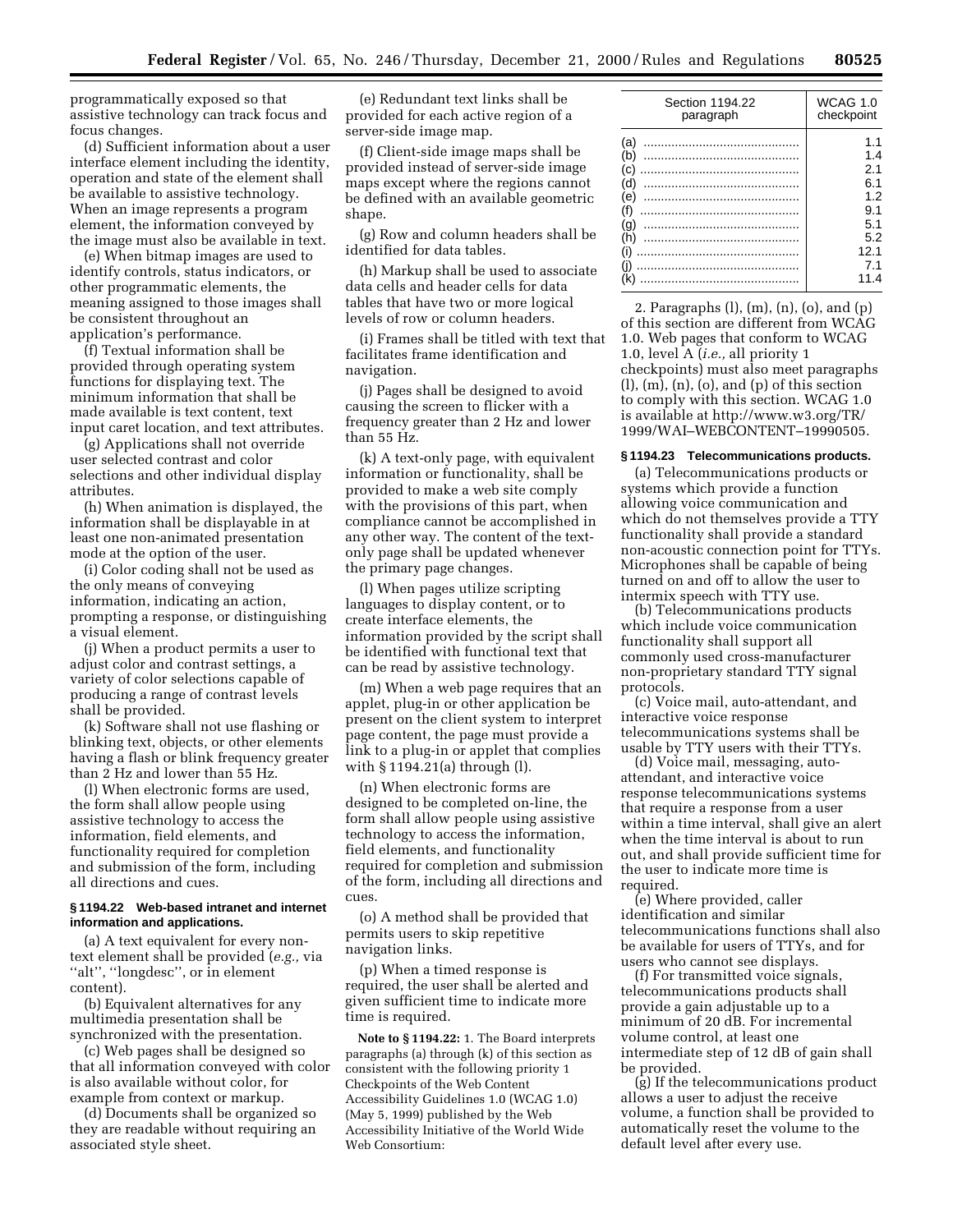programmatically exposed so that assistive technology can track focus and focus changes.

(d) Sufficient information about a user interface element including the identity, operation and state of the element shall be available to assistive technology. When an image represents a program element, the information conveyed by the image must also be available in text.

(e) When bitmap images are used to identify controls, status indicators, or other programmatic elements, the meaning assigned to those images shall be consistent throughout an application's performance.

(f) Textual information shall be provided through operating system functions for displaying text. The minimum information that shall be made available is text content, text input caret location, and text attributes.

(g) Applications shall not override user selected contrast and color selections and other individual display attributes.

(h) When animation is displayed, the information shall be displayable in at least one non-animated presentation mode at the option of the user.

(i) Color coding shall not be used as the only means of conveying information, indicating an action, prompting a response, or distinguishing a visual element.

(j) When a product permits a user to adjust color and contrast settings, a variety of color selections capable of producing a range of contrast levels shall be provided.

(k) Software shall not use flashing or blinking text, objects, or other elements having a flash or blink frequency greater than 2 Hz and lower than 55 Hz.

(l) When electronic forms are used, the form shall allow people using assistive technology to access the information, field elements, and functionality required for completion and submission of the form, including all directions and cues.

### § 1194.22 Web-based intranet and internet information and applications.

(a) A text equivalent for every non-text element shall be provided (*e.g.,* via "alt", "longdesc", or in element content).

(b) Equivalent alternatives for any multimedia presentation shall be synchronized with the presentation.

(c) Web pages shall be designed so that all information conveyed with color is also available without color, for example from context or markup.

(d) Documents shall be organized so they are readable without requiring an associated style sheet.

(e) Redundant text links shall be provided for each active region of a server-side image map.

(f) Client-side image maps shall be provided instead of server-side image maps except where the regions cannot be defined with an available geometric shape.

(g) Row and column headers shall be identified for data tables.

(h) Markup shall be used to associate data cells and header cells for data tables that have two or more logical levels of row or column headers.

(i) Frames shall be titled with text that facilitates frame identification and navigation.

(j) Pages shall be designed to avoid causing the screen to flicker with a frequency greater than 2 Hz and lower than 55 Hz.

(k) A text-only page, with equivalent information or functionality, shall be provided to make a web site comply with the provisions of this part, when compliance cannot be accomplished in any other way. The content of the text-only page shall be updated whenever the primary page changes.

(l) When pages utilize scripting languages to display content, or to create interface elements, the information provided by the script shall be identified with functional text that can be read by assistive technology.

(m) When a web page requires that an applet, plug-in or other application be present on the client system to interpret page content, the page must provide a link to a plug-in or applet that complies with § 1194.21(a) through (l).

(n) When electronic forms are designed to be completed on-line, the form shall allow people using assistive technology to access the information, field elements, and functionality required for completion and submission of the form, including all directions and cues.

(o) A method shall be provided that permits users to skip repetitive navigation links.

(p) When a timed response is required, the user shall be alerted and given sufficient time to indicate more time is required.

**Note to § 1194.22:** 1. The Board interprets paragraphs (a) through (k) of this section as consistent with the following priority 1 Checkpoints of the Web Content Accessibility Guidelines 1.0 (WCAG 1.0) (May 5, 1999) published by the Web Accessibility Initiative of the World Wide Web Consortium:

| Section 1194.22 paragraph | WCAG 1.0 checkpoint |
|---|---|
| (a) | 1.1 |
| (b) | 1.4 |
| (c) | 2.1 |
| (d) | 6.1 |
| (e) | 1.2 |
| (f) | 9.1 |
| (g) | 5.1 |
| (h) | 5.2 |
| (i) | 12.1 |
| (j) | 7.1 |
| (k) | 11.4 |

2. Paragraphs (l), (m), (n), (o), and (p) of this section are different from WCAG 1.0. Web pages that conform to WCAG 1.0, level A (*i.e.,* all priority 1 checkpoints) must also meet paragraphs (l), (m), (n), (o), and (p) of this section to comply with this section. WCAG 1.0 is available at http://www.w3.org/TR/1999/WAI–WEBCONTENT–19990505.

### § 1194.23 Telecommunications products.

(a) Telecommunications products or systems which provide a function allowing voice communication and which do not themselves provide a TTY functionality shall provide a standard non-acoustic connection point for TTYs. Microphones shall be capable of being turned on and off to allow the user to intermix speech with TTY use.

(b) Telecommunications products which include voice communication functionality shall support all commonly used cross-manufacturer non-proprietary standard TTY signal protocols.

(c) Voice mail, auto-attendant, and interactive voice response telecommunications systems shall be usable by TTY users with their TTYs.

(d) Voice mail, messaging, auto-attendant, and interactive voice response telecommunications systems that require a response from a user within a time interval, shall give an alert when the time interval is about to run out, and shall provide sufficient time for the user to indicate more time is required.

(e) Where provided, caller identification and similar telecommunications functions shall also be available for users of TTYs, and for users who cannot see displays.

(f) For transmitted voice signals, telecommunications products shall provide a gain adjustable up to a minimum of 20 dB. For incremental volume control, at least one intermediate step of 12 dB of gain shall be provided.

(g) If the telecommunications product allows a user to adjust the receive volume, a function shall be provided to automatically reset the volume to the default level after every use.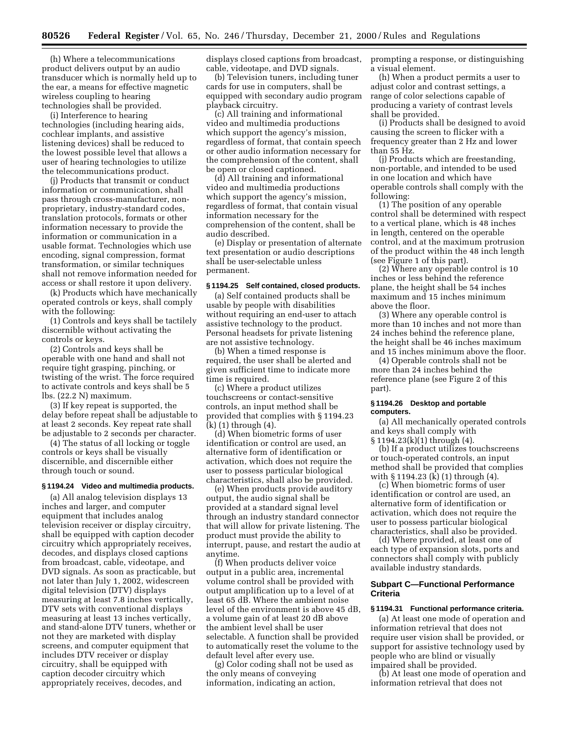(h) Where a telecommunications product delivers output by an audio transducer which is normally held up to the ear, a means for effective magnetic wireless coupling to hearing technologies shall be provided.

(i) Interference to hearing technologies (including hearing aids, cochlear implants, and assistive listening devices) shall be reduced to the lowest possible level that allows a user of hearing technologies to utilize the telecommunications product.

(j) Products that transmit or conduct information or communication, shall pass through cross-manufacturer, non-proprietary, industry-standard codes, translation protocols, formats or other information necessary to provide the information or communication in a usable format. Technologies which use encoding, signal compression, format transformation, or similar techniques shall not remove information needed for access or shall restore it upon delivery.

(k) Products which have mechanically operated controls or keys, shall comply with the following:

(1) Controls and keys shall be tactilely discernible without activating the controls or keys.

(2) Controls and keys shall be operable with one hand and shall not require tight grasping, pinching, or twisting of the wrist. The force required to activate controls and keys shall be 5 lbs. (22.2 N) maximum.

(3) If key repeat is supported, the delay before repeat shall be adjustable to at least 2 seconds. Key repeat rate shall be adjustable to 2 seconds per character.

(4) The status of all locking or toggle controls or keys shall be visually discernible, and discernible either through touch or sound.

#### § 1194.24 Video and multimedia products.

(a) All analog television displays 13 inches and larger, and computer equipment that includes analog television receiver or display circuitry, shall be equipped with caption decoder circuitry which appropriately receives, decodes, and displays closed captions from broadcast, cable, videotape, and DVD signals. As soon as practicable, but not later than July 1, 2002, widescreen digital television (DTV) displays measuring at least 7.8 inches vertically, DTV sets with conventional displays measuring at least 13 inches vertically, and stand-alone DTV tuners, whether or not they are marketed with display screens, and computer equipment that includes DTV receiver or display circuitry, shall be equipped with caption decoder circuitry which appropriately receives, decodes, and displays closed captions from broadcast, cable, videotape, and DVD signals.

(b) Television tuners, including tuner cards for use in computers, shall be equipped with secondary audio program playback circuitry.

(c) All training and informational video and multimedia productions which support the agency's mission, regardless of format, that contain speech or other audio information necessary for the comprehension of the content, shall be open or closed captioned.

(d) All training and informational video and multimedia productions which support the agency's mission, regardless of format, that contain visual information necessary for the comprehension of the content, shall be audio described.

(e) Display or presentation of alternate text presentation or audio descriptions shall be user-selectable unless permanent.

#### § 1194.25 Self contained, closed products.

(a) Self contained products shall be usable by people with disabilities without requiring an end-user to attach assistive technology to the product. Personal headsets for private listening are not assistive technology.

(b) When a timed response is required, the user shall be alerted and given sufficient time to indicate more time is required.

(c) Where a product utilizes touchscreens or contact-sensitive controls, an input method shall be provided that complies with § 1194.23 (k) (1) through (4).

(d) When biometric forms of user identification or control are used, an alternative form of identification or activation, which does not require the user to possess particular biological characteristics, shall also be provided.

(e) When products provide auditory output, the audio signal shall be provided at a standard signal level through an industry standard connector that will allow for private listening. The product must provide the ability to interrupt, pause, and restart the audio at anytime.

(f) When products deliver voice output in a public area, incremental volume control shall be provided with output amplification up to a level of at least 65 dB. Where the ambient noise level of the environment is above 45 dB, a volume gain of at least 20 dB above the ambient level shall be user selectable. A function shall be provided to automatically reset the volume to the default level after every use.

(g) Color coding shall not be used as the only means of conveying information, indicating an action, prompting a response, or distinguishing a visual element.

(h) When a product permits a user to adjust color and contrast settings, a range of color selections capable of producing a variety of contrast levels shall be provided.

(i) Products shall be designed to avoid causing the screen to flicker with a frequency greater than 2 Hz and lower than 55 Hz.

(j) Products which are freestanding, non-portable, and intended to be used in one location and which have operable controls shall comply with the following:

(1) The position of any operable control shall be determined with respect to a vertical plane, which is 48 inches in length, centered on the operable control, and at the maximum protrusion of the product within the 48 inch length (see Figure 1 of this part).

(2) Where any operable control is 10 inches or less behind the reference plane, the height shall be 54 inches maximum and 15 inches minimum above the floor.

(3) Where any operable control is more than 10 inches and not more than 24 inches behind the reference plane, the height shall be 46 inches maximum and 15 inches minimum above the floor.

(4) Operable controls shall not be more than 24 inches behind the reference plane (see Figure 2 of this part).

#### § 1194.26 Desktop and portable computers.

(a) All mechanically operated controls and keys shall comply with § 1194.23(k)(1) through (4).

(b) If a product utilizes touchscreens or touch-operated controls, an input method shall be provided that complies with § 1194.23 (k) (1) through (4).

(c) When biometric forms of user identification or control are used, an alternative form of identification or activation, which does not require the user to possess particular biological characteristics, shall also be provided.

(d) Where provided, at least one of each type of expansion slots, ports and connectors shall comply with publicly available industry standards.

### Subpart C—Functional Performance Criteria

#### § 1194.31 Functional performance criteria.

(a) At least one mode of operation and information retrieval that does not require user vision shall be provided, or support for assistive technology used by people who are blind or visually impaired shall be provided.

(b) At least one mode of operation and information retrieval that does not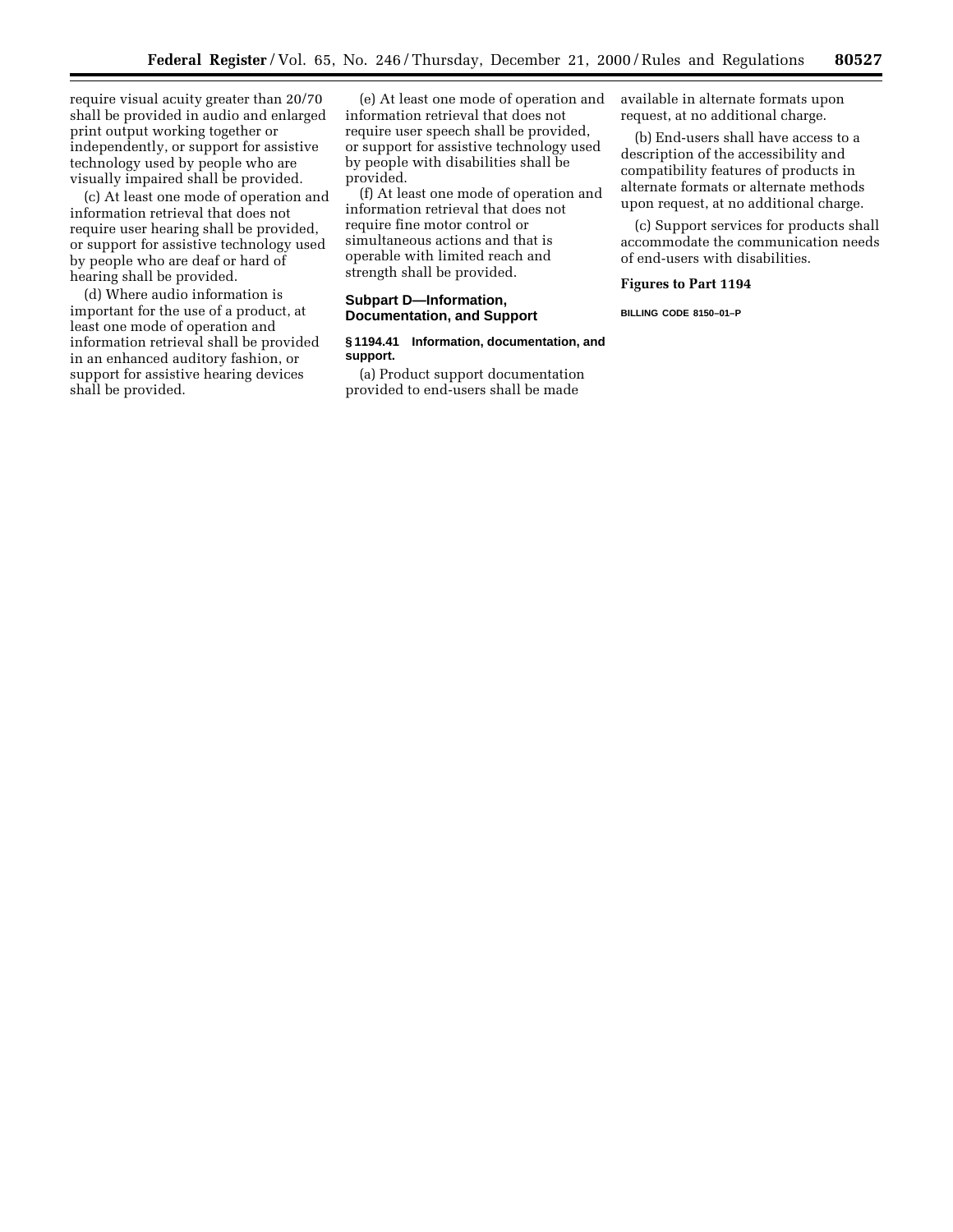require visual acuity greater than 20/70 shall be provided in audio and enlarged print output working together or independently, or support for assistive technology used by people who are visually impaired shall be provided.

(c) At least one mode of operation and information retrieval that does not require user hearing shall be provided, or support for assistive technology used by people who are deaf or hard of hearing shall be provided.

(d) Where audio information is important for the use of a product, at least one mode of operation and information retrieval shall be provided in an enhanced auditory fashion, or support for assistive hearing devices shall be provided.

(e) At least one mode of operation and information retrieval that does not require user speech shall be provided, or support for assistive technology used by people with disabilities shall be provided.

(f) At least one mode of operation and information retrieval that does not require fine motor control or simultaneous actions and that is operable with limited reach and strength shall be provided.

## Subpart D—Information, Documentation, and Support

### § 1194.41 Information, documentation, and support.

(a) Product support documentation provided to end-users shall be made available in alternate formats upon request, at no additional charge.

(b) End-users shall have access to a description of the accessibility and compatibility features of products in alternate formats or alternate methods upon request, at no additional charge.

(c) Support services for products shall accommodate the communication needs of end-users with disabilities.

**Figures to Part 1194**

BILLING CODE 8150–01–P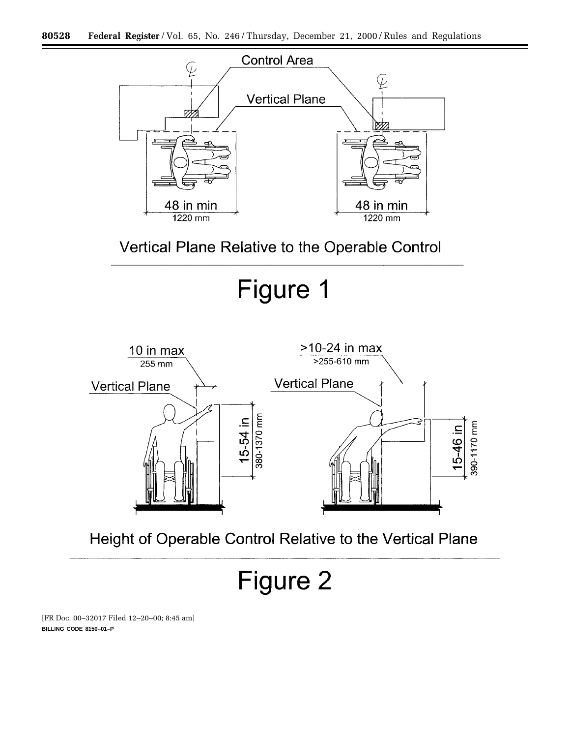Control Area

Vertical Plane

48 in min
1220 mm

48 in min
1220 mm

Vertical Plane Relative to the Operable Control

# Figure 1

10 in max
255 mm

Vertical Plane

15-54 in
380-1370 mm

>10-24 in max
>255-610 mm

Vertical Plane

15-46 in
390-1170 mm

Height of Operable Control Relative to the Vertical Plane

# Figure 2

[FR Doc. 00–32017 Filed 12–20–00; 8:45 am]

**BILLING CODE 8150–01–P**